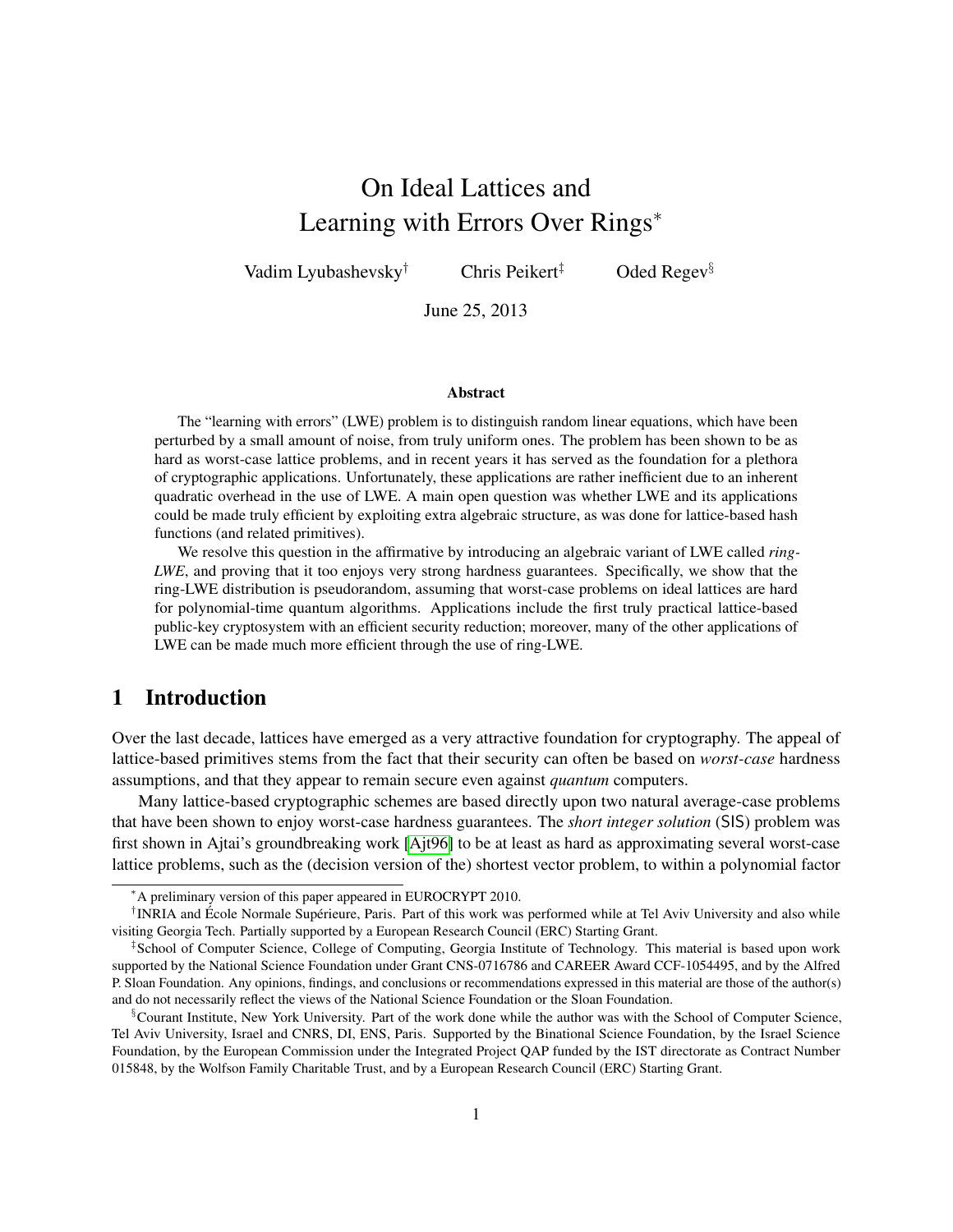# On Ideal Lattices and Learning with Errors Over Rings[*]

Vadim Lyubashevsky[†] Chris Peikert[‡] Oded Regev[§]

June 25, 2013

### Abstract

The "learning with errors" (LWE) problem is to distinguish random linear equations, which have been perturbed by a small amount of noise, from truly uniform ones. The problem has been shown to be as hard as worst-case lattice problems, and in recent years it has served as the foundation for a plethora of cryptographic applications. Unfortunately, these applications are rather inefficient due to an inherent quadratic overhead in the use of LWE. A main open question was whether LWE and its applications could be made truly efficient by exploiting extra algebraic structure, as was done for lattice-based hash functions (and related primitives).

We resolve this question in the affirmative by introducing an algebraic variant of LWE called *ring-LWE*, and proving that it too enjoys very strong hardness guarantees. Specifically, we show that the ring-LWE distribution is pseudorandom, assuming that worst-case problems on ideal lattices are hard for polynomial-time quantum algorithms. Applications include the first truly practical lattice-based public-key cryptosystem with an efficient security reduction; moreover, many of the other applications of LWE can be made much more efficient through the use of ring-LWE.

## 1 Introduction

Over the last decade, lattices have emerged as a very attractive foundation for cryptography. The appeal of lattice-based primitives stems from the fact that their security can often be based on *worst-case* hardness assumptions, and that they appear to remain secure even against *quantum* computers.

Many lattice-based cryptographic schemes are based directly upon two natural average-case problems that have been shown to enjoy worst-case hardness guarantees. The *short integer solution* (SIS) problem was first shown in Ajtai's groundbreaking work [Ajt96] to be at least as hard as approximating several worst-case lattice problems, such as the (decision version of the) shortest vector problem, to within a polynomial factor

---

[*] A preliminary version of this paper appeared in EUROCRYPT 2010.

[†] INRIA and École Normale Supérieure, Paris. Part of this work was performed while at Tel Aviv University and also while visiting Georgia Tech. Partially supported by a European Research Council (ERC) Starting Grant.

[‡] School of Computer Science, College of Computing, Georgia Institute of Technology. This material is based upon work supported by the National Science Foundation under Grant CNS-0716786 and CAREER Award CCF-1054495, and by the Alfred P. Sloan Foundation. Any opinions, findings, and conclusions or recommendations expressed in this material are those of the author(s) and do not necessarily reflect the views of the National Science Foundation or the Sloan Foundation.

[§] Courant Institute, New York University. Part of the work done while the author was with the School of Computer Science, Tel Aviv University, Israel and CNRS, DI, ENS, Paris. Supported by the Binational Science Foundation, by the Israel Science Foundation, by the European Commission under the Integrated Project QAP funded by the IST directorate as Contract Number 015848, by the Wolfson Family Charitable Trust, and by a European Research Council (ERC) Starting Grant.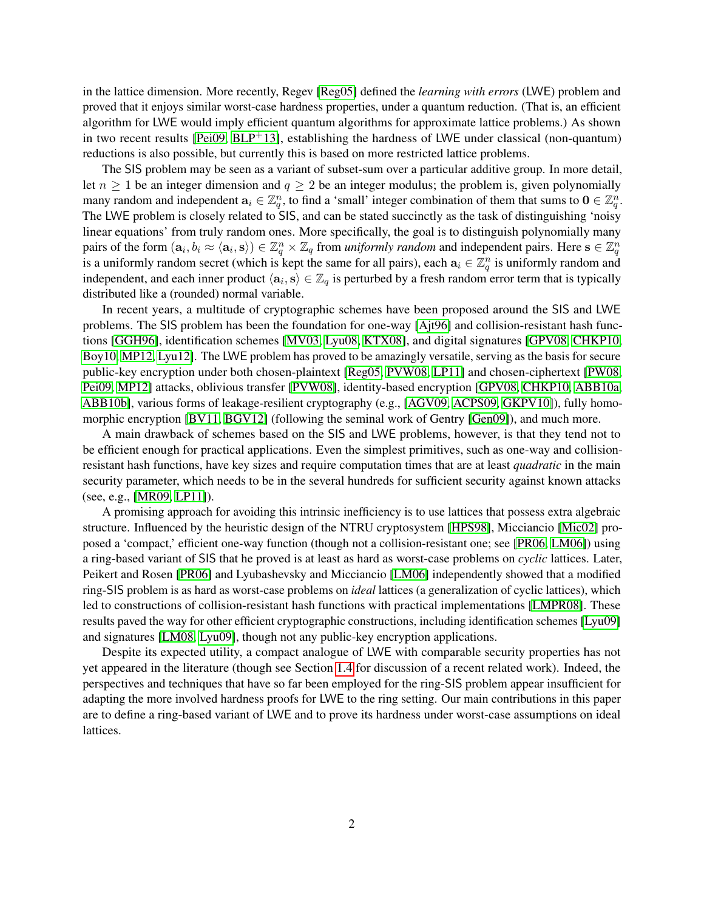in the lattice dimension. More recently, Regev [Reg05] defined the *learning with errors* (LWE) problem and proved that it enjoys similar worst-case hardness properties, under a quantum reduction. (That is, an efficient algorithm for LWE would imply efficient quantum algorithms for approximate lattice problems.) As shown in two recent results [Pei09, BLP+13], establishing the hardness of LWE under classical (non-quantum) reductions is also possible, but currently this is based on more restricted lattice problems.

The SIS problem may be seen as a variant of subset-sum over a particular additive group. In more detail, let $n \geq 1$ be an integer dimension and $q \geq 2$ be an integer modulus; the problem is, given polynomially many random and independent $\mathbf{a}_i \in \mathbb{Z}_q^n$, to find a 'small' integer combination of them that sums to $\mathbf{0} \in \mathbb{Z}_q^n$. The LWE problem is closely related to SIS, and can be stated succinctly as the task of distinguishing 'noisy linear equations' from truly random ones. More specifically, the goal is to distinguish polynomially many pairs of the form $(\mathbf{a}_i, b_i \approx \langle \mathbf{a}_i, \mathbf{s} \rangle) \in \mathbb{Z}_q^n \times \mathbb{Z}_q$ from *uniformly random* and independent pairs. Here $\mathbf{s} \in \mathbb{Z}_q^n$ is a uniformly random secret (which is kept the same for all pairs), each $\mathbf{a}_i \in \mathbb{Z}_q^n$ is uniformly random and independent, and each inner product $\langle \mathbf{a}_i, \mathbf{s} \rangle \in \mathbb{Z}_q$ is perturbed by a fresh random error term that is typically distributed like a (rounded) normal variable.

In recent years, a multitude of cryptographic schemes have been proposed around the SIS and LWE problems. The SIS problem has been the foundation for one-way [Ajt96] and collision-resistant hash functions [GGH96], identification schemes [MV03, Lyu08, KTX08], and digital signatures [GPV08, CHKP10, Boy10, MP12, Lyu12]. The LWE problem has proved to be amazingly versatile, serving as the basis for secure public-key encryption under both chosen-plaintext [Reg05, PVW08, LP11] and chosen-ciphertext [PW08, Pei09, MP12] attacks, oblivious transfer [PVW08], identity-based encryption [GPV08, CHKP10, ABB10a, ABB10b], various forms of leakage-resilient cryptography (e.g., [AGV09, ACPS09, GKPV10]), fully homomorphic encryption [BV11, BGV12] (following the seminal work of Gentry [Gen09]), and much more.

A main drawback of schemes based on the SIS and LWE problems, however, is that they tend not to be efficient enough for practical applications. Even the simplest primitives, such as one-way and collision-resistant hash functions, have key sizes and require computation times that are at least *quadratic* in the main security parameter, which needs to be in the several hundreds for sufficient security against known attacks (see, e.g., [MR09, LP11]).

A promising approach for avoiding this intrinsic inefficiency is to use lattices that possess extra algebraic structure. Influenced by the heuristic design of the NTRU cryptosystem [HPS98], Micciancio [Mic02] proposed a 'compact,' efficient one-way function (though not a collision-resistant one; see [PR06, LM06]) using a ring-based variant of SIS that he proved is at least as hard as worst-case problems on *cyclic* lattices. Later, Peikert and Rosen [PR06] and Lyubashevsky and Micciancio [LM06] independently showed that a modified ring-SIS problem is as hard as worst-case problems on *ideal* lattices (a generalization of cyclic lattices), which led to constructions of collision-resistant hash functions with practical implementations [LMPR08]. These results paved the way for other efficient cryptographic constructions, including identification schemes [Lyu09] and signatures [LM08, Lyu09], though not any public-key encryption applications.

Despite its expected utility, a compact analogue of LWE with comparable security properties has not yet appeared in the literature (though see Section 1.4 for discussion of a recent related work). Indeed, the perspectives and techniques that have so far been employed for the ring-SIS problem appear insufficient for adapting the more involved hardness proofs for LWE to the ring setting. Our main contributions in this paper are to define a ring-based variant of LWE and to prove its hardness under worst-case assumptions on ideal lattices.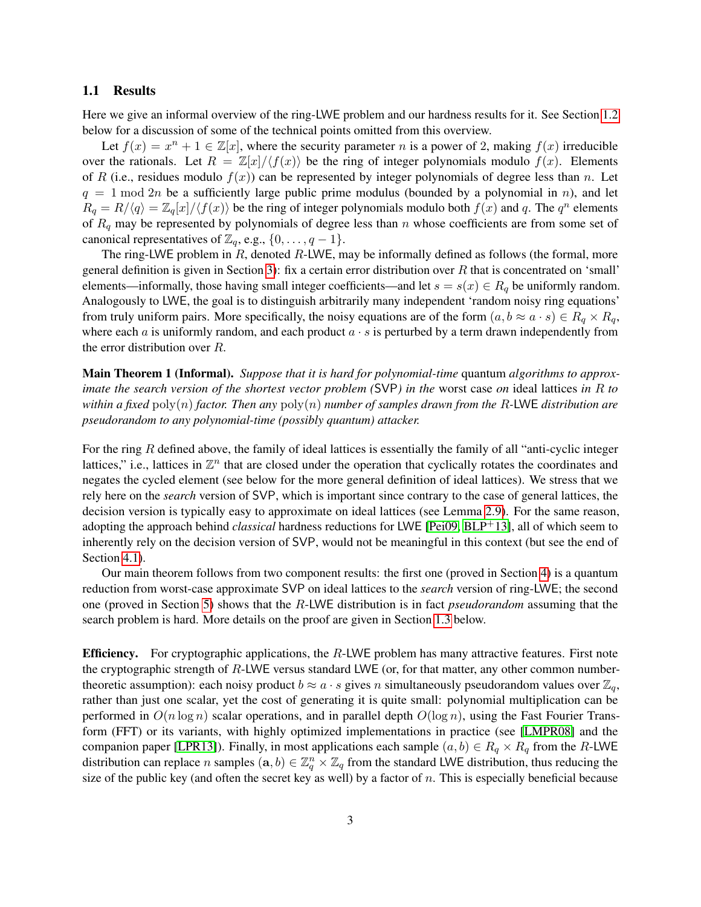### 1.1 Results

Here we give an informal overview of the ring-LWE problem and our hardness results for it. See Section 1.2 below for a discussion of some of the technical points omitted from this overview.

Let $f(x) = x^n + 1 \in \mathbb{Z}[x]$, where the security parameter $n$ is a power of 2, making $f(x)$ irreducible over the rationals. Let $R = \mathbb{Z}[x]/\langle f(x) \rangle$ be the ring of integer polynomials modulo $f(x)$. Elements of $R$ (i.e., residues modulo $f(x)$) can be represented by integer polynomials of degree less than $n$. Let $q = 1 \bmod 2n$ be a sufficiently large public prime modulus (bounded by a polynomial in $n$), and let $R_q = R/\langle q \rangle = \mathbb{Z}_q[x]/\langle f(x) \rangle$ be the ring of integer polynomials modulo both $f(x)$ and $q$. The $q^n$ elements of $R_q$ may be represented by polynomials of degree less than $n$ whose coefficients are from some set of canonical representatives of $\mathbb{Z}_q$, e.g., $\{0, \ldots, q-1\}$.

The ring-LWE problem in $R$, denoted $R$-LWE, may be informally defined as follows (the formal, more general definition is given in Section 3): fix a certain error distribution over $R$ that is concentrated on 'small' elements—informally, those having small integer coefficients—and let $s = s(x) \in R_q$ be uniformly random. Analogously to LWE, the goal is to distinguish arbitrarily many independent 'random noisy ring equations' from truly uniform pairs. More specifically, the noisy equations are of the form $(a, b \approx a \cdot s) \in R_q \times R_q$, where each $a$ is uniformly random, and each product $a \cdot s$ is perturbed by a term drawn independently from the error distribution over $R$.

**Main Theorem 1 (Informal).** *Suppose that it is hard for polynomial-time* quantum *algorithms to approximate the search version of the shortest vector problem* (SVP) *in the* worst case *on* ideal lattices *in $R$ to within a fixed* $\mathrm{poly}(n)$ *factor. Then any* $\mathrm{poly}(n)$ *number of samples drawn from the $R$-*LWE *distribution are pseudorandom to any polynomial-time (possibly quantum) attacker.*

For the ring $R$ defined above, the family of ideal lattices is essentially the family of all "anti-cyclic integer lattices," i.e., lattices in $\mathbb{Z}^n$ that are closed under the operation that cyclically rotates the coordinates and negates the cycled element (see below for the more general definition of ideal lattices). We stress that we rely here on the *search* version of SVP, which is important since contrary to the case of general lattices, the decision version is typically easy to approximate on ideal lattices (see Lemma 2.9). For the same reason, adopting the approach behind *classical* hardness reductions for LWE [Pei09, BLP+13], all of which seem to inherently rely on the decision version of SVP, would not be meaningful in this context (but see the end of Section 4.1).

Our main theorem follows from two component results: the first one (proved in Section 4) is a quantum reduction from worst-case approximate SVP on ideal lattices to the *search* version of ring-LWE; the second one (proved in Section 5) shows that the $R$-LWE distribution is in fact *pseudorandom* assuming that the search problem is hard. More details on the proof are given in Section 1.3 below.

**Efficiency.** For cryptographic applications, the $R$-LWE problem has many attractive features. First note the cryptographic strength of $R$-LWE versus standard LWE (or, for that matter, any other common number-theoretic assumption): each noisy product $b \approx a \cdot s$ gives $n$ simultaneously pseudorandom values over $\mathbb{Z}_q$, rather than just one scalar, yet the cost of generating it is quite small: polynomial multiplication can be performed in $O(n \log n)$ scalar operations, and in parallel depth $O(\log n)$, using the Fast Fourier Transform (FFT) or its variants, with highly optimized implementations in practice (see [LMPR08] and the companion paper [LPR13]). Finally, in most applications each sample $(a, b) \in R_q \times R_q$ from the $R$-LWE distribution can replace $n$ samples $(\mathbf{a}, b) \in \mathbb{Z}_q^n \times \mathbb{Z}_q$ from the standard LWE distribution, thus reducing the size of the public key (and often the secret key as well) by a factor of $n$. This is especially beneficial because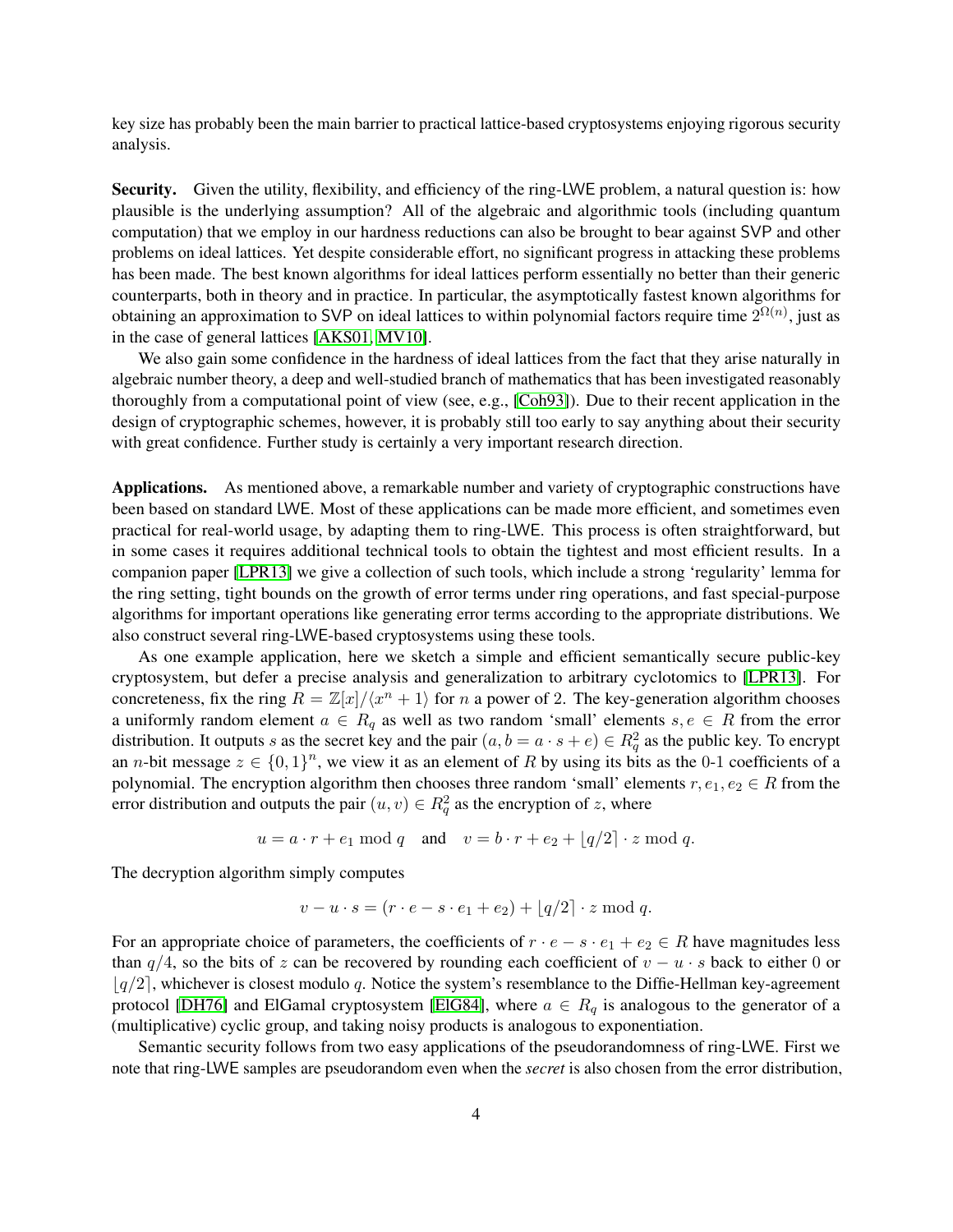key size has probably been the main barrier to practical lattice-based cryptosystems enjoying rigorous security analysis.

**Security.** Given the utility, flexibility, and efficiency of the ring-LWE problem, a natural question is: how plausible is the underlying assumption? All of the algebraic and algorithmic tools (including quantum computation) that we employ in our hardness reductions can also be brought to bear against SVP and other problems on ideal lattices. Yet despite considerable effort, no significant progress in attacking these problems has been made. The best known algorithms for ideal lattices perform essentially no better than their generic counterparts, both in theory and in practice. In particular, the asymptotically fastest known algorithms for obtaining an approximation to SVP on ideal lattices to within polynomial factors require time $2^{\Omega(n)}$, just as in the case of general lattices [AKS01, MV10].

We also gain some confidence in the hardness of ideal lattices from the fact that they arise naturally in algebraic number theory, a deep and well-studied branch of mathematics that has been investigated reasonably thoroughly from a computational point of view (see, e.g., [Coh93]). Due to their recent application in the design of cryptographic schemes, however, it is probably still too early to say anything about their security with great confidence. Further study is certainly a very important research direction.

**Applications.** As mentioned above, a remarkable number and variety of cryptographic constructions have been based on standard LWE. Most of these applications can be made more efficient, and sometimes even practical for real-world usage, by adapting them to ring-LWE. This process is often straightforward, but in some cases it requires additional technical tools to obtain the tightest and most efficient results. In a companion paper [LPR13] we give a collection of such tools, which include a strong 'regularity' lemma for the ring setting, tight bounds on the growth of error terms under ring operations, and fast special-purpose algorithms for important operations like generating error terms according to the appropriate distributions. We also construct several ring-LWE-based cryptosystems using these tools.

As one example application, here we sketch a simple and efficient semantically secure public-key cryptosystem, but defer a precise analysis and generalization to arbitrary cyclotomics to [LPR13]. For concreteness, fix the ring $R = \mathbb{Z}[x]/\langle x^n + 1\rangle$ for $n$ a power of 2. The key-generation algorithm chooses a uniformly random element $a \in R_q$ as well as two random 'small' elements $s, e \in R$ from the error distribution. It outputs $s$ as the secret key and the pair $(a, b = a \cdot s + e) \in R_q^2$ as the public key. To encrypt an $n$-bit message $z \in \{0,1\}^n$, we view it as an element of $R$ by using its bits as the 0-1 coefficients of a polynomial. The encryption algorithm then chooses three random 'small' elements $r, e_1, e_2 \in R$ from the error distribution and outputs the pair $(u, v) \in R_q^2$ as the encryption of $z$, where

$$u = a \cdot r + e_1 \bmod q \quad \text{and} \quad v = b \cdot r + e_2 + \lfloor q/2 \rceil \cdot z \bmod q.$$

The decryption algorithm simply computes

$$v - u \cdot s = (r \cdot e - s \cdot e_1 + e_2) + \lfloor q/2 \rceil \cdot z \bmod q.$$

For an appropriate choice of parameters, the coefficients of $r \cdot e - s \cdot e_1 + e_2 \in R$ have magnitudes less than $q/4$, so the bits of $z$ can be recovered by rounding each coefficient of $v - u \cdot s$ back to either 0 or $\lfloor q/2 \rceil$, whichever is closest modulo $q$. Notice the system's resemblance to the Diffie-Hellman key-agreement protocol [DH76] and ElGamal cryptosystem [ElG84], where $a \in R_q$ is analogous to the generator of a (multiplicative) cyclic group, and taking noisy products is analogous to exponentiation.

Semantic security follows from two easy applications of the pseudorandomness of ring-LWE. First we note that ring-LWE samples are pseudorandom even when the *secret* is also chosen from the error distribution,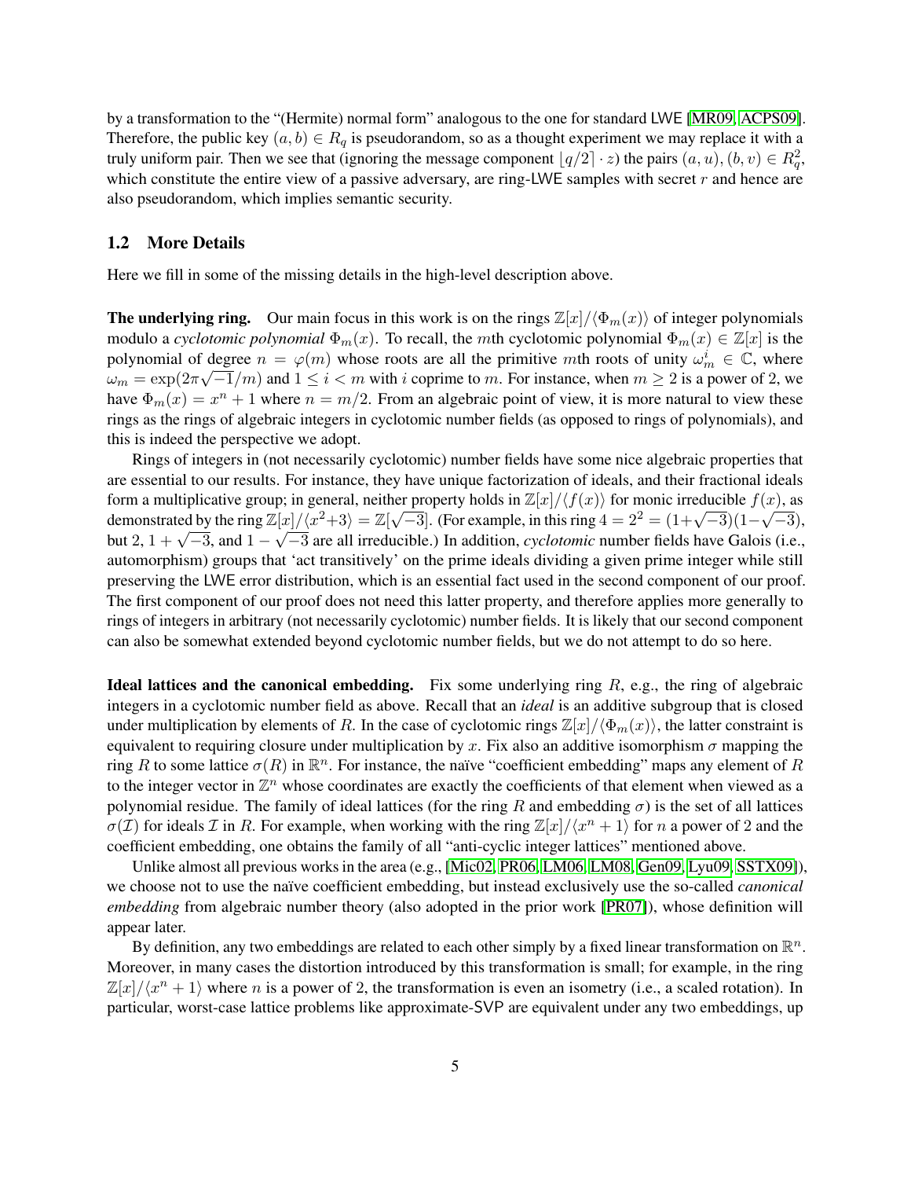by a transformation to the "(Hermite) normal form" analogous to the one for standard LWE [MR09, ACPS09]. Therefore, the public key $(a, b) \in R_q$ is pseudorandom, so as a thought experiment we may replace it with a truly uniform pair. Then we see that (ignoring the message component $\lfloor q/2 \rceil \cdot z$) the pairs $(a, u), (b, v) \in R_q^2$, which constitute the entire view of a passive adversary, are ring-LWE samples with secret $r$ and hence are also pseudorandom, which implies semantic security.

## 1.2 More Details

Here we fill in some of the missing details in the high-level description above.

**The underlying ring.** Our main focus in this work is on the rings $\mathbb{Z}[x]/\langle \Phi_m(x) \rangle$ of integer polynomials modulo a *cyclotomic polynomial* $\Phi_m(x)$. To recall, the $m$th cyclotomic polynomial $\Phi_m(x) \in \mathbb{Z}[x]$ is the polynomial of degree $n = \varphi(m)$ whose roots are all the primitive $m$th roots of unity $\omega_m^i \in \mathbb{C}$, where $\omega_m = \exp(2\pi\sqrt{-1}/m)$ and $1 \leq i < m$ with $i$ coprime to $m$. For instance, when $m \geq 2$ is a power of 2, we have $\Phi_m(x) = x^n + 1$ where $n = m/2$. From an algebraic point of view, it is more natural to view these rings as the rings of algebraic integers in cyclotomic number fields (as opposed to rings of polynomials), and this is indeed the perspective we adopt.

Rings of integers in (not necessarily cyclotomic) number fields have some nice algebraic properties that are essential to our results. For instance, they have unique factorization of ideals, and their fractional ideals form a multiplicative group; in general, neither property holds in $\mathbb{Z}[x]/\langle f(x) \rangle$ for monic irreducible $f(x)$, as demonstrated by the ring $\mathbb{Z}[x]/\langle x^2+3 \rangle = \mathbb{Z}[\sqrt{-3}]$. (For example, in this ring $4 = 2^2 = (1+\sqrt{-3})(1-\sqrt{-3})$, but 2, $1+\sqrt{-3}$, and $1-\sqrt{-3}$ are all irreducible.) In addition, *cyclotomic* number fields have Galois (i.e., automorphism) groups that 'act transitively' on the prime ideals dividing a given prime integer while still preserving the LWE error distribution, which is an essential fact used in the second component of our proof. The first component of our proof does not need this latter property, and therefore applies more generally to rings of integers in arbitrary (not necessarily cyclotomic) number fields. It is likely that our second component can also be somewhat extended beyond cyclotomic number fields, but we do not attempt to do so here.

**Ideal lattices and the canonical embedding.** Fix some underlying ring $R$, e.g., the ring of algebraic integers in a cyclotomic number field as above. Recall that an *ideal* is an additive subgroup that is closed under multiplication by elements of $R$. In the case of cyclotomic rings $\mathbb{Z}[x]/\langle \Phi_m(x) \rangle$, the latter constraint is equivalent to requiring closure under multiplication by $x$. Fix also an additive isomorphism $\sigma$ mapping the ring $R$ to some lattice $\sigma(R)$ in $\mathbb{R}^n$. For instance, the naïve "coefficient embedding" maps any element of $R$ to the integer vector in $\mathbb{Z}^n$ whose coordinates are exactly the coefficients of that element when viewed as a polynomial residue. The family of ideal lattices (for the ring $R$ and embedding $\sigma$) is the set of all lattices $\sigma(\mathcal{I})$ for ideals $\mathcal{I}$ in $R$. For example, when working with the ring $\mathbb{Z}[x]/\langle x^n + 1 \rangle$ for $n$ a power of 2 and the coefficient embedding, one obtains the family of all "anti-cyclic integer lattices" mentioned above.

Unlike almost all previous works in the area (e.g., [Mic02, PR06, LM06, LM08, Gen09, Lyu09, SSTX09]), we choose not to use the naïve coefficient embedding, but instead exclusively use the so-called *canonical embedding* from algebraic number theory (also adopted in the prior work [PR07]), whose definition will appear later.

By definition, any two embeddings are related to each other simply by a fixed linear transformation on $\mathbb{R}^n$. Moreover, in many cases the distortion introduced by this transformation is small; for example, in the ring $\mathbb{Z}[x]/\langle x^n + 1 \rangle$ where $n$ is a power of 2, the transformation is even an isometry (i.e., a scaled rotation). In particular, worst-case lattice problems like approximate-SVP are equivalent under any two embeddings, up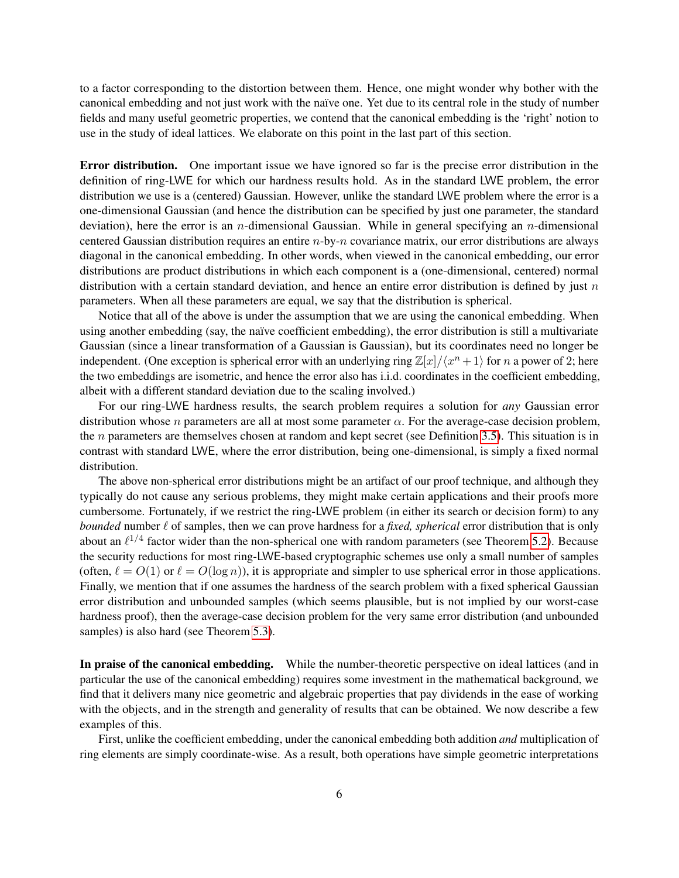to a factor corresponding to the distortion between them. Hence, one might wonder why bother with the canonical embedding and not just work with the naïve one. Yet due to its central role in the study of number fields and many useful geometric properties, we contend that the canonical embedding is the 'right' notion to use in the study of ideal lattices. We elaborate on this point in the last part of this section.

**Error distribution.** One important issue we have ignored so far is the precise error distribution in the definition of ring-LWE for which our hardness results hold. As in the standard LWE problem, the error distribution we use is a (centered) Gaussian. However, unlike the standard LWE problem where the error is a one-dimensional Gaussian (and hence the distribution can be specified by just one parameter, the standard deviation), here the error is an $n$-dimensional Gaussian. While in general specifying an $n$-dimensional centered Gaussian distribution requires an entire $n$-by-$n$ covariance matrix, our error distributions are always diagonal in the canonical embedding. In other words, when viewed in the canonical embedding, our error distributions are product distributions in which each component is a (one-dimensional, centered) normal distribution with a certain standard deviation, and hence an entire error distribution is defined by just $n$ parameters. When all these parameters are equal, we say that the distribution is spherical.

Notice that all of the above is under the assumption that we are using the canonical embedding. When using another embedding (say, the naïve coefficient embedding), the error distribution is still a multivariate Gaussian (since a linear transformation of a Gaussian is Gaussian), but its coordinates need no longer be independent. (One exception is spherical error with an underlying ring $\mathbb{Z}[x]/\langle x^n + 1\rangle$ for $n$ a power of 2; here the two embeddings are isometric, and hence the error also has i.i.d. coordinates in the coefficient embedding, albeit with a different standard deviation due to the scaling involved.)

For our ring-LWE hardness results, the search problem requires a solution for *any* Gaussian error distribution whose $n$ parameters are all at most some parameter $\alpha$. For the average-case decision problem, the $n$ parameters are themselves chosen at random and kept secret (see Definition 3.5). This situation is in contrast with standard LWE, where the error distribution, being one-dimensional, is simply a fixed normal distribution.

The above non-spherical error distributions might be an artifact of our proof technique, and although they typically do not cause any serious problems, they might make certain applications and their proofs more cumbersome. Fortunately, if we restrict the ring-LWE problem (in either its search or decision form) to any *bounded* number $\ell$ of samples, then we can prove hardness for a *fixed, spherical* error distribution that is only about an $\ell^{1/4}$ factor wider than the non-spherical one with random parameters (see Theorem 5.2). Because the security reductions for most ring-LWE-based cryptographic schemes use only a small number of samples (often, $\ell = O(1)$ or $\ell = O(\log n)$), it is appropriate and simpler to use spherical error in those applications. Finally, we mention that if one assumes the hardness of the search problem with a fixed spherical Gaussian error distribution and unbounded samples (which seems plausible, but is not implied by our worst-case hardness proof), then the average-case decision problem for the very same error distribution (and unbounded samples) is also hard (see Theorem 5.3).

**In praise of the canonical embedding.** While the number-theoretic perspective on ideal lattices (and in particular the use of the canonical embedding) requires some investment in the mathematical background, we find that it delivers many nice geometric and algebraic properties that pay dividends in the ease of working with the objects, and in the strength and generality of results that can be obtained. We now describe a few examples of this.

First, unlike the coefficient embedding, under the canonical embedding both addition *and* multiplication of ring elements are simply coordinate-wise. As a result, both operations have simple geometric interpretations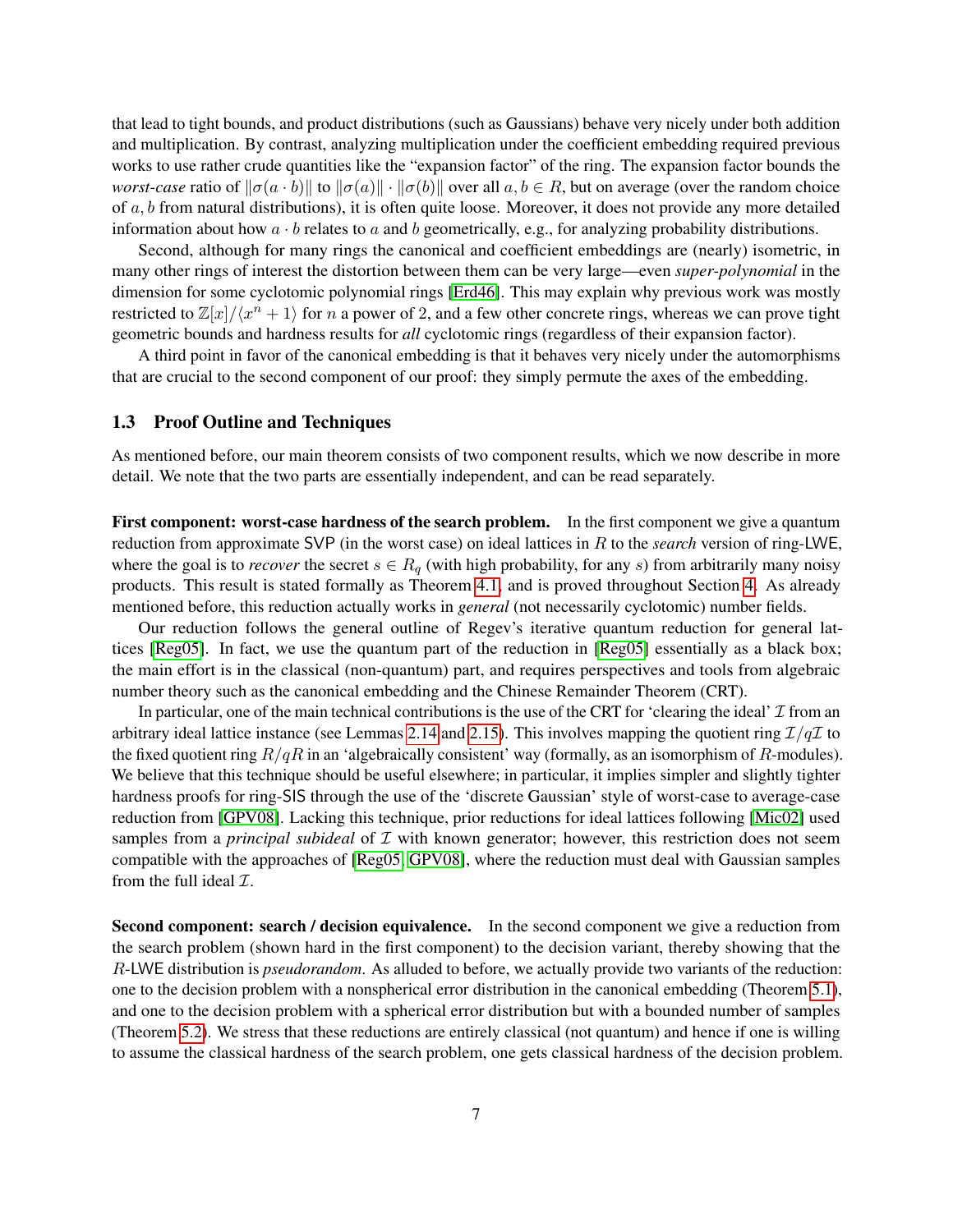that lead to tight bounds, and product distributions (such as Gaussians) behave very nicely under both addition and multiplication. By contrast, analyzing multiplication under the coefficient embedding required previous works to use rather crude quantities like the "expansion factor" of the ring. The expansion factor bounds the *worst-case* ratio of $\|\sigma(a \cdot b)\|$ to $\|\sigma(a)\| \cdot \|\sigma(b)\|$ over all $a, b \in R$, but on average (over the random choice of $a, b$ from natural distributions), it is often quite loose. Moreover, it does not provide any more detailed information about how $a \cdot b$ relates to $a$ and $b$ geometrically, e.g., for analyzing probability distributions.

Second, although for many rings the canonical and coefficient embeddings are (nearly) isometric, in many other rings of interest the distortion between them can be very large—even *super-polynomial* in the dimension for some cyclotomic polynomial rings [Erd46]. This may explain why previous work was mostly restricted to $\mathbb{Z}[x]/\langle x^n + 1\rangle$ for $n$ a power of 2, and a few other concrete rings, whereas we can prove tight geometric bounds and hardness results for *all* cyclotomic rings (regardless of their expansion factor).

A third point in favor of the canonical embedding is that it behaves very nicely under the automorphisms that are crucial to the second component of our proof: they simply permute the axes of the embedding.

### 1.3 Proof Outline and Techniques

As mentioned before, our main theorem consists of two component results, which we now describe in more detail. We note that the two parts are essentially independent, and can be read separately.

**First component: worst-case hardness of the search problem.** In the first component we give a quantum reduction from approximate SVP (in the worst case) on ideal lattices in $R$ to the *search* version of ring-LWE, where the goal is to *recover* the secret $s \in R_q$ (with high probability, for any $s$) from arbitrarily many noisy products. This result is stated formally as Theorem 4.1, and is proved throughout Section 4. As already mentioned before, this reduction actually works in *general* (not necessarily cyclotomic) number fields.

Our reduction follows the general outline of Regev's iterative quantum reduction for general lattices [Reg05]. In fact, we use the quantum part of the reduction in [Reg05] essentially as a black box; the main effort is in the classical (non-quantum) part, and requires perspectives and tools from algebraic number theory such as the canonical embedding and the Chinese Remainder Theorem (CRT).

In particular, one of the main technical contributions is the use of the CRT for 'clearing the ideal' $\mathcal{I}$ from an arbitrary ideal lattice instance (see Lemmas 2.14 and 2.15). This involves mapping the quotient ring $\mathcal{I}/q\mathcal{I}$ to the fixed quotient ring $R/qR$ in an 'algebraically consistent' way (formally, as an isomorphism of $R$-modules). We believe that this technique should be useful elsewhere; in particular, it implies simpler and slightly tighter hardness proofs for ring-SIS through the use of the 'discrete Gaussian' style of worst-case to average-case reduction from [GPV08]. Lacking this technique, prior reductions for ideal lattices following [Mic02] used samples from a *principal subideal* of $\mathcal{I}$ with known generator; however, this restriction does not seem compatible with the approaches of [Reg05, GPV08], where the reduction must deal with Gaussian samples from the full ideal $\mathcal{I}$.

**Second component: search / decision equivalence.** In the second component we give a reduction from the search problem (shown hard in the first component) to the decision variant, thereby showing that the $R$-LWE distribution is *pseudorandom*. As alluded to before, we actually provide two variants of the reduction: one to the decision problem with a nonspherical error distribution in the canonical embedding (Theorem 5.1), and one to the decision problem with a spherical error distribution but with a bounded number of samples (Theorem 5.2). We stress that these reductions are entirely classical (not quantum) and hence if one is willing to assume the classical hardness of the search problem, one gets classical hardness of the decision problem.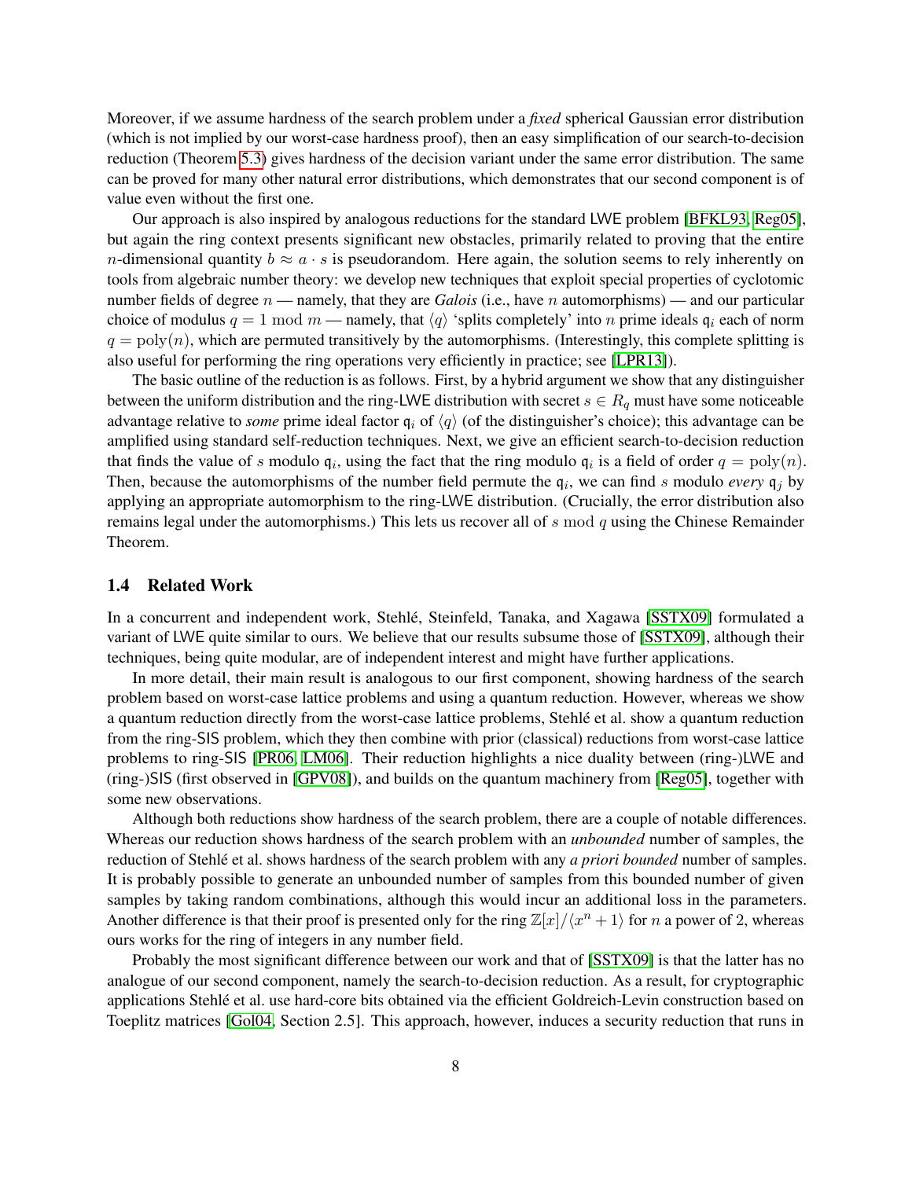Moreover, if we assume hardness of the search problem under a *fixed* spherical Gaussian error distribution (which is not implied by our worst-case hardness proof), then an easy simplification of our search-to-decision reduction (Theorem 5.3) gives hardness of the decision variant under the same error distribution. The same can be proved for many other natural error distributions, which demonstrates that our second component is of value even without the first one.

Our approach is also inspired by analogous reductions for the standard LWE problem [BFKL93, Reg05], but again the ring context presents significant new obstacles, primarily related to proving that the entire $n$-dimensional quantity $b \approx a \cdot s$ is pseudorandom. Here again, the solution seems to rely inherently on tools from algebraic number theory: we develop new techniques that exploit special properties of cyclotomic number fields of degree $n$ — namely, that they are *Galois* (i.e., have $n$ automorphisms) — and our particular choice of modulus $q = 1 \bmod m$ — namely, that $\langle q \rangle$ 'splits completely' into $n$ prime ideals $\mathfrak{q}_i$ each of norm $q = \mathrm{poly}(n)$, which are permuted transitively by the automorphisms. (Interestingly, this complete splitting is also useful for performing the ring operations very efficiently in practice; see [LPR13]).

The basic outline of the reduction is as follows. First, by a hybrid argument we show that any distinguisher between the uniform distribution and the ring-LWE distribution with secret $s \in R_q$ must have some noticeable advantage relative to *some* prime ideal factor $\mathfrak{q}_i$ of $\langle q \rangle$ (of the distinguisher's choice); this advantage can be amplified using standard self-reduction techniques. Next, we give an efficient search-to-decision reduction that finds the value of $s$ modulo $\mathfrak{q}_i$, using the fact that the ring modulo $\mathfrak{q}_i$ is a field of order $q = \mathrm{poly}(n)$. Then, because the automorphisms of the number field permute the $\mathfrak{q}_i$, we can find $s$ modulo *every* $\mathfrak{q}_j$ by applying an appropriate automorphism to the ring-LWE distribution. (Crucially, the error distribution also remains legal under the automorphisms.) This lets us recover all of $s \bmod q$ using the Chinese Remainder Theorem.

## 1.4 Related Work

In a concurrent and independent work, Stehlé, Steinfeld, Tanaka, and Xagawa [SSTX09] formulated a variant of LWE quite similar to ours. We believe that our results subsume those of [SSTX09], although their techniques, being quite modular, are of independent interest and might have further applications.

In more detail, their main result is analogous to our first component, showing hardness of the search problem based on worst-case lattice problems and using a quantum reduction. However, whereas we show a quantum reduction directly from the worst-case lattice problems, Stehlé et al. show a quantum reduction from the ring-SIS problem, which they then combine with prior (classical) reductions from worst-case lattice problems to ring-SIS [PR06, LM06]. Their reduction highlights a nice duality between (ring-)LWE and (ring-)SIS (first observed in [GPV08]), and builds on the quantum machinery from [Reg05], together with some new observations.

Although both reductions show hardness of the search problem, there are a couple of notable differences. Whereas our reduction shows hardness of the search problem with an *unbounded* number of samples, the reduction of Stehlé et al. shows hardness of the search problem with any *a priori bounded* number of samples. It is probably possible to generate an unbounded number of samples from this bounded number of given samples by taking random combinations, although this would incur an additional loss in the parameters. Another difference is that their proof is presented only for the ring $\mathbb{Z}[x]/\langle x^n + 1 \rangle$ for $n$ a power of 2, whereas ours works for the ring of integers in any number field.

Probably the most significant difference between our work and that of [SSTX09] is that the latter has no analogue of our second component, namely the search-to-decision reduction. As a result, for cryptographic applications Stehlé et al. use hard-core bits obtained via the efficient Goldreich-Levin construction based on Toeplitz matrices [Gol04, Section 2.5]. This approach, however, induces a security reduction that runs in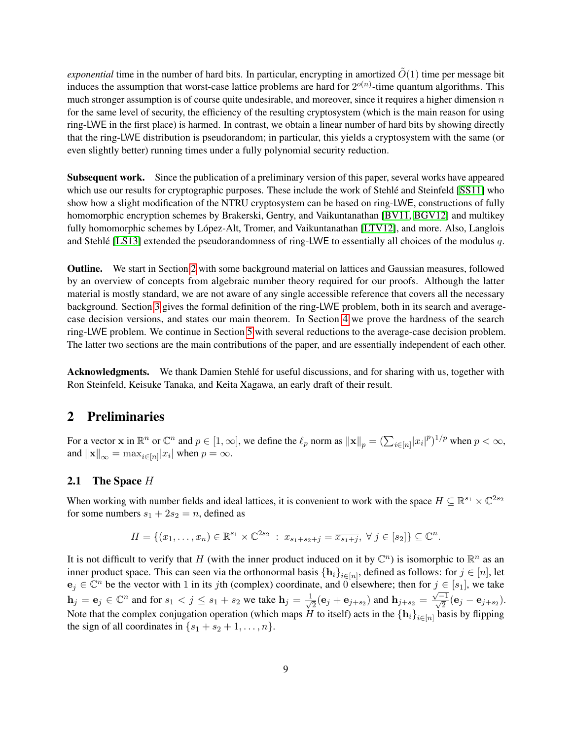*exponential* time in the number of hard bits. In particular, encrypting in amortized $\tilde{O}(1)$ time per message bit induces the assumption that worst-case lattice problems are hard for $2^{o(n)}$-time quantum algorithms. This much stronger assumption is of course quite undesirable, and moreover, since it requires a higher dimension $n$ for the same level of security, the efficiency of the resulting cryptosystem (which is the main reason for using ring-LWE in the first place) is harmed. In contrast, we obtain a linear number of hard bits by showing directly that the ring-LWE distribution is pseudorandom; in particular, this yields a cryptosystem with the same (or even slightly better) running times under a fully polynomial security reduction.

**Subsequent work.** Since the publication of a preliminary version of this paper, several works have appeared which use our results for cryptographic purposes. These include the work of Stehlé and Steinfeld [SS11] who show how a slight modification of the NTRU cryptosystem can be based on ring-LWE, constructions of fully homomorphic encryption schemes by Brakerski, Gentry, and Vaikuntanathan [BV11, BGV12] and multikey fully homomorphic schemes by López-Alt, Tromer, and Vaikuntanathan [LTV12], and more. Also, Langlois and Stehlé [LS13] extended the pseudorandomness of ring-LWE to essentially all choices of the modulus $q$.

**Outline.** We start in Section 2 with some background material on lattices and Gaussian measures, followed by an overview of concepts from algebraic number theory required for our proofs. Although the latter material is mostly standard, we are not aware of any single accessible reference that covers all the necessary background. Section 3 gives the formal definition of the ring-LWE problem, both in its search and average-case decision versions, and states our main theorem. In Section 4 we prove the hardness of the search ring-LWE problem. We continue in Section 5 with several reductions to the average-case decision problem. The latter two sections are the main contributions of the paper, and are essentially independent of each other.

**Acknowledgments.** We thank Damien Stehlé for useful discussions, and for sharing with us, together with Ron Steinfeld, Keisuke Tanaka, and Keita Xagawa, an early draft of their result.

## 2 Preliminaries

For a vector $\mathbf{x}$ in $\mathbb{R}^n$ or $\mathbb{C}^n$ and $p \in [1, \infty]$, we define the $\ell_p$ norm as $\|\mathbf{x}\|_p = (\sum_{i \in [n]} |x_i|^p)^{1/p}$ when $p < \infty$, and $\|\mathbf{x}\|_\infty = \max_{i \in [n]} |x_i|$ when $p = \infty$.

### 2.1 The Space $H$

When working with number fields and ideal lattices, it is convenient to work with the space $H \subseteq \mathbb{R}^{s_1} \times \mathbb{C}^{2s_2}$ for some numbers $s_1 + 2s_2 = n$, defined as

$$H = \{(x_1, \ldots, x_n) \in \mathbb{R}^{s_1} \times \mathbb{C}^{2s_2} \ : \ x_{s_1+s_2+j} = \overline{x_{s_1+j}}, \ \forall\, j \in [s_2]\} \subseteq \mathbb{C}^n.$$

It is not difficult to verify that $H$ (with the inner product induced on it by $\mathbb{C}^n$) is isomorphic to $\mathbb{R}^n$ as an inner product space. This can seen via the orthonormal basis $\{\mathbf{h}_i\}_{i \in [n]}$, defined as follows: for $j \in [n]$, let $\mathbf{e}_j \in \mathbb{C}^n$ be the vector with 1 in its $j$th (complex) coordinate, and 0 elsewhere; then for $j \in [s_1]$, we take $\mathbf{h}_j = \mathbf{e}_j \in \mathbb{C}^n$ and for $s_1 < j \leq s_1 + s_2$ we take $\mathbf{h}_j = \frac{1}{\sqrt{2}}(\mathbf{e}_j + \mathbf{e}_{j+s_2})$ and $\mathbf{h}_{j+s_2} = \frac{\sqrt{-1}}{\sqrt{2}}(\mathbf{e}_j - \mathbf{e}_{j+s_2})$. Note that the complex conjugation operation (which maps $H$ to itself) acts in the $\{\mathbf{h}_i\}_{i \in [n]}$ basis by flipping the sign of all coordinates in $\{s_1 + s_2 + 1, \ldots, n\}$.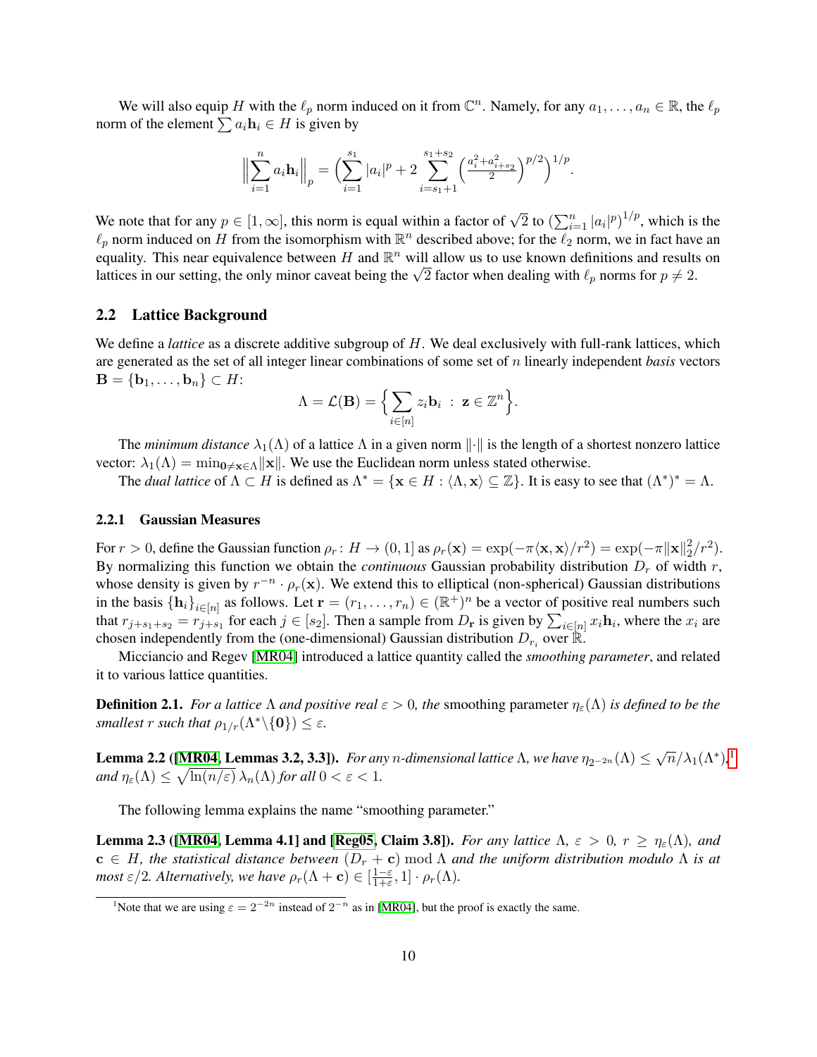We will also equip $H$ with the $\ell_p$ norm induced on it from $\mathbb{C}^n$. Namely, for any $a_1, \dots, a_n \in \mathbb{R}$, the $\ell_p$ norm of the element $\sum a_i \mathbf{h}_i \in H$ is given by

$$\Big\| \sum_{i=1}^n a_i \mathbf{h}_i \Big\|_p = \Big( \sum_{i=1}^{s_1} |a_i|^p + 2 \sum_{i=s_1+1}^{s_1+s_2} \Big( \tfrac{a_i^2 + a_{i+s_2}^2}{2} \Big)^{p/2} \Big)^{1/p}.$$

We note that for any $p \in [1, \infty]$, this norm is equal within a factor of $\sqrt{2}$ to $(\sum_{i=1}^n |a_i|^p)^{1/p}$, which is the $\ell_p$ norm induced on $H$ from the isomorphism with $\mathbb{R}^n$ described above; for the $\ell_2$ norm, we in fact have an equality. This near equivalence between $H$ and $\mathbb{R}^n$ will allow us to use known definitions and results on lattices in our setting, the only minor caveat being the $\sqrt{2}$ factor when dealing with $\ell_p$ norms for $p \neq 2$.

## 2.2 Lattice Background

We define a *lattice* as a discrete additive subgroup of $H$. We deal exclusively with full-rank lattices, which are generated as the set of all integer linear combinations of some set of $n$ linearly independent *basis* vectors $\mathbf{B} = \{\mathbf{b}_1, \dots, \mathbf{b}_n\} \subset H$:

$$\Lambda = \mathcal{L}(\mathbf{B}) = \Big\{ \sum_{i \in [n]} z_i \mathbf{b}_i \ : \ \mathbf{z} \in \mathbb{Z}^n \Big\}.$$

The *minimum distance* $\lambda_1(\Lambda)$ of a lattice $\Lambda$ in a given norm $\|\cdot\|$ is the length of a shortest nonzero lattice vector: $\lambda_1(\Lambda) = \min_{\mathbf{0} \neq \mathbf{x} \in \Lambda} \|\mathbf{x}\|$. We use the Euclidean norm unless stated otherwise.

The *dual lattice* of $\Lambda \subset H$ is defined as $\Lambda^* = \{\mathbf{x} \in H : \langle \Lambda, \mathbf{x} \rangle \subseteq \mathbb{Z}\}$. It is easy to see that $(\Lambda^*)^* = \Lambda$.

### 2.2.1 Gaussian Measures

For $r > 0$, define the Gaussian function $\rho_r \colon H \to (0, 1]$ as $\rho_r(\mathbf{x}) = \exp(-\pi \langle \mathbf{x}, \mathbf{x} \rangle / r^2) = \exp(-\pi \|\mathbf{x}\|_2^2 / r^2)$. By normalizing this function we obtain the *continuous* Gaussian probability distribution $D_r$ of width $r$, whose density is given by $r^{-n} \cdot \rho_r(\mathbf{x})$. We extend this to elliptical (non-spherical) Gaussian distributions in the basis $\{\mathbf{h}_i\}_{i \in [n]}$ as follows. Let $\mathbf{r} = (r_1, \dots, r_n) \in (\mathbb{R}^+)^n$ be a vector of positive real numbers such that $r_{j+s_1+s_2} = r_{j+s_1}$ for each $j \in [s_2]$. Then a sample from $D_{\mathbf{r}}$ is given by $\sum_{i \in [n]} x_i \mathbf{h}_i$, where the $x_i$ are chosen independently from the (one-dimensional) Gaussian distribution $D_{r_i}$ over $\mathbb{R}$.

Micciancio and Regev [MR04] introduced a lattice quantity called the *smoothing parameter*, and related it to various lattice quantities.

**Definition 2.1.** *For a lattice $\Lambda$ and positive real $\varepsilon > 0$, the* smoothing parameter *$\eta_\varepsilon(\Lambda)$ is defined to be the smallest $r$ such that $\rho_{1/r}(\Lambda^* \backslash \{\mathbf{0}\}) \leq \varepsilon$.*

**Lemma 2.2 ([MR04, Lemmas 3.2, 3.3]).** *For any $n$-dimensional lattice $\Lambda$, we have $\eta_{2^{-2n}}(\Lambda) \leq \sqrt{n}/\lambda_1(\Lambda^*)$,*[1] *and $\eta_\varepsilon(\Lambda) \leq \sqrt{\ln(n/\varepsilon)}\, \lambda_n(\Lambda)$ for all $0 < \varepsilon < 1$.*

The following lemma explains the name "smoothing parameter."

**Lemma 2.3 ([MR04, Lemma 4.1] and [Reg05, Claim 3.8]).** *For any lattice $\Lambda$, $\varepsilon > 0$, $r \geq \eta_\varepsilon(\Lambda)$, and $\mathbf{c} \in H$, the statistical distance between $(D_r + \mathbf{c}) \bmod \Lambda$ and the uniform distribution modulo $\Lambda$ is at most $\varepsilon/2$. Alternatively, we have $\rho_r(\Lambda + \mathbf{c}) \in [\frac{1-\varepsilon}{1+\varepsilon}, 1] \cdot \rho_r(\Lambda)$.*

---

[1] Note that we are using $\varepsilon = 2^{-2n}$ instead of $2^{-n}$ as in [MR04], but the proof is exactly the same.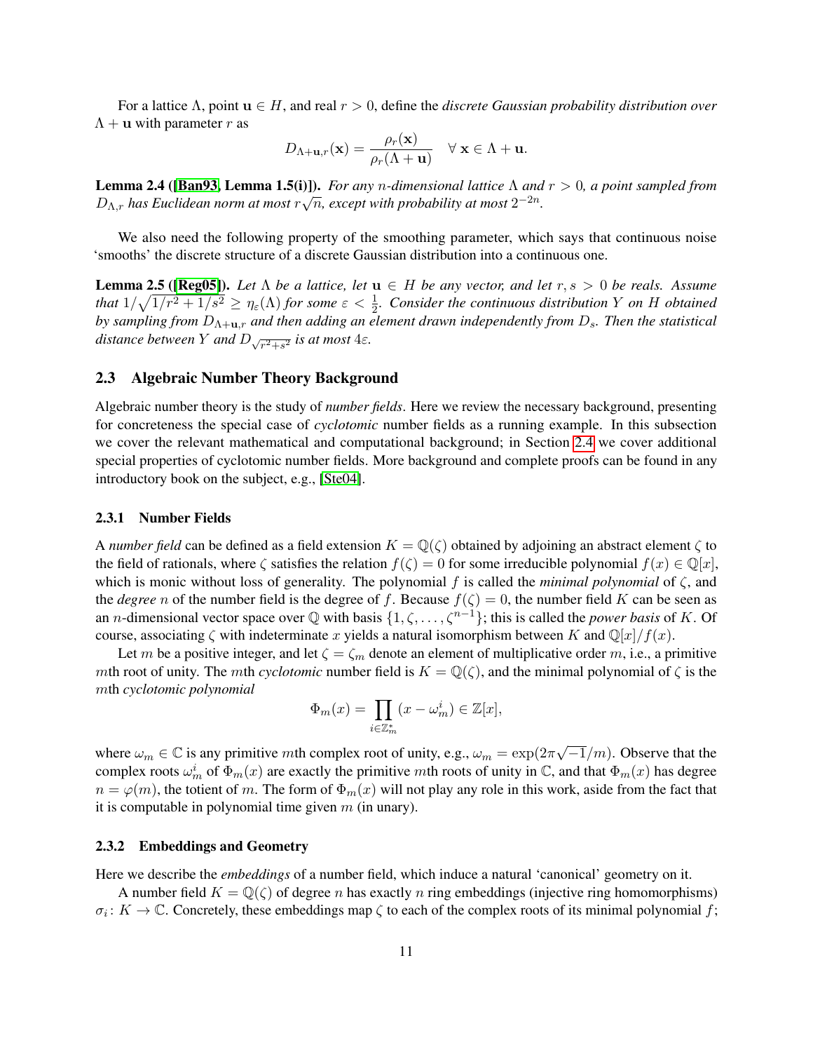For a lattice $\Lambda$, point $\mathbf{u} \in H$, and real $r > 0$, define the *discrete Gaussian probability distribution over* $\Lambda + \mathbf{u}$ with parameter $r$ as

$$D_{\Lambda+\mathbf{u},r}(\mathbf{x}) = \frac{\rho_r(\mathbf{x})}{\rho_r(\Lambda + \mathbf{u})} \quad \forall\, \mathbf{x} \in \Lambda + \mathbf{u}.$$

**Lemma 2.4 ([Ban93, Lemma 1.5(i)]).** *For any $n$-dimensional lattice $\Lambda$ and $r > 0$, a point sampled from $D_{\Lambda,r}$ has Euclidean norm at most $r\sqrt{n}$, except with probability at most $2^{-2n}$.*

We also need the following property of the smoothing parameter, which says that continuous noise 'smooths' the discrete structure of a discrete Gaussian distribution into a continuous one.

**Lemma 2.5 ([Reg05]).** *Let $\Lambda$ be a lattice, let $\mathbf{u} \in H$ be any vector, and let $r, s > 0$ be reals. Assume that $1/\sqrt{1/r^2 + 1/s^2} \geq \eta_\varepsilon(\Lambda)$ for some $\varepsilon < \frac{1}{2}$. Consider the continuous distribution $Y$ on $H$ obtained by sampling from $D_{\Lambda+\mathbf{u},r}$ and then adding an element drawn independently from $D_s$. Then the statistical distance between $Y$ and $D_{\sqrt{r^2+s^2}}$ is at most $4\varepsilon$.*

## 2.3 Algebraic Number Theory Background

Algebraic number theory is the study of *number fields*. Here we review the necessary background, presenting for concreteness the special case of *cyclotomic* number fields as a running example. In this subsection we cover the relevant mathematical and computational background; in Section 2.4 we cover additional special properties of cyclotomic number fields. More background and complete proofs can be found in any introductory book on the subject, e.g., [Ste04].

### 2.3.1 Number Fields

A *number field* can be defined as a field extension $K = \mathbb{Q}(\zeta)$ obtained by adjoining an abstract element $\zeta$ to the field of rationals, where $\zeta$ satisfies the relation $f(\zeta) = 0$ for some irreducible polynomial $f(x) \in \mathbb{Q}[x]$, which is monic without loss of generality. The polynomial $f$ is called the *minimal polynomial* of $\zeta$, and the *degree* $n$ of the number field is the degree of $f$. Because $f(\zeta) = 0$, the number field $K$ can be seen as an $n$-dimensional vector space over $\mathbb{Q}$ with basis $\{1, \zeta, \ldots, \zeta^{n-1}\}$; this is called the *power basis* of $K$. Of course, associating $\zeta$ with indeterminate $x$ yields a natural isomorphism between $K$ and $\mathbb{Q}[x]/f(x)$.

Let $m$ be a positive integer, and let $\zeta = \zeta_m$ denote an element of multiplicative order $m$, i.e., a primitive $m$th root of unity. The $m$th *cyclotomic* number field is $K = \mathbb{Q}(\zeta)$, and the minimal polynomial of $\zeta$ is the $m$th *cyclotomic polynomial*

$$\Phi_m(x) = \prod_{i \in \mathbb{Z}_m^*} (x - \omega_m^i) \in \mathbb{Z}[x],$$

where $\omega_m \in \mathbb{C}$ is any primitive $m$th complex root of unity, e.g., $\omega_m = \exp(2\pi\sqrt{-1}/m)$. Observe that the complex roots $\omega_m^i$ of $\Phi_m(x)$ are exactly the primitive $m$th roots of unity in $\mathbb{C}$, and that $\Phi_m(x)$ has degree $n = \varphi(m)$, the totient of $m$. The form of $\Phi_m(x)$ will not play any role in this work, aside from the fact that it is computable in polynomial time given $m$ (in unary).

### 2.3.2 Embeddings and Geometry

Here we describe the *embeddings* of a number field, which induce a natural 'canonical' geometry on it.

A number field $K = \mathbb{Q}(\zeta)$ of degree $n$ has exactly $n$ ring embeddings (injective ring homomorphisms) $\sigma_i \colon K \to \mathbb{C}$. Concretely, these embeddings map $\zeta$ to each of the complex roots of its minimal polynomial $f$;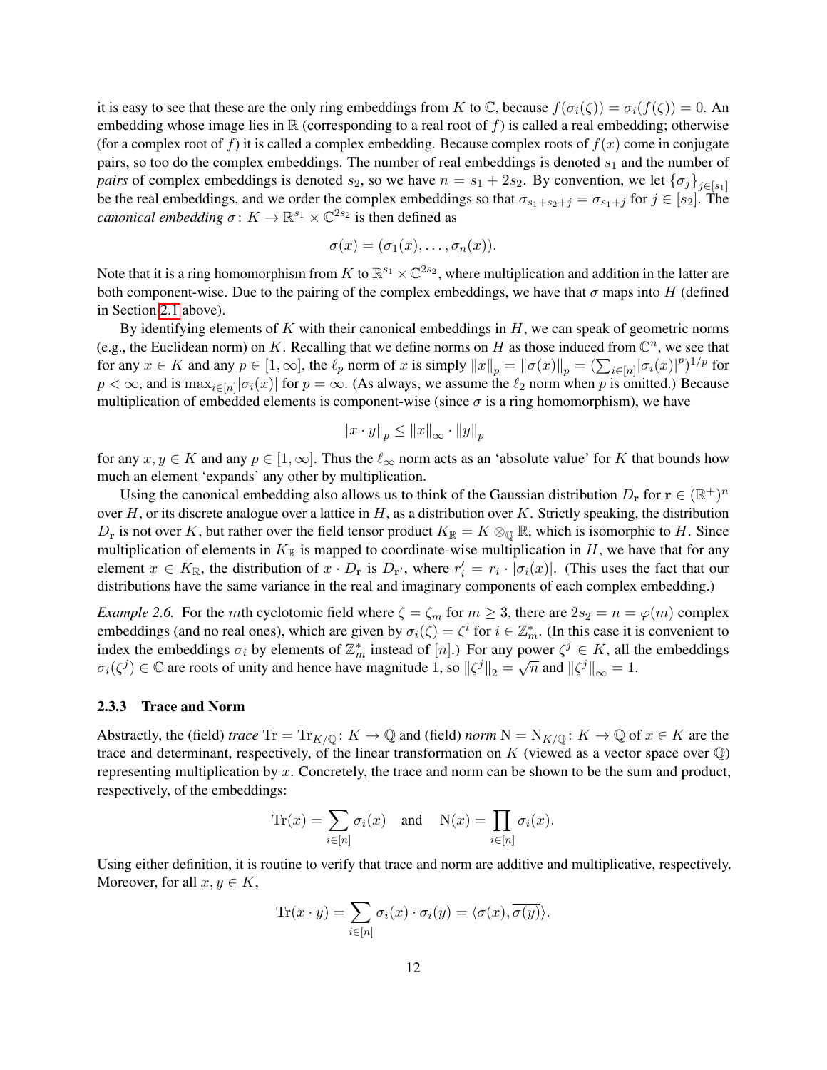it is easy to see that these are the only ring embeddings from $K$ to $\mathbb{C}$, because $f(\sigma_i(\zeta)) = \sigma_i(f(\zeta)) = 0$. An embedding whose image lies in $\mathbb{R}$ (corresponding to a real root of $f$) is called a real embedding; otherwise (for a complex root of $f$) it is called a complex embedding. Because complex roots of $f(x)$ come in conjugate pairs, so too do the complex embeddings. The number of real embeddings is denoted $s_1$ and the number of *pairs* of complex embeddings is denoted $s_2$, so we have $n = s_1 + 2s_2$. By convention, we let $\{\sigma_j\}_{j\in[s_1]}$ be the real embeddings, and we order the complex embeddings so that $\sigma_{s_1+s_2+j} = \overline{\sigma_{s_1+j}}$ for $j \in [s_2]$. The *canonical embedding* $\sigma\colon K \to \mathbb{R}^{s_1} \times \mathbb{C}^{2s_2}$ is then defined as

$$\sigma(x) = (\sigma_1(x), \ldots, \sigma_n(x)).$$

Note that it is a ring homomorphism from $K$ to $\mathbb{R}^{s_1} \times \mathbb{C}^{2s_2}$, where multiplication and addition in the latter are both component-wise. Due to the pairing of the complex embeddings, we have that $\sigma$ maps into $H$ (defined in Section 2.1 above).

By identifying elements of $K$ with their canonical embeddings in $H$, we can speak of geometric norms (e.g., the Euclidean norm) on $K$. Recalling that we define norms on $H$ as those induced from $\mathbb{C}^n$, we see that for any $x \in K$ and any $p \in [1, \infty]$, the $\ell_p$ norm of $x$ is simply $\|x\|_p = \|\sigma(x)\|_p = (\sum_{i\in[n]} |\sigma_i(x)|^p)^{1/p}$ for $p < \infty$, and is $\max_{i\in[n]} |\sigma_i(x)|$ for $p = \infty$. (As always, we assume the $\ell_2$ norm when $p$ is omitted.) Because multiplication of embedded elements is component-wise (since $\sigma$ is a ring homomorphism), we have

$$\|x \cdot y\|_p \leq \|x\|_\infty \cdot \|y\|_p$$

for any $x, y \in K$ and any $p \in [1, \infty]$. Thus the $\ell_\infty$ norm acts as an 'absolute value' for $K$ that bounds how much an element 'expands' any other by multiplication.

Using the canonical embedding also allows us to think of the Gaussian distribution $D_{\mathbf{r}}$ for $\mathbf{r} \in (\mathbb{R}^+)^n$ over $H$, or its discrete analogue over a lattice in $H$, as a distribution over $K$. Strictly speaking, the distribution $D_{\mathbf{r}}$ is not over $K$, but rather over the field tensor product $K_{\mathbb{R}} = K \otimes_{\mathbb{Q}} \mathbb{R}$, which is isomorphic to $H$. Since multiplication of elements in $K_{\mathbb{R}}$ is mapped to coordinate-wise multiplication in $H$, we have that for any element $x \in K_{\mathbb{R}}$, the distribution of $x \cdot D_{\mathbf{r}}$ is $D_{\mathbf{r}'}$, where $r'_i = r_i \cdot |\sigma_i(x)|$. (This uses the fact that our distributions have the same variance in the real and imaginary components of each complex embedding.)

*Example 2.6.* For the $m$th cyclotomic field where $\zeta = \zeta_m$ for $m \geq 3$, there are $2s_2 = n = \varphi(m)$ complex embeddings (and no real ones), which are given by $\sigma_i(\zeta) = \zeta^i$ for $i \in \mathbb{Z}_m^*$. (In this case it is convenient to index the embeddings $\sigma_i$ by elements of $\mathbb{Z}_m^*$ instead of $[n]$.) For any power $\zeta^j \in K$, all the embeddings $\sigma_i(\zeta^j) \in \mathbb{C}$ are roots of unity and hence have magnitude 1, so $\|\zeta^j\|_2 = \sqrt{n}$ and $\|\zeta^j\|_\infty = 1$.

### 2.3.3 Trace and Norm

Abstractly, the (field) *trace* $\mathrm{Tr} = \mathrm{Tr}_{K/\mathbb{Q}}\colon K \to \mathbb{Q}$ and (field) *norm* $\mathrm{N} = \mathrm{N}_{K/\mathbb{Q}}\colon K \to \mathbb{Q}$ of $x \in K$ are the trace and determinant, respectively, of the linear transformation on $K$ (viewed as a vector space over $\mathbb{Q}$) representing multiplication by $x$. Concretely, the trace and norm can be shown to be the sum and product, respectively, of the embeddings:

$$\mathrm{Tr}(x) = \sum_{i\in[n]} \sigma_i(x) \quad \text{and} \quad \mathrm{N}(x) = \prod_{i\in[n]} \sigma_i(x).$$

Using either definition, it is routine to verify that trace and norm are additive and multiplicative, respectively. Moreover, for all $x, y \in K$,

$$\mathrm{Tr}(x \cdot y) = \sum_{i\in[n]} \sigma_i(x) \cdot \sigma_i(y) = \langle \sigma(x), \overline{\sigma(y)} \rangle.$$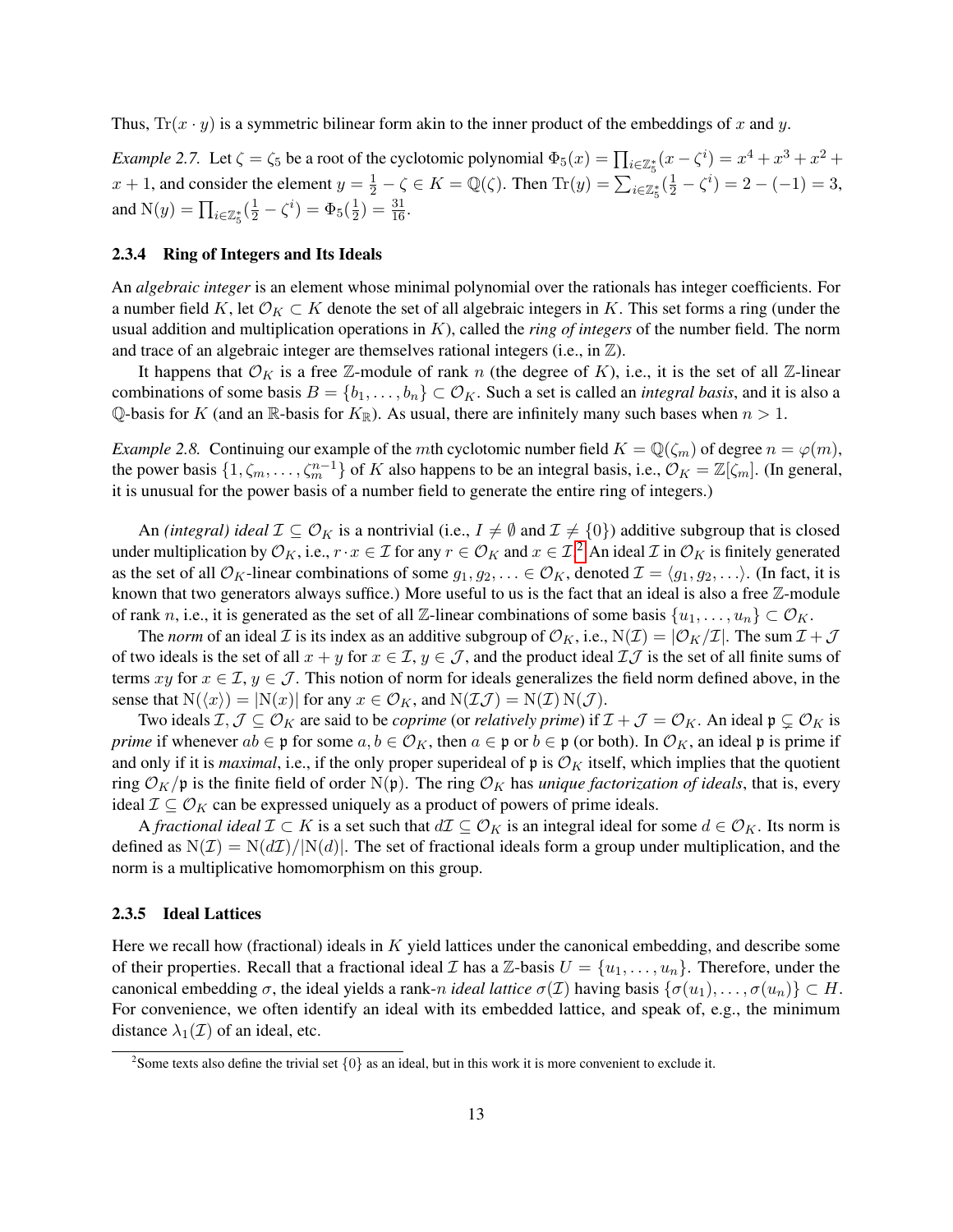Thus, $\mathrm{Tr}(x \cdot y)$ is a symmetric bilinear form akin to the inner product of the embeddings of $x$ and $y$.

*Example 2.7.* Let $\zeta = \zeta_5$ be a root of the cyclotomic polynomial $\Phi_5(x) = \prod_{i \in \mathbb{Z}_5^*}(x - \zeta^i) = x^4 + x^3 + x^2 + x + 1$, and consider the element $y = \frac{1}{2} - \zeta \in K = \mathbb{Q}(\zeta)$. Then $\mathrm{Tr}(y) = \sum_{i \in \mathbb{Z}_5^*}(\frac{1}{2} - \zeta^i) = 2 - (-1) = 3$, and $\mathrm{N}(y) = \prod_{i \in \mathbb{Z}_5^*}(\frac{1}{2} - \zeta^i) = \Phi_5(\frac{1}{2}) = \frac{31}{16}$.

### 2.3.4 Ring of Integers and Its Ideals

An *algebraic integer* is an element whose minimal polynomial over the rationals has integer coefficients. For a number field $K$, let $\mathcal{O}_K \subset K$ denote the set of all algebraic integers in $K$. This set forms a ring (under the usual addition and multiplication operations in $K$), called the *ring of integers* of the number field. The norm and trace of an algebraic integer are themselves rational integers (i.e., in $\mathbb{Z}$).

It happens that $\mathcal{O}_K$ is a free $\mathbb{Z}$-module of rank $n$ (the degree of $K$), i.e., it is the set of all $\mathbb{Z}$-linear combinations of some basis $B = \{b_1, \ldots, b_n\} \subset \mathcal{O}_K$. Such a set is called an *integral basis*, and it is also a $\mathbb{Q}$-basis for $K$ (and an $\mathbb{R}$-basis for $K_\mathbb{R}$). As usual, there are infinitely many such bases when $n > 1$.

*Example 2.8.* Continuing our example of the $m$th cyclotomic number field $K = \mathbb{Q}(\zeta_m)$ of degree $n = \varphi(m)$, the power basis $\{1, \zeta_m, \ldots, \zeta_m^{n-1}\}$ of $K$ also happens to be an integral basis, i.e., $\mathcal{O}_K = \mathbb{Z}[\zeta_m]$. (In general, it is unusual for the power basis of a number field to generate the entire ring of integers.)

An *(integral) ideal* $\mathcal{I} \subseteq \mathcal{O}_K$ is a nontrivial (i.e., $I \neq \emptyset$ and $\mathcal{I} \neq \{0\}$) additive subgroup that is closed under multiplication by $\mathcal{O}_K$, i.e., $r \cdot x \in \mathcal{I}$ for any $r \in \mathcal{O}_K$ and $x \in \mathcal{I}$.[2] An ideal $\mathcal{I}$ in $\mathcal{O}_K$ is finitely generated as the set of all $\mathcal{O}_K$-linear combinations of some $g_1, g_2, \ldots \in \mathcal{O}_K$, denoted $\mathcal{I} = \langle g_1, g_2, \ldots \rangle$. (In fact, it is known that two generators always suffice.) More useful to us is the fact that an ideal is also a free $\mathbb{Z}$-module of rank $n$, i.e., it is generated as the set of all $\mathbb{Z}$-linear combinations of some basis $\{u_1, \ldots, u_n\} \subset \mathcal{O}_K$.

The *norm* of an ideal $\mathcal{I}$ is its index as an additive subgroup of $\mathcal{O}_K$, i.e., $\mathrm{N}(\mathcal{I}) = |\mathcal{O}_K/\mathcal{I}|$. The sum $\mathcal{I} + \mathcal{J}$ of two ideals is the set of all $x + y$ for $x \in \mathcal{I}$, $y \in \mathcal{J}$, and the product ideal $\mathcal{I}\mathcal{J}$ is the set of all finite sums of terms $xy$ for $x \in \mathcal{I}$, $y \in \mathcal{J}$. This notion of norm for ideals generalizes the field norm defined above, in the sense that $\mathrm{N}(\langle x \rangle) = |\mathrm{N}(x)|$ for any $x \in \mathcal{O}_K$, and $\mathrm{N}(\mathcal{I}\mathcal{J}) = \mathrm{N}(\mathcal{I})\,\mathrm{N}(\mathcal{J})$.

Two ideals $\mathcal{I}, \mathcal{J} \subseteq \mathcal{O}_K$ are said to be *coprime* (or *relatively prime*) if $\mathcal{I} + \mathcal{J} = \mathcal{O}_K$. An ideal $\mathfrak{p} \subsetneq \mathcal{O}_K$ is *prime* if whenever $ab \in \mathfrak{p}$ for some $a, b \in \mathcal{O}_K$, then $a \in \mathfrak{p}$ or $b \in \mathfrak{p}$ (or both). In $\mathcal{O}_K$, an ideal $\mathfrak{p}$ is prime if and only if it is *maximal*, i.e., if the only proper superideal of $\mathfrak{p}$ is $\mathcal{O}_K$ itself, which implies that the quotient ring $\mathcal{O}_K/\mathfrak{p}$ is the finite field of order $\mathrm{N}(\mathfrak{p})$. The ring $\mathcal{O}_K$ has *unique factorization of ideals*, that is, every ideal $\mathcal{I} \subseteq \mathcal{O}_K$ can be expressed uniquely as a product of powers of prime ideals.

A *fractional ideal* $\mathcal{I} \subset K$ is a set such that $d\mathcal{I} \subseteq \mathcal{O}_K$ is an integral ideal for some $d \in \mathcal{O}_K$. Its norm is defined as $\mathrm{N}(\mathcal{I}) = \mathrm{N}(d\mathcal{I})/|\mathrm{N}(d)|$. The set of fractional ideals form a group under multiplication, and the norm is a multiplicative homomorphism on this group.

### 2.3.5 Ideal Lattices

Here we recall how (fractional) ideals in $K$ yield lattices under the canonical embedding, and describe some of their properties. Recall that a fractional ideal $\mathcal{I}$ has a $\mathbb{Z}$-basis $U = \{u_1, \ldots, u_n\}$. Therefore, under the canonical embedding $\sigma$, the ideal yields a rank-$n$ *ideal lattice* $\sigma(\mathcal{I})$ having basis $\{\sigma(u_1), \ldots, \sigma(u_n)\} \subset H$. For convenience, we often identify an ideal with its embedded lattice, and speak of, e.g., the minimum distance $\lambda_1(\mathcal{I})$ of an ideal, etc.

[2] Some texts also define the trivial set $\{0\}$ as an ideal, but in this work it is more convenient to exclude it.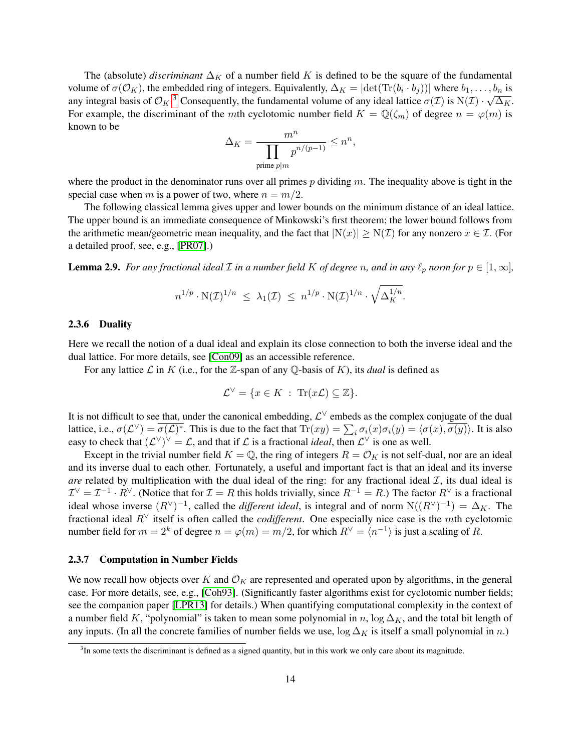The (absolute) *discriminant* $\Delta_K$ of a number field $K$ is defined to be the square of the fundamental volume of $\sigma(\mathcal{O}_K)$, the embedded ring of integers. Equivalently, $\Delta_K = |\det(\mathrm{Tr}(b_i \cdot b_j))|$ where $b_1, \ldots, b_n$ is any integral basis of $\mathcal{O}_K$.[3] Consequently, the fundamental volume of any ideal lattice $\sigma(\mathcal{I})$ is $\mathrm{N}(\mathcal{I}) \cdot \sqrt{\Delta_K}$. For example, the discriminant of the $m$th cyclotomic number field $K = \mathbb{Q}(\zeta_m)$ of degree $n = \varphi(m)$ is known to be

$$\Delta_K = \frac{m^n}{\prod\limits_{\text{prime } p \mid m} p^{n/(p-1)}} \leq n^n,$$

where the product in the denominator runs over all primes $p$ dividing $m$. The inequality above is tight in the special case when $m$ is a power of two, where $n = m/2$.

The following classical lemma gives upper and lower bounds on the minimum distance of an ideal lattice. The upper bound is an immediate consequence of Minkowski's first theorem; the lower bound follows from the arithmetic mean/geometric mean inequality, and the fact that $|\mathrm{N}(x)| \geq \mathrm{N}(\mathcal{I})$ for any nonzero $x \in \mathcal{I}$. (For a detailed proof, see, e.g., [PR07].)

**Lemma 2.9.** *For any fractional ideal $\mathcal{I}$ in a number field $K$ of degree $n$, and in any $\ell_p$ norm for $p \in [1, \infty]$,*

$$n^{1/p} \cdot \mathrm{N}(\mathcal{I})^{1/n} \;\leq\; \lambda_1(\mathcal{I}) \;\leq\; n^{1/p} \cdot \mathrm{N}(\mathcal{I})^{1/n} \cdot \sqrt{\Delta_K^{1/n}}.$$

#### 2.3.6 Duality

Here we recall the notion of a dual ideal and explain its close connection to both the inverse ideal and the dual lattice. For more details, see [Con09] as an accessible reference.

For any lattice $\mathcal{L}$ in $K$ (i.e., for the $\mathbb{Z}$-span of any $\mathbb{Q}$-basis of $K$), its *dual* is defined as

$$\mathcal{L}^\vee = \{x \in K \;:\; \mathrm{Tr}(x\mathcal{L}) \subseteq \mathbb{Z}\}.$$

It is not difficult to see that, under the canonical embedding, $\mathcal{L}^\vee$ embeds as the complex conjugate of the dual lattice, i.e., $\sigma(\mathcal{L}^\vee) = \overline{\sigma(\mathcal{L})^*}$. This is due to the fact that $\mathrm{Tr}(xy) = \sum_i \sigma_i(x)\sigma_i(y) = \langle \sigma(x), \overline{\sigma(y)} \rangle$. It is also easy to check that $(\mathcal{L}^\vee)^\vee = \mathcal{L}$, and that if $\mathcal{L}$ is a fractional *ideal*, then $\mathcal{L}^\vee$ is one as well.

Except in the trivial number field $K = \mathbb{Q}$, the ring of integers $R = \mathcal{O}_K$ is not self-dual, nor are an ideal and its inverse dual to each other. Fortunately, a useful and important fact is that an ideal and its inverse *are* related by multiplication with the dual ideal of the ring: for any fractional ideal $\mathcal{I}$, its dual ideal is $\mathcal{I}^\vee = \mathcal{I}^{-1} \cdot R^\vee$. (Notice that for $\mathcal{I} = R$ this holds trivially, since $R^{-1} = R$.) The factor $R^\vee$ is a fractional ideal whose inverse $(R^\vee)^{-1}$, called the *different ideal*, is integral and of norm $\mathrm{N}((R^\vee)^{-1}) = \Delta_K$. The fractional ideal $R^\vee$ itself is often called the *codifferent*. One especially nice case is the $m$th cyclotomic number field for $m = 2^k$ of degree $n = \varphi(m) = m/2$, for which $R^\vee = \langle n^{-1} \rangle$ is just a scaling of $R$.

#### 2.3.7 Computation in Number Fields

We now recall how objects over $K$ and $\mathcal{O}_K$ are represented and operated upon by algorithms, in the general case. For more details, see, e.g., [Coh93]. (Significantly faster algorithms exist for cyclotomic number fields; see the companion paper [LPR13] for details.) When quantifying computational complexity in the context of a number field $K$, "polynomial" is taken to mean some polynomial in $n$, $\log \Delta_K$, and the total bit length of any inputs. (In all the concrete families of number fields we use, $\log \Delta_K$ is itself a small polynomial in $n$.)

[3] In some texts the discriminant is defined as a signed quantity, but in this work we only care about its magnitude.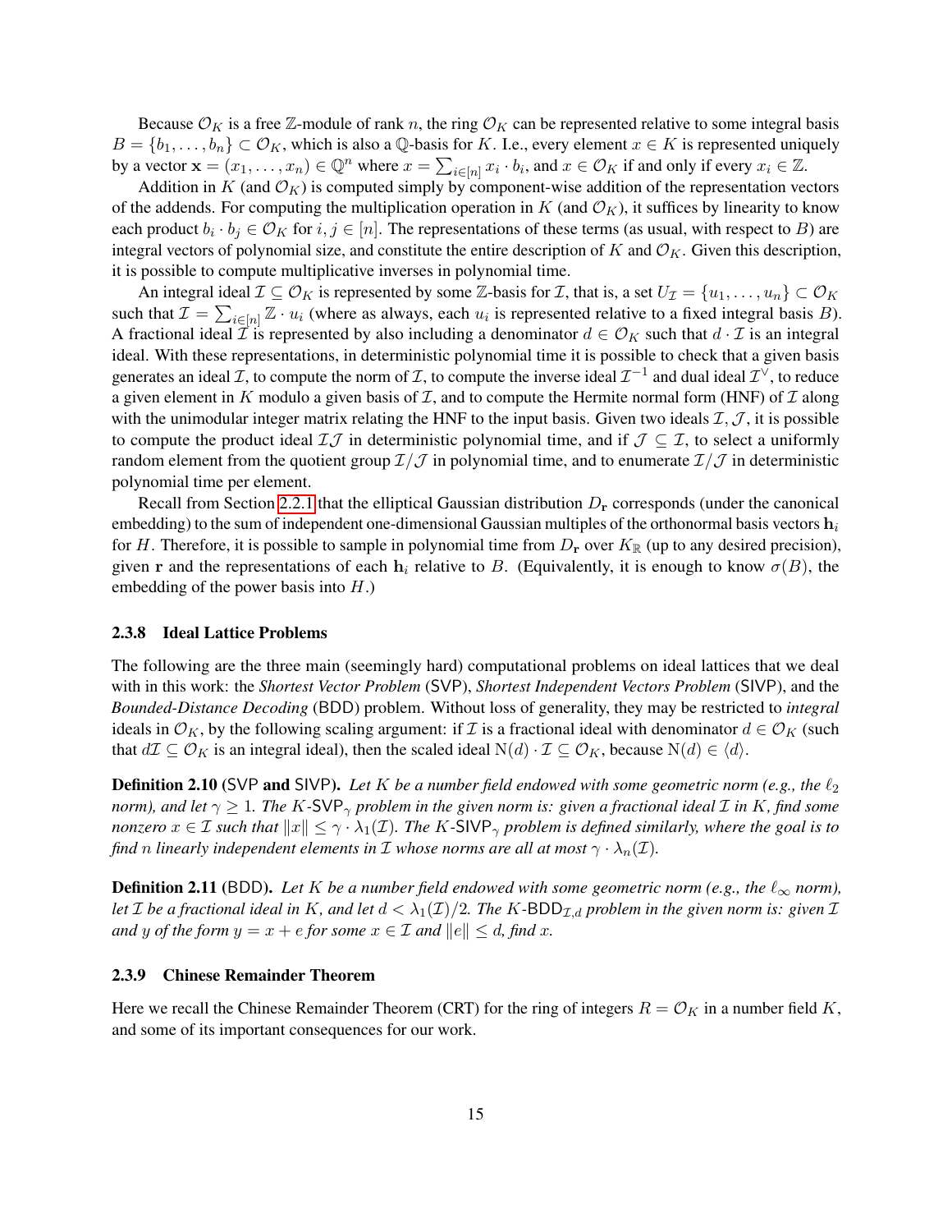Because $\mathcal{O}_K$ is a free $\mathbb{Z}$-module of rank $n$, the ring $\mathcal{O}_K$ can be represented relative to some integral basis $B = \{b_1, \ldots, b_n\} \subset \mathcal{O}_K$, which is also a $\mathbb{Q}$-basis for $K$. I.e., every element $x \in K$ is represented uniquely by a vector $\mathbf{x} = (x_1, \ldots, x_n) \in \mathbb{Q}^n$ where $x = \sum_{i \in [n]} x_i \cdot b_i$, and $x \in \mathcal{O}_K$ if and only if every $x_i \in \mathbb{Z}$.

Addition in $K$ (and $\mathcal{O}_K$) is computed simply by component-wise addition of the representation vectors of the addends. For computing the multiplication operation in $K$ (and $\mathcal{O}_K$), it suffices by linearity to know each product $b_i \cdot b_j \in \mathcal{O}_K$ for $i, j \in [n]$. The representations of these terms (as usual, with respect to $B$) are integral vectors of polynomial size, and constitute the entire description of $K$ and $\mathcal{O}_K$. Given this description, it is possible to compute multiplicative inverses in polynomial time.

An integral ideal $\mathcal{I} \subseteq \mathcal{O}_K$ is represented by some $\mathbb{Z}$-basis for $\mathcal{I}$, that is, a set $U_{\mathcal{I}} = \{u_1, \ldots, u_n\} \subset \mathcal{O}_K$ such that $\mathcal{I} = \sum_{i \in [n]} \mathbb{Z} \cdot u_i$ (where as always, each $u_i$ is represented relative to a fixed integral basis $B$). A fractional ideal $\mathcal{I}$ is represented by also including a denominator $d \in \mathcal{O}_K$ such that $d \cdot \mathcal{I}$ is an integral ideal. With these representations, in deterministic polynomial time it is possible to check that a given basis generates an ideal $\mathcal{I}$, to compute the norm of $\mathcal{I}$, to compute the inverse ideal $\mathcal{I}^{-1}$ and dual ideal $\mathcal{I}^\vee$, to reduce a given element in $K$ modulo a given basis of $\mathcal{I}$, and to compute the Hermite normal form (HNF) of $\mathcal{I}$ along with the unimodular integer matrix relating the HNF to the input basis. Given two ideals $\mathcal{I}, \mathcal{J}$, it is possible to compute the product ideal $\mathcal{I}\mathcal{J}$ in deterministic polynomial time, and if $\mathcal{J} \subseteq \mathcal{I}$, to select a uniformly random element from the quotient group $\mathcal{I}/\mathcal{J}$ in polynomial time, and to enumerate $\mathcal{I}/\mathcal{J}$ in deterministic polynomial time per element.

Recall from Section 2.2.1 that the elliptical Gaussian distribution $D_{\mathbf{r}}$ corresponds (under the canonical embedding) to the sum of independent one-dimensional Gaussian multiples of the orthonormal basis vectors $\mathbf{h}_i$ for $H$. Therefore, it is possible to sample in polynomial time from $D_{\mathbf{r}}$ over $K_{\mathbb{R}}$ (up to any desired precision), given $\mathbf{r}$ and the representations of each $\mathbf{h}_i$ relative to $B$. (Equivalently, it is enough to know $\sigma(B)$, the embedding of the power basis into $H$.)

### 2.3.8 Ideal Lattice Problems

The following are the three main (seemingly hard) computational problems on ideal lattices that we deal with in this work: the *Shortest Vector Problem* (SVP), *Shortest Independent Vectors Problem* (SIVP), and the *Bounded-Distance Decoding* (BDD) problem. Without loss of generality, they may be restricted to *integral* ideals in $\mathcal{O}_K$, by the following scaling argument: if $\mathcal{I}$ is a fractional ideal with denominator $d \in \mathcal{O}_K$ (such that $d\mathcal{I} \subseteq \mathcal{O}_K$ is an integral ideal), then the scaled ideal $\mathrm{N}(d) \cdot \mathcal{I} \subseteq \mathcal{O}_K$, because $\mathrm{N}(d) \in \langle d \rangle$.

**Definition 2.10** (SVP **and** SIVP)**.** *Let $K$ be a number field endowed with some geometric norm (e.g., the $\ell_2$ norm), and let $\gamma \geq 1$. The $K$-$\mathsf{SVP}_\gamma$ problem in the given norm is: given a fractional ideal $\mathcal{I}$ in $K$, find some nonzero $x \in \mathcal{I}$ such that $\|x\| \leq \gamma \cdot \lambda_1(\mathcal{I})$. The $K$-$\mathsf{SIVP}_\gamma$ problem is defined similarly, where the goal is to find $n$ linearly independent elements in $\mathcal{I}$ whose norms are all at most $\gamma \cdot \lambda_n(\mathcal{I})$.*

**Definition 2.11** (BDD)**.** *Let $K$ be a number field endowed with some geometric norm (e.g., the $\ell_\infty$ norm), let $\mathcal{I}$ be a fractional ideal in $K$, and let $d < \lambda_1(\mathcal{I})/2$. The $K$-$\mathsf{BDD}_{\mathcal{I},d}$ problem in the given norm is: given $\mathcal{I}$ and $y$ of the form $y = x + e$ for some $x \in \mathcal{I}$ and $\|e\| \leq d$, find $x$.*

### 2.3.9 Chinese Remainder Theorem

Here we recall the Chinese Remainder Theorem (CRT) for the ring of integers $R = \mathcal{O}_K$ in a number field $K$, and some of its important consequences for our work.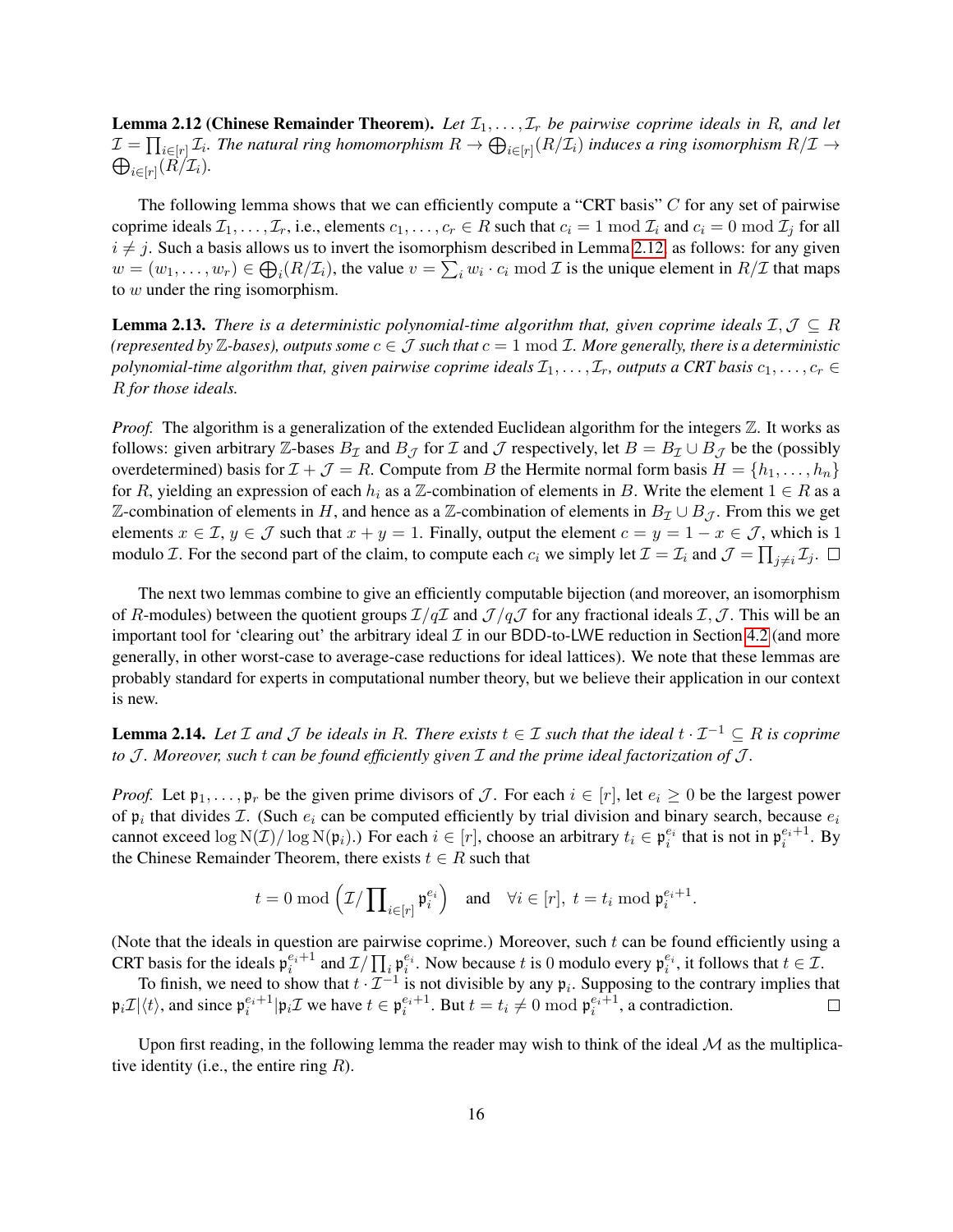**Lemma 2.12 (Chinese Remainder Theorem).** *Let $\mathcal{I}_1, \ldots, \mathcal{I}_r$ be pairwise coprime ideals in $R$, and let $\mathcal{I} = \prod_{i\in[r]} \mathcal{I}_i$. The natural ring homomorphism $R \to \bigoplus_{i\in[r]}(R/\mathcal{I}_i)$ induces a ring isomorphism $R/\mathcal{I} \to \bigoplus_{i\in[r]}(R/\mathcal{I}_i)$.*

The following lemma shows that we can efficiently compute a "CRT basis" $C$ for any set of pairwise coprime ideals $\mathcal{I}_1, \ldots, \mathcal{I}_r$, i.e., elements $c_1, \ldots, c_r \in R$ such that $c_i = 1 \bmod \mathcal{I}_i$ and $c_i = 0 \bmod \mathcal{I}_j$ for all $i \neq j$. Such a basis allows us to invert the isomorphism described in Lemma 2.12 as follows: for any given $w = (w_1, \ldots, w_r) \in \bigoplus_i (R/\mathcal{I}_i)$, the value $v = \sum_i w_i \cdot c_i \bmod \mathcal{I}$ is the unique element in $R/\mathcal{I}$ that maps to $w$ under the ring isomorphism.

**Lemma 2.13.** *There is a deterministic polynomial-time algorithm that, given coprime ideals $\mathcal{I}, \mathcal{J} \subseteq R$ (represented by $\mathbb{Z}$-bases), outputs some $c \in \mathcal{J}$ such that $c = 1 \bmod \mathcal{I}$. More generally, there is a deterministic polynomial-time algorithm that, given pairwise coprime ideals $\mathcal{I}_1, \ldots, \mathcal{I}_r$, outputs a CRT basis $c_1, \ldots, c_r \in R$ for those ideals.*

*Proof.* The algorithm is a generalization of the extended Euclidean algorithm for the integers $\mathbb{Z}$. It works as follows: given arbitrary $\mathbb{Z}$-bases $B_{\mathcal{I}}$ and $B_{\mathcal{J}}$ for $\mathcal{I}$ and $\mathcal{J}$ respectively, let $B = B_{\mathcal{I}} \cup B_{\mathcal{J}}$ be the (possibly overdetermined) basis for $\mathcal{I} + \mathcal{J} = R$. Compute from $B$ the Hermite normal form basis $H = \{h_1, \ldots, h_n\}$ for $R$, yielding an expression of each $h_i$ as a $\mathbb{Z}$-combination of elements in $B$. Write the element $1 \in R$ as a $\mathbb{Z}$-combination of elements in $H$, and hence as a $\mathbb{Z}$-combination of elements in $B_{\mathcal{I}} \cup B_{\mathcal{J}}$. From this we get elements $x \in \mathcal{I}$, $y \in \mathcal{J}$ such that $x + y = 1$. Finally, output the element $c = y = 1 - x \in \mathcal{J}$, which is 1 modulo $\mathcal{I}$. For the second part of the claim, to compute each $c_i$ we simply let $\mathcal{I} = \mathcal{I}_i$ and $\mathcal{J} = \prod_{j\neq i} \mathcal{I}_j$. $\square$

The next two lemmas combine to give an efficiently computable bijection (and moreover, an isomorphism of $R$-modules) between the quotient groups $\mathcal{I}/q\mathcal{I}$ and $\mathcal{J}/q\mathcal{J}$ for any fractional ideals $\mathcal{I}, \mathcal{J}$. This will be an important tool for 'clearing out' the arbitrary ideal $\mathcal{I}$ in our BDD-to-LWE reduction in Section 4.2 (and more generally, in other worst-case to average-case reductions for ideal lattices). We note that these lemmas are probably standard for experts in computational number theory, but we believe their application in our context is new.

**Lemma 2.14.** *Let $\mathcal{I}$ and $\mathcal{J}$ be ideals in $R$. There exists $t \in \mathcal{I}$ such that the ideal $t \cdot \mathcal{I}^{-1} \subseteq R$ is coprime to $\mathcal{J}$. Moreover, such $t$ can be found efficiently given $\mathcal{I}$ and the prime ideal factorization of $\mathcal{J}$.*

*Proof.* Let $\mathfrak{p}_1, \ldots, \mathfrak{p}_r$ be the given prime divisors of $\mathcal{J}$. For each $i \in [r]$, let $e_i \geq 0$ be the largest power of $\mathfrak{p}_i$ that divides $\mathcal{I}$. (Such $e_i$ can be computed efficiently by trial division and binary search, because $e_i$ cannot exceed $\log \mathrm{N}(\mathcal{I}) / \log \mathrm{N}(\mathfrak{p}_i)$.) For each $i \in [r]$, choose an arbitrary $t_i \in \mathfrak{p}_i^{e_i}$ that is not in $\mathfrak{p}_i^{e_i+1}$. By the Chinese Remainder Theorem, there exists $t \in R$ such that

$$t = 0 \bmod \left(\mathcal{I}/\prod\nolimits_{i\in[r]} \mathfrak{p}_i^{e_i}\right) \quad \text{and} \quad \forall i \in [r],\ t = t_i \bmod \mathfrak{p}_i^{e_i+1}.$$

(Note that the ideals in question are pairwise coprime.) Moreover, such $t$ can be found efficiently using a CRT basis for the ideals $\mathfrak{p}_i^{e_i+1}$ and $\mathcal{I}/\prod_i \mathfrak{p}_i^{e_i}$. Now because $t$ is 0 modulo every $\mathfrak{p}_i^{e_i}$, it follows that $t \in \mathcal{I}$.

To finish, we need to show that $t \cdot \mathcal{I}^{-1}$ is not divisible by any $\mathfrak{p}_i$. Supposing to the contrary implies that $\mathfrak{p}_i\mathcal{I} | \langle t \rangle$, and since $\mathfrak{p}_i^{e_i+1} | \mathfrak{p}_i\mathcal{I}$ we have $t \in \mathfrak{p}_i^{e_i+1}$. But $t = t_i \neq 0 \bmod \mathfrak{p}_i^{e_i+1}$, a contradiction. $\square$

Upon first reading, in the following lemma the reader may wish to think of the ideal $\mathcal{M}$ as the multiplicative identity (i.e., the entire ring $R$).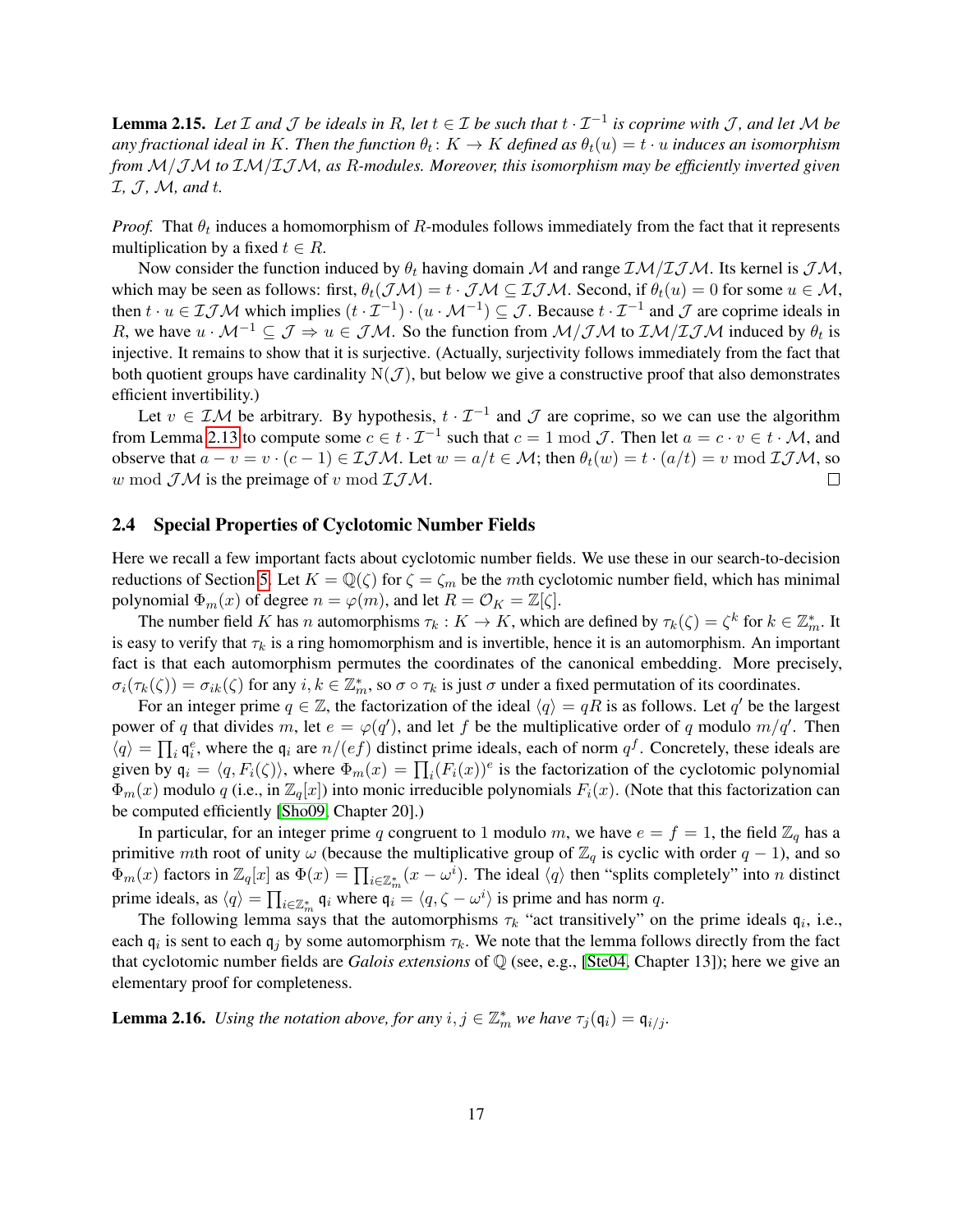**Lemma 2.15.** *Let $\mathcal{I}$ and $\mathcal{J}$ be ideals in $R$, let $t \in \mathcal{I}$ be such that $t \cdot \mathcal{I}^{-1}$ is coprime with $\mathcal{J}$, and let $\mathcal{M}$ be any fractional ideal in $K$. Then the function $\theta_t \colon K \to K$ defined as $\theta_t(u) = t \cdot u$ induces an isomorphism from $\mathcal{M}/\mathcal{J}\mathcal{M}$ to $\mathcal{I}\mathcal{M}/\mathcal{I}\mathcal{J}\mathcal{M}$, as $R$-modules. Moreover, this isomorphism may be efficiently inverted given $\mathcal{I}$, $\mathcal{J}$, $\mathcal{M}$, and $t$.*

*Proof.* That $\theta_t$ induces a homomorphism of $R$-modules follows immediately from the fact that it represents multiplication by a fixed $t \in R$.

Now consider the function induced by $\theta_t$ having domain $\mathcal{M}$ and range $\mathcal{I}\mathcal{M}/\mathcal{I}\mathcal{J}\mathcal{M}$. Its kernel is $\mathcal{J}\mathcal{M}$, which may be seen as follows: first, $\theta_t(\mathcal{J}\mathcal{M}) = t \cdot \mathcal{J}\mathcal{M} \subseteq \mathcal{I}\mathcal{J}\mathcal{M}$. Second, if $\theta_t(u) = 0$ for some $u \in \mathcal{M}$, then $t \cdot u \in \mathcal{I}\mathcal{J}\mathcal{M}$ which implies $(t \cdot \mathcal{I}^{-1}) \cdot (u \cdot \mathcal{M}^{-1}) \subseteq \mathcal{J}$. Because $t \cdot \mathcal{I}^{-1}$ and $\mathcal{J}$ are coprime ideals in $R$, we have $u \cdot \mathcal{M}^{-1} \subseteq \mathcal{J} \Rightarrow u \in \mathcal{J}\mathcal{M}$. So the function from $\mathcal{M}/\mathcal{J}\mathcal{M}$ to $\mathcal{I}\mathcal{M}/\mathcal{I}\mathcal{J}\mathcal{M}$ induced by $\theta_t$ is injective. It remains to show that it is surjective. (Actually, surjectivity follows immediately from the fact that both quotient groups have cardinality $\mathrm{N}(\mathcal{J})$, but below we give a constructive proof that also demonstrates efficient invertibility.)

Let $v \in \mathcal{I}\mathcal{M}$ be arbitrary. By hypothesis, $t \cdot \mathcal{I}^{-1}$ and $\mathcal{J}$ are coprime, so we can use the algorithm from Lemma 2.13 to compute some $c \in t \cdot \mathcal{I}^{-1}$ such that $c = 1 \bmod \mathcal{J}$. Then let $a = c \cdot v \in t \cdot \mathcal{M}$, and observe that $a - v = v \cdot (c - 1) \in \mathcal{I}\mathcal{J}\mathcal{M}$. Let $w = a/t \in \mathcal{M}$; then $\theta_t(w) = t \cdot (a/t) = v \bmod \mathcal{I}\mathcal{J}\mathcal{M}$, so $w \bmod \mathcal{J}\mathcal{M}$ is the preimage of $v \bmod \mathcal{I}\mathcal{J}\mathcal{M}$. $\square$

### 2.4 Special Properties of Cyclotomic Number Fields

Here we recall a few important facts about cyclotomic number fields. We use these in our search-to-decision reductions of Section 5. Let $K = \mathbb{Q}(\zeta)$ for $\zeta = \zeta_m$ be the $m$th cyclotomic number field, which has minimal polynomial $\Phi_m(x)$ of degree $n = \varphi(m)$, and let $R = \mathcal{O}_K = \mathbb{Z}[\zeta]$.

The number field $K$ has $n$ automorphisms $\tau_k : K \to K$, which are defined by $\tau_k(\zeta) = \zeta^k$ for $k \in \mathbb{Z}_m^*$. It is easy to verify that $\tau_k$ is a ring homomorphism and is invertible, hence it is an automorphism. An important fact is that each automorphism permutes the coordinates of the canonical embedding. More precisely, $\sigma_i(\tau_k(\zeta)) = \sigma_{ik}(\zeta)$ for any $i, k \in \mathbb{Z}_m^*$, so $\sigma \circ \tau_k$ is just $\sigma$ under a fixed permutation of its coordinates.

For an integer prime $q \in \mathbb{Z}$, the factorization of the ideal $\langle q \rangle = qR$ is as follows. Let $q'$ be the largest power of $q$ that divides $m$, let $e = \varphi(q')$, and let $f$ be the multiplicative order of $q$ modulo $m/q'$. Then $\langle q \rangle = \prod_i \mathfrak{q}_i^e$, where the $\mathfrak{q}_i$ are $n/(ef)$ distinct prime ideals, each of norm $q^f$. Concretely, these ideals are given by $\mathfrak{q}_i = \langle q, F_i(\zeta) \rangle$, where $\Phi_m(x) = \prod_i (F_i(x))^e$ is the factorization of the cyclotomic polynomial $\Phi_m(x)$ modulo $q$ (i.e., in $\mathbb{Z}_q[x]$) into monic irreducible polynomials $F_i(x)$. (Note that this factorization can be computed efficiently [Sho09, Chapter 20].)

In particular, for an integer prime $q$ congruent to 1 modulo $m$, we have $e = f = 1$, the field $\mathbb{Z}_q$ has a primitive $m$th root of unity $\omega$ (because the multiplicative group of $\mathbb{Z}_q$ is cyclic with order $q - 1$), and so $\Phi_m(x)$ factors in $\mathbb{Z}_q[x]$ as $\Phi(x) = \prod_{i \in \mathbb{Z}_m^*} (x - \omega^i)$. The ideal $\langle q \rangle$ then "splits completely" into $n$ distinct prime ideals, as $\langle q \rangle = \prod_{i \in \mathbb{Z}_m^*} \mathfrak{q}_i$ where $\mathfrak{q}_i = \langle q, \zeta - \omega^i \rangle$ is prime and has norm $q$.

The following lemma says that the automorphisms $\tau_k$ "act transitively" on the prime ideals $\mathfrak{q}_i$, i.e., each $\mathfrak{q}_i$ is sent to each $\mathfrak{q}_j$ by some automorphism $\tau_k$. We note that the lemma follows directly from the fact that cyclotomic number fields are *Galois extensions* of $\mathbb{Q}$ (see, e.g., [Ste04, Chapter 13]); here we give an elementary proof for completeness.

**Lemma 2.16.** *Using the notation above, for any $i, j \in \mathbb{Z}_m^*$ we have $\tau_j(\mathfrak{q}_i) = \mathfrak{q}_{i/j}$.*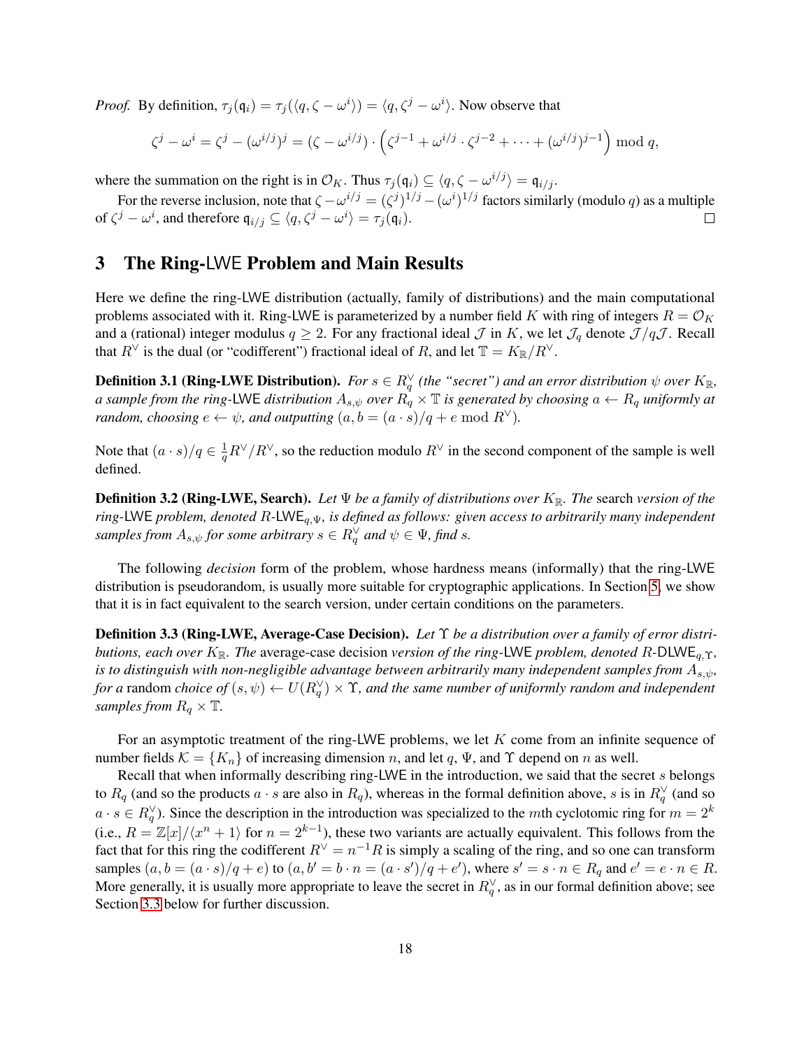*Proof.* By definition, $\tau_j(\mathfrak{q}_i) = \tau_j(\langle q, \zeta - \omega^i \rangle) = \langle q, \zeta^j - \omega^i \rangle$. Now observe that

$$\zeta^j - \omega^i = \zeta^j - (\omega^{i/j})^j = (\zeta - \omega^{i/j}) \cdot \left( \zeta^{j-1} + \omega^{i/j} \cdot \zeta^{j-2} + \cdots + (\omega^{i/j})^{j-1} \right) \bmod q,$$

where the summation on the right is in $\mathcal{O}_K$. Thus $\tau_j(\mathfrak{q}_i) \subseteq \langle q, \zeta - \omega^{i/j} \rangle = \mathfrak{q}_{i/j}$.

For the reverse inclusion, note that $\zeta - \omega^{i/j} = (\zeta^j)^{1/j} - (\omega^i)^{1/j}$ factors similarly (modulo $q$) as a multiple of $\zeta^j - \omega^i$, and therefore $\mathfrak{q}_{i/j} \subseteq \langle q, \zeta^j - \omega^i \rangle = \tau_j(\mathfrak{q}_i)$. □

## 3 The Ring-LWE Problem and Main Results

Here we define the ring-LWE distribution (actually, family of distributions) and the main computational problems associated with it. Ring-LWE is parameterized by a number field $K$ with ring of integers $R = \mathcal{O}_K$ and a (rational) integer modulus $q \geq 2$. For any fractional ideal $\mathcal{J}$ in $K$, we let $\mathcal{J}_q$ denote $\mathcal{J}/q\mathcal{J}$. Recall that $R^\vee$ is the dual (or "codifferent") fractional ideal of $R$, and let $\mathbb{T} = K_\mathbb{R}/R^\vee$.

**Definition 3.1 (Ring-LWE Distribution).** *For $s \in R_q^\vee$ (the "secret") and an error distribution $\psi$ over $K_\mathbb{R}$, a sample from the ring-LWE distribution $A_{s,\psi}$ over $R_q \times \mathbb{T}$ is generated by choosing $a \leftarrow R_q$ uniformly at random, choosing $e \leftarrow \psi$, and outputting $(a, b = (a \cdot s)/q + e \bmod R^\vee)$.*

Note that $(a \cdot s)/q \in \frac{1}{q}R^\vee/R^\vee$, so the reduction modulo $R^\vee$ in the second component of the sample is well defined.

**Definition 3.2 (Ring-LWE, Search).** *Let $\Psi$ be a family of distributions over $K_\mathbb{R}$. The* search *version of the ring-LWE problem, denoted $R$-$\mathsf{LWE}_{q,\Psi}$, is defined as follows: given access to arbitrarily many independent samples from $A_{s,\psi}$ for some arbitrary $s \in R_q^\vee$ and $\psi \in \Psi$, find $s$.*

The following *decision* form of the problem, whose hardness means (informally) that the ring-LWE distribution is pseudorandom, is usually more suitable for cryptographic applications. In Section 5, we show that it is in fact equivalent to the search version, under certain conditions on the parameters.

**Definition 3.3 (Ring-LWE, Average-Case Decision).** *Let $\Upsilon$ be a distribution over a family of error distributions, each over $K_\mathbb{R}$. The* average-case decision *version of the ring-LWE problem, denoted $R$-$\mathsf{DLWE}_{q,\Upsilon}$, is to distinguish with non-negligible advantage between arbitrarily many independent samples from $A_{s,\psi}$, for a* random *choice of $(s, \psi) \leftarrow U(R_q^\vee) \times \Upsilon$, and the same number of uniformly random and independent samples from $R_q \times \mathbb{T}$.*

For an asymptotic treatment of the ring-LWE problems, we let $K$ come from an infinite sequence of number fields $\mathcal{K} = \{K_n\}$ of increasing dimension $n$, and let $q$, $\Psi$, and $\Upsilon$ depend on $n$ as well.

Recall that when informally describing ring-LWE in the introduction, we said that the secret $s$ belongs to $R_q$ (and so the products $a \cdot s$ are also in $R_q$), whereas in the formal definition above, $s$ is in $R_q^\vee$ (and so $a \cdot s \in R_q^\vee$). Since the description in the introduction was specialized to the $m$th cyclotomic ring for $m = 2^k$ (i.e., $R = \mathbb{Z}[x]/\langle x^n + 1 \rangle$ for $n = 2^{k-1}$), these two variants are actually equivalent. This follows from the fact that for this ring the codifferent $R^\vee = n^{-1}R$ is simply a scaling of the ring, and so one can transform samples $(a, b = (a \cdot s)/q + e)$ to $(a, b' = b \cdot n = (a \cdot s')/q + e')$, where $s' = s \cdot n \in R_q$ and $e' = e \cdot n \in R$. More generally, it is usually more appropriate to leave the secret in $R_q^\vee$, as in our formal definition above; see Section 3.3 below for further discussion.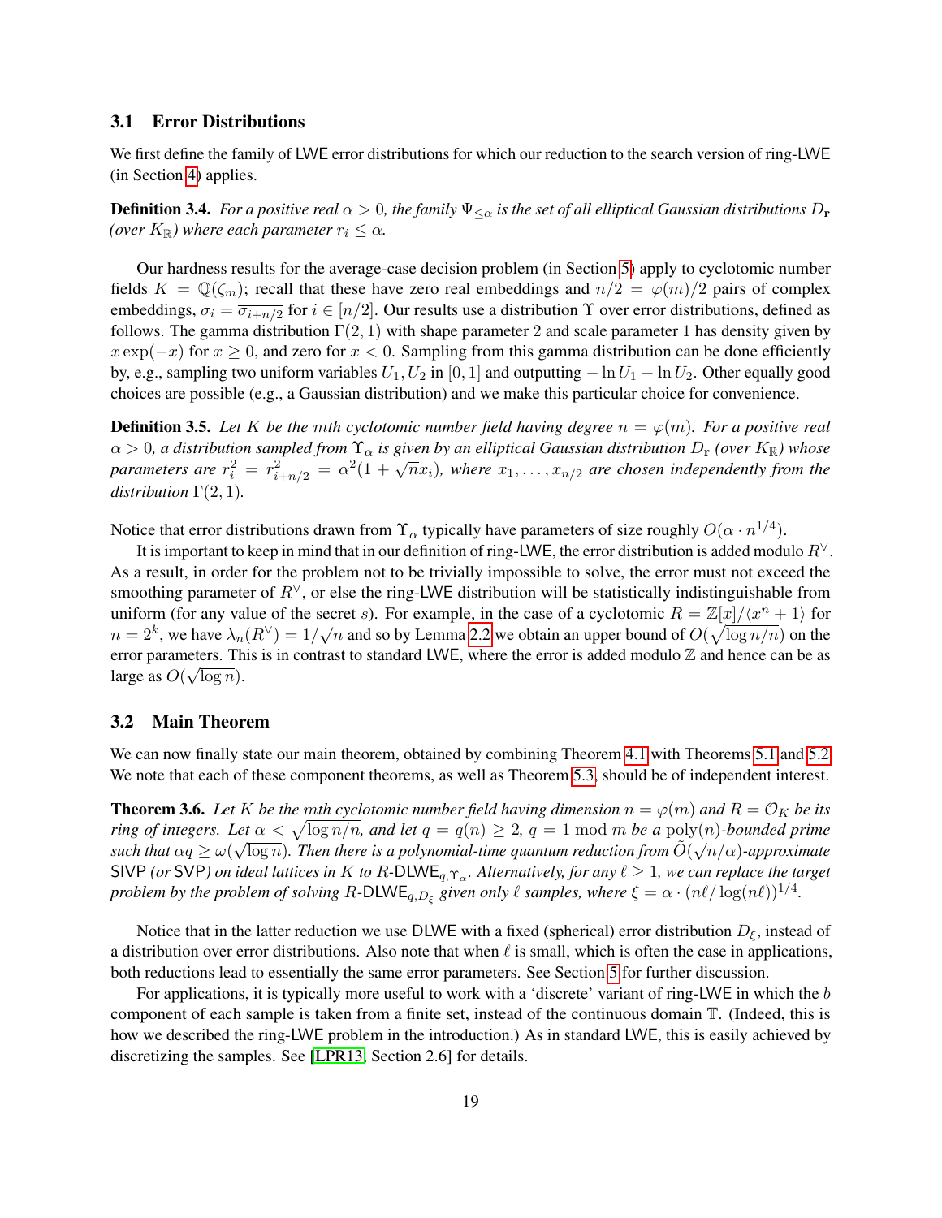### 3.1 Error Distributions

We first define the family of LWE error distributions for which our reduction to the search version of ring-LWE (in Section 4) applies.

**Definition 3.4.** *For a positive real $\alpha > 0$, the family $\Psi_{\leq\alpha}$ is the set of all elliptical Gaussian distributions $D_{\mathbf{r}}$ (over $K_{\mathbb{R}}$) where each parameter $r_i \leq \alpha$.*

Our hardness results for the average-case decision problem (in Section 5) apply to cyclotomic number fields $K = \mathbb{Q}(\zeta_m)$; recall that these have zero real embeddings and $n/2 = \varphi(m)/2$ pairs of complex embeddings, $\sigma_i = \overline{\sigma_{i+n/2}}$ for $i \in [n/2]$. Our results use a distribution $\Upsilon$ over error distributions, defined as follows. The gamma distribution $\Gamma(2, 1)$ with shape parameter 2 and scale parameter 1 has density given by $x \exp(-x)$ for $x \geq 0$, and zero for $x < 0$. Sampling from this gamma distribution can be done efficiently by, e.g., sampling two uniform variables $U_1, U_2$ in $[0, 1]$ and outputting $-\ln U_1 - \ln U_2$. Other equally good choices are possible (e.g., a Gaussian distribution) and we make this particular choice for convenience.

**Definition 3.5.** *Let $K$ be the $m$th cyclotomic number field having degree $n = \varphi(m)$. For a positive real $\alpha > 0$, a distribution sampled from $\Upsilon_\alpha$ is given by an elliptical Gaussian distribution $D_{\mathbf{r}}$ (over $K_{\mathbb{R}}$) whose parameters are $r_i^2 = r_{i+n/2}^2 = \alpha^2(1 + \sqrt{n}x_i)$, where $x_1, \ldots, x_{n/2}$ are chosen independently from the distribution $\Gamma(2, 1)$.*

Notice that error distributions drawn from $\Upsilon_\alpha$ typically have parameters of size roughly $O(\alpha \cdot n^{1/4})$.

It is important to keep in mind that in our definition of ring-LWE, the error distribution is added modulo $R^\vee$. As a result, in order for the problem not to be trivially impossible to solve, the error must not exceed the smoothing parameter of $R^\vee$, or else the ring-LWE distribution will be statistically indistinguishable from uniform (for any value of the secret $s$). For example, in the case of a cyclotomic $R = \mathbb{Z}[x]/\langle x^n + 1\rangle$ for $n = 2^k$, we have $\lambda_n(R^\vee) = 1/\sqrt{n}$ and so by Lemma 2.2 we obtain an upper bound of $O(\sqrt{\log n/n})$ on the error parameters. This is in contrast to standard LWE, where the error is added modulo $\mathbb{Z}$ and hence can be as large as $O(\sqrt{\log n})$.

### 3.2 Main Theorem

We can now finally state our main theorem, obtained by combining Theorem 4.1 with Theorems 5.1 and 5.2. We note that each of these component theorems, as well as Theorem 5.3, should be of independent interest.

**Theorem 3.6.** *Let $K$ be the $m$th cyclotomic number field having dimension $n = \varphi(m)$ and $R = \mathcal{O}_K$ be its ring of integers. Let $\alpha < \sqrt{\log n/n}$, and let $q = q(n) \geq 2$, $q = 1 \bmod m$ be a $\mathrm{poly}(n)$-bounded prime such that $\alpha q \geq \omega(\sqrt{\log n})$. Then there is a polynomial-time quantum reduction from $\tilde{O}(\sqrt{n}/\alpha)$-approximate $\mathsf{SIVP}$ (or $\mathsf{SVP}$) on ideal lattices in $K$ to $R$-$\mathsf{DLWE}_{q,\Upsilon_\alpha}$. Alternatively, for any $\ell \geq 1$, we can replace the target problem by the problem of solving $R$-$\mathsf{DLWE}_{q,D_\xi}$ given only $\ell$ samples, where $\xi = \alpha \cdot (n\ell/\log(n\ell))^{1/4}$.*

Notice that in the latter reduction we use DLWE with a fixed (spherical) error distribution $D_\xi$, instead of a distribution over error distributions. Also note that when $\ell$ is small, which is often the case in applications, both reductions lead to essentially the same error parameters. See Section 5 for further discussion.

For applications, it is typically more useful to work with a 'discrete' variant of ring-LWE in which the $b$ component of each sample is taken from a finite set, instead of the continuous domain $\mathbb{T}$. (Indeed, this is how we described the ring-LWE problem in the introduction.) As in standard LWE, this is easily achieved by discretizing the samples. See [LPR13, Section 2.6] for details.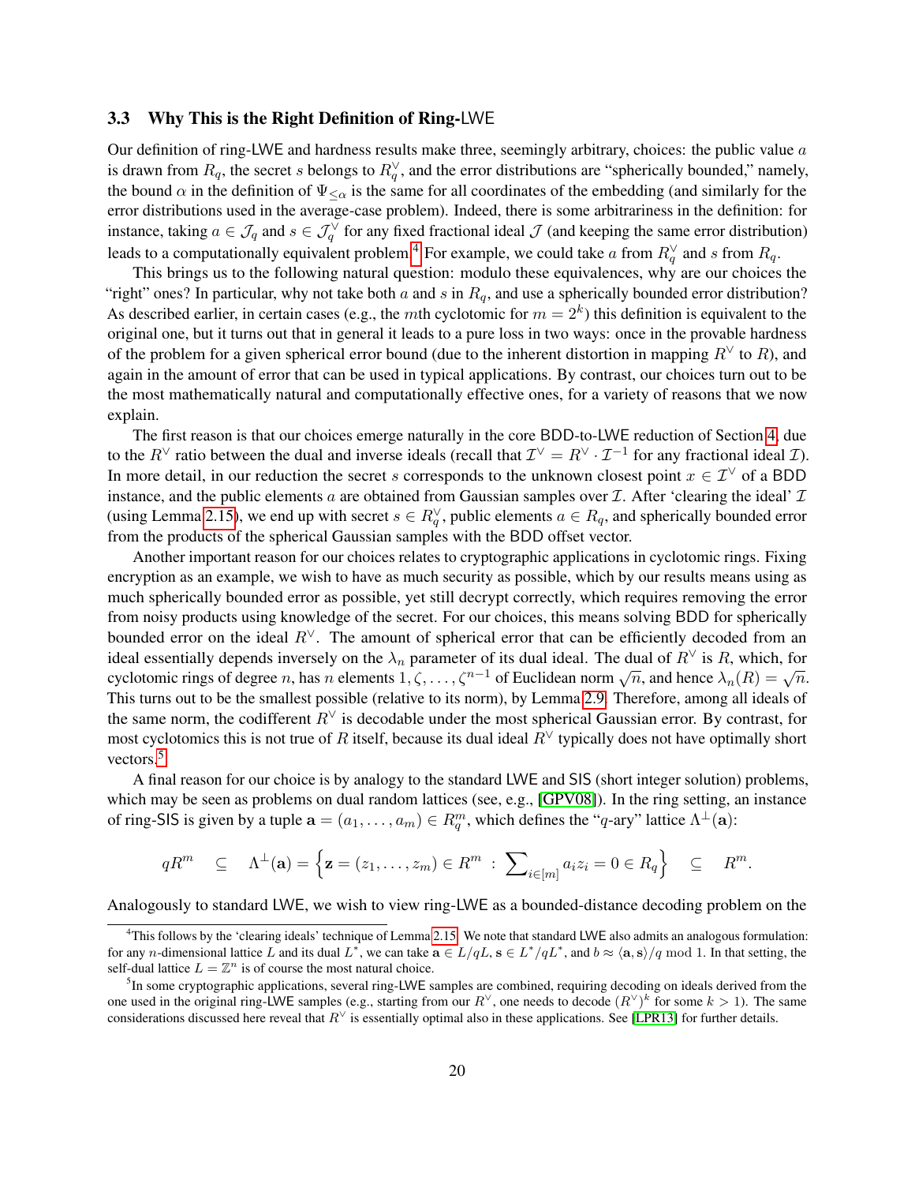### 3.3 Why This is the Right Definition of Ring-LWE

Our definition of ring-LWE and hardness results make three, seemingly arbitrary, choices: the public value $a$ is drawn from $R_q$, the secret $s$ belongs to $R_q^\vee$, and the error distributions are "spherically bounded," namely, the bound $\alpha$ in the definition of $\Psi_{\leq \alpha}$ is the same for all coordinates of the embedding (and similarly for the error distributions used in the average-case problem). Indeed, there is some arbitrariness in the definition: for instance, taking $a \in \mathcal{J}_q$ and $s \in \mathcal{J}_q^\vee$ for any fixed fractional ideal $\mathcal{J}$ (and keeping the same error distribution) leads to a computationally equivalent problem.[4] For example, we could take $a$ from $R_q^\vee$ and $s$ from $R_q$.

This brings us to the following natural question: modulo these equivalences, why are our choices the "right" ones? In particular, why not take both $a$ and $s$ in $R_q$, and use a spherically bounded error distribution? As described earlier, in certain cases (e.g., the $m$th cyclotomic for $m = 2^k$) this definition is equivalent to the original one, but it turns out that in general it leads to a pure loss in two ways: once in the provable hardness of the problem for a given spherical error bound (due to the inherent distortion in mapping $R^\vee$ to $R$), and again in the amount of error that can be used in typical applications. By contrast, our choices turn out to be the most mathematically natural and computationally effective ones, for a variety of reasons that we now explain.

The first reason is that our choices emerge naturally in the core BDD-to-LWE reduction of Section 4, due to the $R^\vee$ ratio between the dual and inverse ideals (recall that $\mathcal{I}^\vee = R^\vee \cdot \mathcal{I}^{-1}$ for any fractional ideal $\mathcal{I}$). In more detail, in our reduction the secret $s$ corresponds to the unknown closest point $x \in \mathcal{I}^\vee$ of a BDD instance, and the public elements $a$ are obtained from Gaussian samples over $\mathcal{I}$. After 'clearing the ideal' $\mathcal{I}$ (using Lemma 2.15), we end up with secret $s \in R_q^\vee$, public elements $a \in R_q$, and spherically bounded error from the products of the spherical Gaussian samples with the BDD offset vector.

Another important reason for our choices relates to cryptographic applications in cyclotomic rings. Fixing encryption as an example, we wish to have as much security as possible, which by our results means using as much spherically bounded error as possible, yet still decrypt correctly, which requires removing the error from noisy products using knowledge of the secret. For our choices, this means solving BDD for spherically bounded error on the ideal $R^\vee$. The amount of spherical error that can be efficiently decoded from an ideal essentially depends inversely on the $\lambda_n$ parameter of its dual ideal. The dual of $R^\vee$ is $R$, which, for cyclotomic rings of degree $n$, has $n$ elements $1, \zeta, \ldots, \zeta^{n-1}$ of Euclidean norm $\sqrt{n}$, and hence $\lambda_n(R) = \sqrt{n}$. This turns out to be the smallest possible (relative to its norm), by Lemma 2.9. Therefore, among all ideals of the same norm, the codifferent $R^\vee$ is decodable under the most spherical Gaussian error. By contrast, for most cyclotomics this is not true of $R$ itself, because its dual ideal $R^\vee$ typically does not have optimally short vectors.[5]

A final reason for our choice is by analogy to the standard LWE and SIS (short integer solution) problems, which may be seen as problems on dual random lattices (see, e.g., [GPV08]). In the ring setting, an instance of ring-SIS is given by a tuple $\mathbf{a} = (a_1, \ldots, a_m) \in R_q^m$, which defines the "$q$-ary" lattice $\Lambda^\perp(\mathbf{a})$:

$$qR^m \quad \subseteq \quad \Lambda^\perp(\mathbf{a}) = \left\{ \mathbf{z} = (z_1, \ldots, z_m) \in R^m \ : \ \sum\nolimits_{i \in [m]} a_i z_i = 0 \in R_q \right\} \quad \subseteq \quad R^m.$$

Analogously to standard LWE, we wish to view ring-LWE as a bounded-distance decoding problem on the

---

[4] This follows by the 'clearing ideals' technique of Lemma 2.15. We note that standard LWE also admits an analogous formulation: for any $n$-dimensional lattice $L$ and its dual $L^*$, we can take $\mathbf{a} \in L/qL$, $\mathbf{s} \in L^*/qL^*$, and $b \approx \langle \mathbf{a}, \mathbf{s} \rangle / q \bmod 1$. In that setting, the self-dual lattice $L = \mathbb{Z}^n$ is of course the most natural choice.

[5] In some cryptographic applications, several ring-LWE samples are combined, requiring decoding on ideals derived from the one used in the original ring-LWE samples (e.g., starting from our $R^\vee$, one needs to decode $(R^\vee)^k$ for some $k > 1$). The same considerations discussed here reveal that $R^\vee$ is essentially optimal also in these applications. See [LPR13] for further details.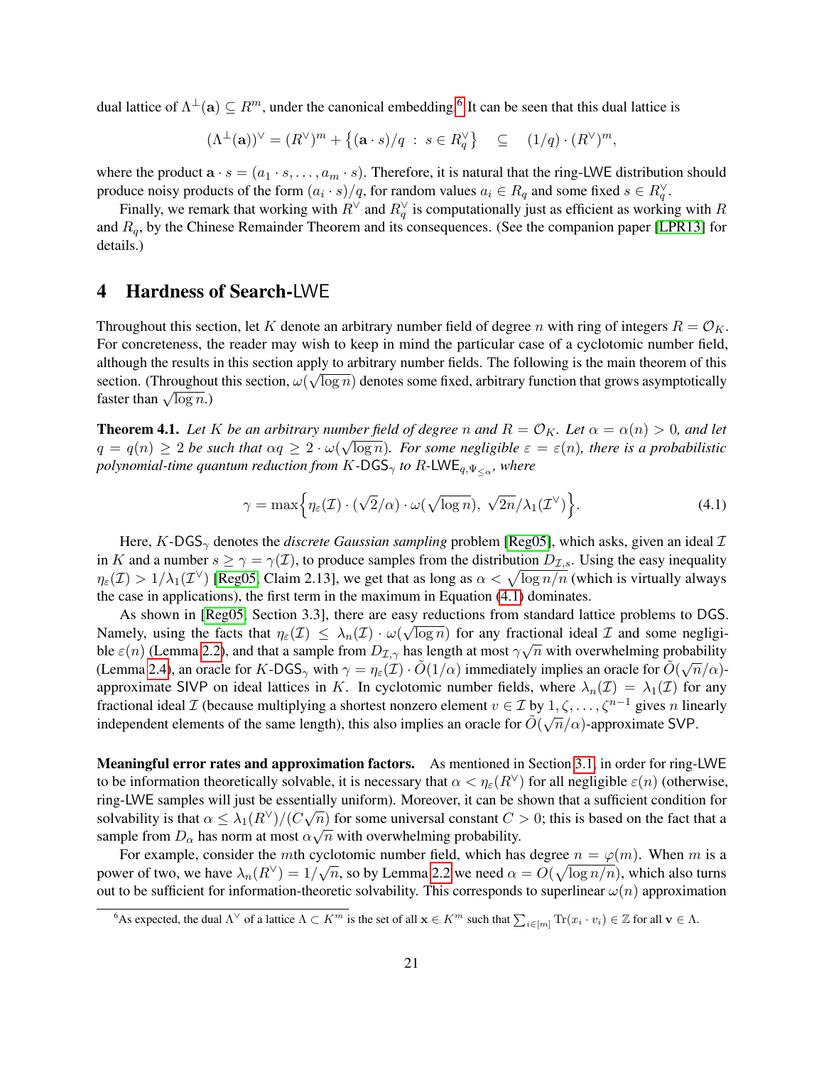dual lattice of $\Lambda^\perp(\mathbf{a}) \subseteq R^m$, under the canonical embedding.[6] It can be seen that this dual lattice is

$$(\Lambda^\perp(\mathbf{a}))^\vee = (R^\vee)^m + \big\{(\mathbf{a} \cdot s)/q \; : \; s \in R_q^\vee\big\} \quad \subseteq \quad (1/q) \cdot (R^\vee)^m,$$

where the product $\mathbf{a} \cdot s = (a_1 \cdot s, \ldots, a_m \cdot s)$. Therefore, it is natural that the ring-LWE distribution should produce noisy products of the form $(a_i \cdot s)/q$, for random values $a_i \in R_q$ and some fixed $s \in R_q^\vee$.

Finally, we remark that working with $R^\vee$ and $R_q^\vee$ is computationally just as efficient as working with $R$ and $R_q$, by the Chinese Remainder Theorem and its consequences. (See the companion paper [LPR13] for details.)

# 4 Hardness of Search-LWE

Throughout this section, let $K$ denote an arbitrary number field of degree $n$ with ring of integers $R = \mathcal{O}_K$. For concreteness, the reader may wish to keep in mind the particular case of a cyclotomic number field, although the results in this section apply to arbitrary number fields. The following is the main theorem of this section. (Throughout this section, $\omega(\sqrt{\log n})$ denotes some fixed, arbitrary function that grows asymptotically faster than $\sqrt{\log n}$.)

**Theorem 4.1.** *Let $K$ be an arbitrary number field of degree $n$ and $R = \mathcal{O}_K$. Let $\alpha = \alpha(n) > 0$, and let $q = q(n) \geq 2$ be such that $\alpha q \geq 2 \cdot \omega(\sqrt{\log n})$. For some negligible $\varepsilon = \varepsilon(n)$, there is a probabilistic polynomial-time quantum reduction from $K$-$\mathsf{DGS}_\gamma$ to $R$-$\mathsf{LWE}_{q,\Psi_{\leq\alpha}}$, where*

$$\gamma = \max\Big\{\eta_\varepsilon(\mathcal{I}) \cdot (\sqrt{2}/\alpha) \cdot \omega(\sqrt{\log n}),\; \sqrt{2n}/\lambda_1(\mathcal{I}^\vee)\Big\}. \tag{4.1}$$

Here, $K$-$\mathsf{DGS}_\gamma$ denotes the *discrete Gaussian sampling* problem [Reg05], which asks, given an ideal $\mathcal{I}$ in $K$ and a number $s \geq \gamma = \gamma(\mathcal{I})$, to produce samples from the distribution $D_{\mathcal{I},s}$. Using the easy inequality $\eta_\varepsilon(\mathcal{I}) > 1/\lambda_1(\mathcal{I}^\vee)$ [Reg05, Claim 2.13], we get that as long as $\alpha < \sqrt{\log n/n}$ (which is virtually always the case in applications), the first term in the maximum in Equation (4.1) dominates.

As shown in [Reg05, Section 3.3], there are easy reductions from standard lattice problems to DGS. Namely, using the facts that $\eta_\varepsilon(\mathcal{I}) \leq \lambda_n(\mathcal{I}) \cdot \omega(\sqrt{\log n})$ for any fractional ideal $\mathcal{I}$ and some negligible $\varepsilon(n)$ (Lemma 2.2), and that a sample from $D_{\mathcal{I},\gamma}$ has length at most $\gamma\sqrt{n}$ with overwhelming probability (Lemma 2.4), an oracle for $K$-$\mathsf{DGS}_\gamma$ with $\gamma = \eta_\varepsilon(\mathcal{I}) \cdot \tilde{O}(1/\alpha)$ immediately implies an oracle for $\tilde{O}(\sqrt{n}/\alpha)$-approximate SIVP on ideal lattices in $K$. In cyclotomic number fields, where $\lambda_n(\mathcal{I}) = \lambda_1(\mathcal{I})$ for any fractional ideal $\mathcal{I}$ (because multiplying a shortest nonzero element $v \in \mathcal{I}$ by $1, \zeta, \ldots, \zeta^{n-1}$ gives $n$ linearly independent elements of the same length), this also implies an oracle for $\tilde{O}(\sqrt{n}/\alpha)$-approximate SVP.

**Meaningful error rates and approximation factors.** As mentioned in Section 3.1, in order for ring-LWE to be information theoretically solvable, it is necessary that $\alpha < \eta_\varepsilon(R^\vee)$ for all negligible $\varepsilon(n)$ (otherwise, ring-LWE samples will just be essentially uniform). Moreover, it can be shown that a sufficient condition for solvability is that $\alpha \leq \lambda_1(R^\vee)/(C\sqrt{n})$ for some universal constant $C > 0$; this is based on the fact that a sample from $D_\alpha$ has norm at most $\alpha\sqrt{n}$ with overwhelming probability.

For example, consider the $m$th cyclotomic number field, which has degree $n = \varphi(m)$. When $m$ is a power of two, we have $\lambda_n(R^\vee) = 1/\sqrt{n}$, so by Lemma 2.2 we need $\alpha = O(\sqrt{\log n/n})$, which also turns out to be sufficient for information-theoretic solvability. This corresponds to superlinear $\omega(n)$ approximation

[6] As expected, the dual $\Lambda^\vee$ of a lattice $\Lambda \subset K^m$ is the set of all $\mathbf{x} \in K^m$ such that $\sum_{i\in[m]} \mathrm{Tr}(x_i \cdot v_i) \in \mathbb{Z}$ for all $\mathbf{v} \in \Lambda$.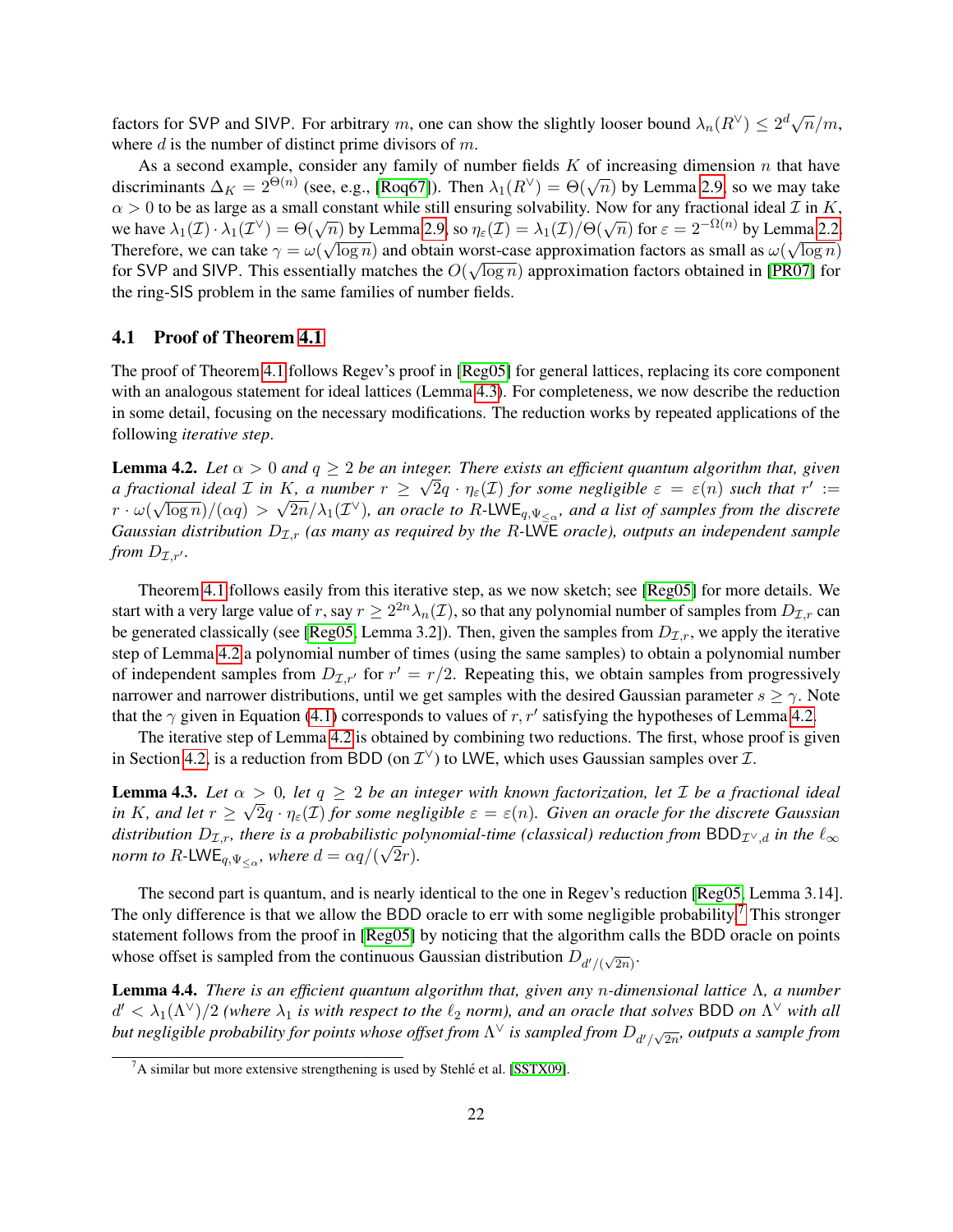factors for SVP and SIVP. For arbitrary $m$, one can show the slightly looser bound $\lambda_n(R^\vee) \leq 2^d\sqrt{n}/m$, where $d$ is the number of distinct prime divisors of $m$.

As a second example, consider any family of number fields $K$ of increasing dimension $n$ that have discriminants $\Delta_K = 2^{\Theta(n)}$ (see, e.g., [Roq67]). Then $\lambda_1(R^\vee) = \Theta(\sqrt{n})$ by Lemma 2.9, so we may take $\alpha > 0$ to be as large as a small constant while still ensuring solvability. Now for any fractional ideal $\mathcal{I}$ in $K$, we have $\lambda_1(\mathcal{I}) \cdot \lambda_1(\mathcal{I}^\vee) = \Theta(\sqrt{n})$ by Lemma 2.9, so $\eta_\varepsilon(\mathcal{I}) = \lambda_1(\mathcal{I})/\Theta(\sqrt{n})$ for $\varepsilon = 2^{-\Omega(n)}$ by Lemma 2.2. Therefore, we can take $\gamma = \omega(\sqrt{\log n})$ and obtain worst-case approximation factors as small as $\omega(\sqrt{\log n})$ for SVP and SIVP. This essentially matches the $O(\sqrt{\log n})$ approximation factors obtained in [PR07] for the ring-SIS problem in the same families of number fields.

### 4.1 Proof of Theorem 4.1

The proof of Theorem 4.1 follows Regev's proof in [Reg05] for general lattices, replacing its core component with an analogous statement for ideal lattices (Lemma 4.3). For completeness, we now describe the reduction in some detail, focusing on the necessary modifications. The reduction works by repeated applications of the following *iterative step*.

**Lemma 4.2.** *Let $\alpha > 0$ and $q \geq 2$ be an integer. There exists an efficient quantum algorithm that, given a fractional ideal $\mathcal{I}$ in $K$, a number $r \geq \sqrt{2}q \cdot \eta_\varepsilon(\mathcal{I})$ for some negligible $\varepsilon = \varepsilon(n)$ such that $r' := r \cdot \omega(\sqrt{\log n})/(\alpha q) > \sqrt{2n}/\lambda_1(\mathcal{I}^\vee)$, an oracle to $R$-$\mathsf{LWE}_{q,\Psi_{\leq\alpha}}$, and a list of samples from the discrete Gaussian distribution $D_{\mathcal{I},r}$ (as many as required by the $R$-$\mathsf{LWE}$ oracle), outputs an independent sample from $D_{\mathcal{I},r'}$.*

Theorem 4.1 follows easily from this iterative step, as we now sketch; see [Reg05] for more details. We start with a very large value of $r$, say $r \geq 2^{2n}\lambda_n(\mathcal{I})$, so that any polynomial number of samples from $D_{\mathcal{I},r}$ can be generated classically (see [Reg05, Lemma 3.2]). Then, given the samples from $D_{\mathcal{I},r}$, we apply the iterative step of Lemma 4.2 a polynomial number of times (using the same samples) to obtain a polynomial number of independent samples from $D_{\mathcal{I},r'}$ for $r' = r/2$. Repeating this, we obtain samples from progressively narrower and narrower distributions, until we get samples with the desired Gaussian parameter $s \geq \gamma$. Note that the $\gamma$ given in Equation (4.1) corresponds to values of $r, r'$ satisfying the hypotheses of Lemma 4.2.

The iterative step of Lemma 4.2 is obtained by combining two reductions. The first, whose proof is given in Section 4.2, is a reduction from BDD (on $\mathcal{I}^\vee$) to LWE, which uses Gaussian samples over $\mathcal{I}$.

**Lemma 4.3.** *Let $\alpha > 0$, let $q \geq 2$ be an integer with known factorization, let $\mathcal{I}$ be a fractional ideal in $K$, and let $r \geq \sqrt{2}q \cdot \eta_\varepsilon(\mathcal{I})$ for some negligible $\varepsilon = \varepsilon(n)$. Given an oracle for the discrete Gaussian distribution $D_{\mathcal{I},r}$, there is a probabilistic polynomial-time (classical) reduction from $\mathsf{BDD}_{\mathcal{I}^\vee,d}$ in the $\ell_\infty$ norm to $R$-$\mathsf{LWE}_{q,\Psi_{\leq\alpha}}$, where $d = \alpha q/(\sqrt{2}r)$.*

The second part is quantum, and is nearly identical to the one in Regev's reduction [Reg05, Lemma 3.14]. The only difference is that we allow the BDD oracle to err with some negligible probability.[7] This stronger statement follows from the proof in [Reg05] by noticing that the algorithm calls the BDD oracle on points whose offset is sampled from the continuous Gaussian distribution $D_{d'/(\sqrt{2n})}$.

**Lemma 4.4.** *There is an efficient quantum algorithm that, given any $n$-dimensional lattice $\Lambda$, a number $d' < \lambda_1(\Lambda^\vee)/2$ (where $\lambda_1$ is with respect to the $\ell_2$ norm), and an oracle that solves BDD on $\Lambda^\vee$ with all but negligible probability for points whose offset from $\Lambda^\vee$ is sampled from $D_{d'/\sqrt{2n}}$, outputs a sample from*

[7] A similar but more extensive strengthening is used by Stehlé et al. [SSTX09].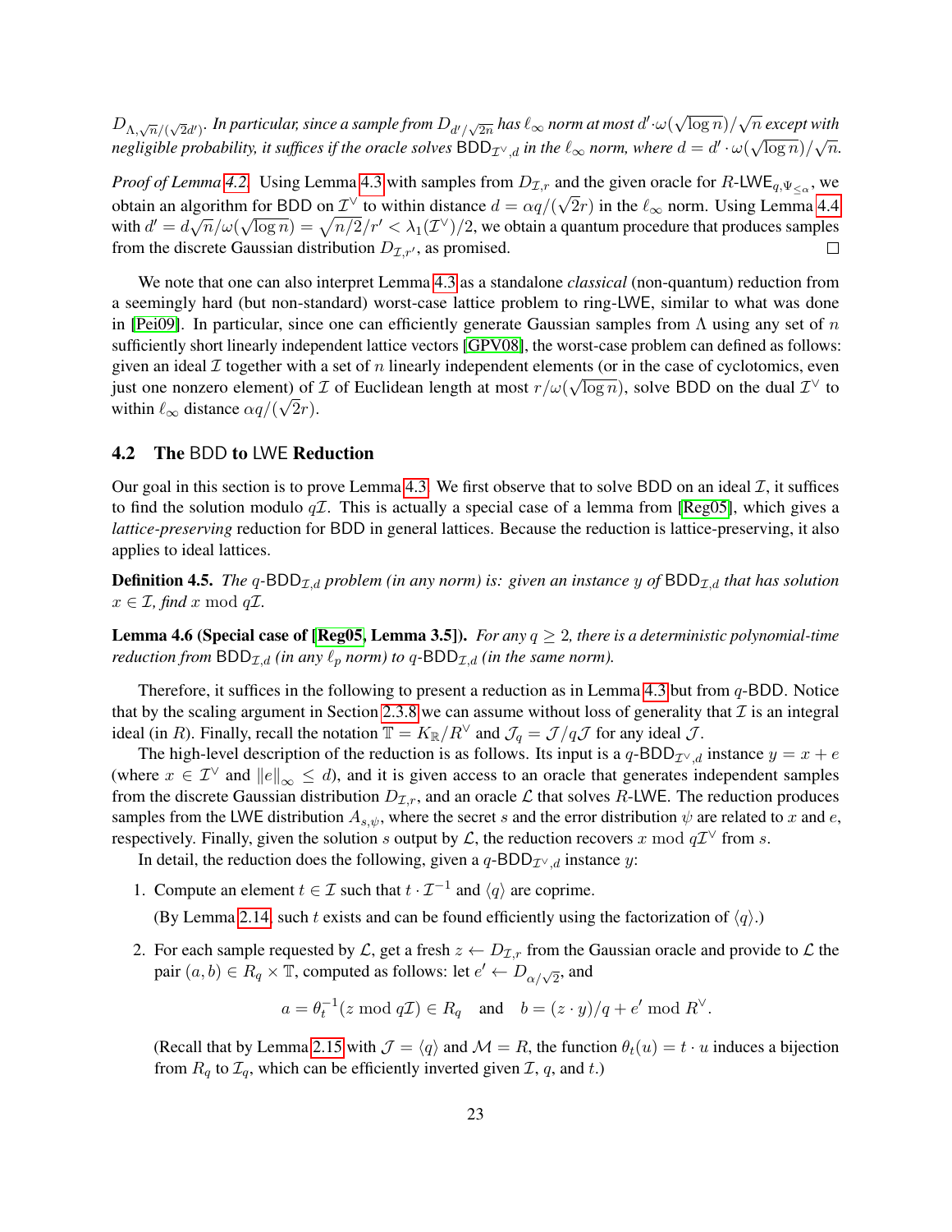$D_{\Lambda,\sqrt{n}/(\sqrt{2}d')}$. *In particular, since a sample from* $D_{d'/\sqrt{2n}}$ *has* $\ell_\infty$ *norm at most* $d' \cdot \omega(\sqrt{\log n})/\sqrt{n}$ *except with negligible probability, it suffices if the oracle solves* $\mathsf{BDD}_{\mathcal{I}^\vee,d}$ *in the* $\ell_\infty$ *norm, where* $d = d' \cdot \omega(\sqrt{\log n})/\sqrt{n}$.

*Proof of Lemma 4.2.* Using Lemma 4.3 with samples from $D_{\mathcal{I},r}$ and the given oracle for $R$-$\mathsf{LWE}_{q,\Psi_{\leq \alpha}}$, we obtain an algorithm for BDD on $\mathcal{I}^\vee$ to within distance $d = \alpha q/(\sqrt{2}r)$ in the $\ell_\infty$ norm. Using Lemma 4.4 with $d' = d\sqrt{n}/\omega(\sqrt{\log n}) = \sqrt{n/2}/r' < \lambda_1(\mathcal{I}^\vee)/2$, we obtain a quantum procedure that produces samples from the discrete Gaussian distribution $D_{\mathcal{I},r'}$, as promised. □

We note that one can also interpret Lemma 4.3 as a standalone *classical* (non-quantum) reduction from a seemingly hard (but non-standard) worst-case lattice problem to ring-LWE, similar to what was done in [Pei09]. In particular, since one can efficiently generate Gaussian samples from $\Lambda$ using any set of $n$ sufficiently short linearly independent lattice vectors [GPV08], the worst-case problem can defined as follows: given an ideal $\mathcal{I}$ together with a set of $n$ linearly independent elements (or in the case of cyclotomics, even just one nonzero element) of $\mathcal{I}$ of Euclidean length at most $r/\omega(\sqrt{\log n})$, solve BDD on the dual $\mathcal{I}^\vee$ to within $\ell_\infty$ distance $\alpha q/(\sqrt{2}r)$.

### 4.2 The BDD to LWE Reduction

Our goal in this section is to prove Lemma 4.3. We first observe that to solve BDD on an ideal $\mathcal{I}$, it suffices to find the solution modulo $q\mathcal{I}$. This is actually a special case of a lemma from [Reg05], which gives a *lattice-preserving* reduction for BDD in general lattices. Because the reduction is lattice-preserving, it also applies to ideal lattices.

**Definition 4.5.** *The* $q$-$\mathsf{BDD}_{\mathcal{I},d}$ *problem (in any norm) is: given an instance* $y$ *of* $\mathsf{BDD}_{\mathcal{I},d}$ *that has solution* $x \in \mathcal{I}$*, find* $x \bmod q\mathcal{I}$.

**Lemma 4.6 (Special case of [Reg05, Lemma 3.5]).** *For any* $q \geq 2$*, there is a deterministic polynomial-time reduction from* $\mathsf{BDD}_{\mathcal{I},d}$ *(in any* $\ell_p$ *norm) to* $q$-$\mathsf{BDD}_{\mathcal{I},d}$ *(in the same norm).*

Therefore, it suffices in the following to present a reduction as in Lemma 4.3 but from $q$-BDD. Notice that by the scaling argument in Section 2.3.8 we can assume without loss of generality that $\mathcal{I}$ is an integral ideal (in $R$). Finally, recall the notation $\mathbb{T} = K_{\mathbb{R}}/R^\vee$ and $\mathcal{J}_q = \mathcal{J}/q\mathcal{J}$ for any ideal $\mathcal{J}$.

The high-level description of the reduction is as follows. Its input is a $q$-$\mathsf{BDD}_{\mathcal{I}^\vee,d}$ instance $y = x + e$ (where $x \in \mathcal{I}^\vee$ and $\|e\|_\infty \leq d$), and it is given access to an oracle that generates independent samples from the discrete Gaussian distribution $D_{\mathcal{I},r}$, and an oracle $\mathcal{L}$ that solves $R$-LWE. The reduction produces samples from the LWE distribution $A_{s,\psi}$, where the secret $s$ and the error distribution $\psi$ are related to $x$ and $e$, respectively. Finally, given the solution $s$ output by $\mathcal{L}$, the reduction recovers $x \bmod q\mathcal{I}^\vee$ from $s$.

In detail, the reduction does the following, given a $q$-$\mathsf{BDD}_{\mathcal{I}^\vee,d}$ instance $y$:

1. Compute an element $t \in \mathcal{I}$ such that $t \cdot \mathcal{I}^{-1}$ and $\langle q \rangle$ are coprime.

   (By Lemma 2.14, such $t$ exists and can be found efficiently using the factorization of $\langle q \rangle$.)

2. For each sample requested by $\mathcal{L}$, get a fresh $z \leftarrow D_{\mathcal{I},r}$ from the Gaussian oracle and provide to $\mathcal{L}$ the pair $(a, b) \in R_q \times \mathbb{T}$, computed as follows: let $e' \leftarrow D_{\alpha/\sqrt{2}}$, and

$$a = \theta_t^{-1}(z \bmod q\mathcal{I}) \in R_q \quad \text{and} \quad b = (z \cdot y)/q + e' \bmod R^\vee.$$

   (Recall that by Lemma 2.15 with $\mathcal{J} = \langle q \rangle$ and $\mathcal{M} = R$, the function $\theta_t(u) = t \cdot u$ induces a bijection from $R_q$ to $\mathcal{I}_q$, which can be efficiently inverted given $\mathcal{I}$, $q$, and $t$.)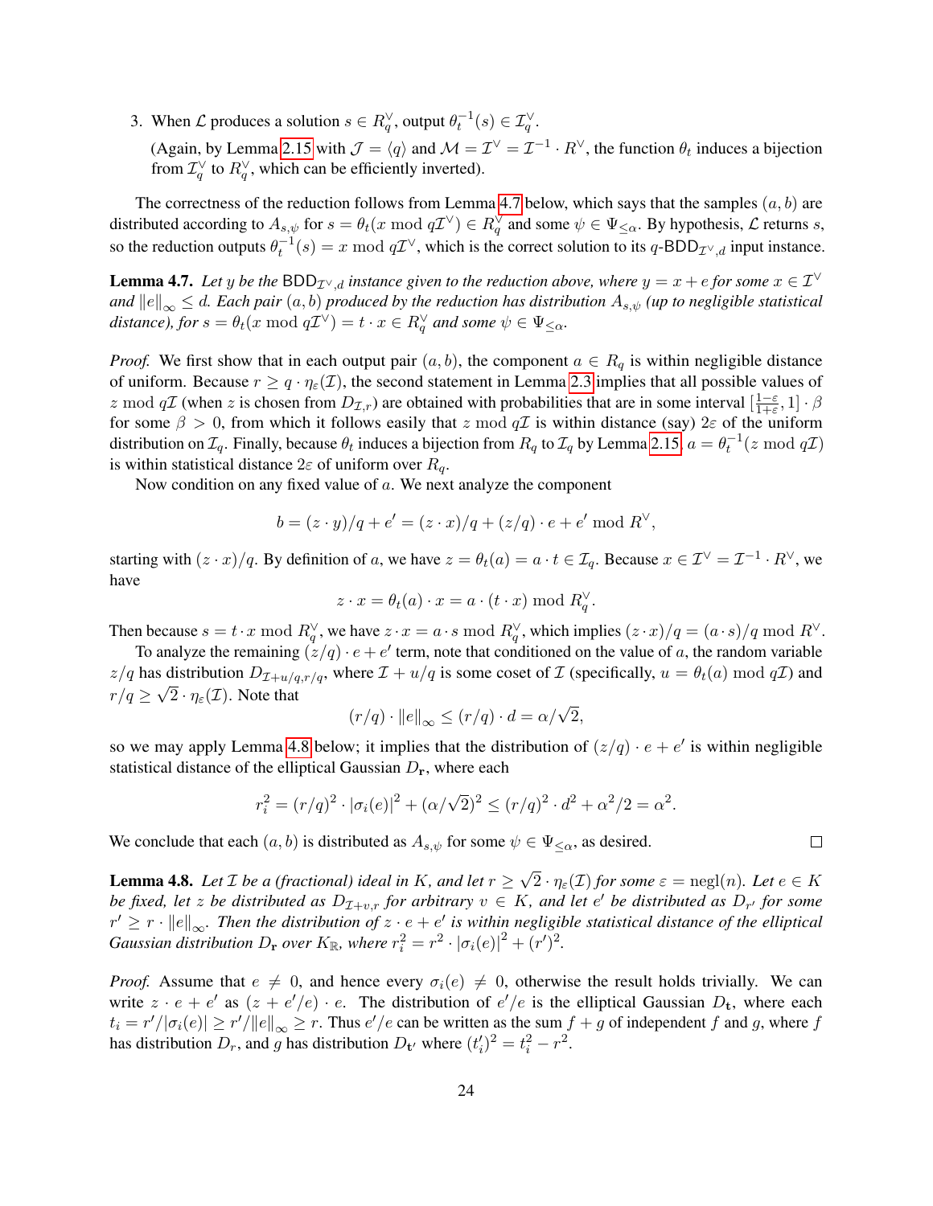3. When $\mathcal{L}$ produces a solution $s \in R_q^\vee$, output $\theta_t^{-1}(s) \in \mathcal{I}_q^\vee$.

   (Again, by Lemma 2.15 with $\mathcal{J} = \langle q \rangle$ and $\mathcal{M} = \mathcal{I}^\vee = \mathcal{I}^{-1} \cdot R^\vee$, the function $\theta_t$ induces a bijection from $\mathcal{I}_q^\vee$ to $R_q^\vee$, which can be efficiently inverted).

The correctness of the reduction follows from Lemma 4.7 below, which says that the samples $(a, b)$ are distributed according to $A_{s,\psi}$ for $s = \theta_t(x \bmod q\mathcal{I}^\vee) \in R_q^\vee$ and some $\psi \in \Psi_{\leq \alpha}$. By hypothesis, $\mathcal{L}$ returns $s$, so the reduction outputs $\theta_t^{-1}(s) = x \bmod q\mathcal{I}^\vee$, which is the correct solution to its $q$-$\mathsf{BDD}_{\mathcal{I}^\vee,d}$ input instance.

**Lemma 4.7.** *Let $y$ be the $\mathsf{BDD}_{\mathcal{I}^\vee,d}$ instance given to the reduction above, where $y = x + e$ for some $x \in \mathcal{I}^\vee$ and $\|e\|_\infty \leq d$. Each pair $(a, b)$ produced by the reduction has distribution $A_{s,\psi}$ (up to negligible statistical distance), for $s = \theta_t(x \bmod q\mathcal{I}^\vee) = t \cdot x \in R_q^\vee$ and some $\psi \in \Psi_{\leq \alpha}$.*

*Proof.* We first show that in each output pair $(a, b)$, the component $a \in R_q$ is within negligible distance of uniform. Because $r \geq q \cdot \eta_\varepsilon(\mathcal{I})$, the second statement in Lemma 2.3 implies that all possible values of $z \bmod q\mathcal{I}$ (when $z$ is chosen from $D_{\mathcal{I},r}$) are obtained with probabilities that are in some interval $[\frac{1-\varepsilon}{1+\varepsilon}, 1] \cdot \beta$ for some $\beta > 0$, from which it follows easily that $z \bmod q\mathcal{I}$ is within distance (say) $2\varepsilon$ of the uniform distribution on $\mathcal{I}_q$. Finally, because $\theta_t$ induces a bijection from $R_q$ to $\mathcal{I}_q$ by Lemma 2.15, $a = \theta_t^{-1}(z \bmod q\mathcal{I})$ is within statistical distance $2\varepsilon$ of uniform over $R_q$.

Now condition on any fixed value of $a$. We next analyze the component

$$b = (z \cdot y)/q + e' = (z \cdot x)/q + (z/q) \cdot e + e' \bmod R^\vee,$$

starting with $(z \cdot x)/q$. By definition of $a$, we have $z = \theta_t(a) = a \cdot t \in \mathcal{I}_q$. Because $x \in \mathcal{I}^\vee = \mathcal{I}^{-1} \cdot R^\vee$, we have

$$z \cdot x = \theta_t(a) \cdot x = a \cdot (t \cdot x) \bmod R_q^\vee.$$

Then because $s = t \cdot x \bmod R_q^\vee$, we have $z \cdot x = a \cdot s \bmod R_q^\vee$, which implies $(z \cdot x)/q = (a \cdot s)/q \bmod R^\vee$.

To analyze the remaining $(z/q) \cdot e + e'$ term, note that conditioned on the value of $a$, the random variable $z/q$ has distribution $D_{\mathcal{I}+u/q,r/q}$, where $\mathcal{I} + u/q$ is some coset of $\mathcal{I}$ (specifically, $u = \theta_t(a) \bmod q\mathcal{I}$) and $r/q \geq \sqrt{2} \cdot \eta_\varepsilon(\mathcal{I})$. Note that

$$(r/q) \cdot \|e\|_\infty \leq (r/q) \cdot d = \alpha/\sqrt{2},$$

so we may apply Lemma 4.8 below; it implies that the distribution of $(z/q) \cdot e + e'$ is within negligible statistical distance of the elliptical Gaussian $D_{\mathbf{r}}$, where each

$$r_i^2 = (r/q)^2 \cdot |\sigma_i(e)|^2 + (\alpha/\sqrt{2})^2 \leq (r/q)^2 \cdot d^2 + \alpha^2/2 = \alpha^2.$$

We conclude that each $(a, b)$ is distributed as $A_{s,\psi}$ for some $\psi \in \Psi_{\leq \alpha}$, as desired. $\square$

**Lemma 4.8.** *Let $\mathcal{I}$ be a (fractional) ideal in $K$, and let $r \geq \sqrt{2} \cdot \eta_\varepsilon(\mathcal{I})$ for some $\varepsilon = \text{negl}(n)$. Let $e \in K$ be fixed, let $z$ be distributed as $D_{\mathcal{I}+v,r}$ for arbitrary $v \in K$, and let $e'$ be distributed as $D_{r'}$ for some $r' \geq r \cdot \|e\|_\infty$. Then the distribution of $z \cdot e + e'$ is within negligible statistical distance of the elliptical Gaussian distribution $D_{\mathbf{r}}$ over $K_{\mathbb{R}}$, where $r_i^2 = r^2 \cdot |\sigma_i(e)|^2 + (r')^2$.*

*Proof.* Assume that $e \neq 0$, and hence every $\sigma_i(e) \neq 0$, otherwise the result holds trivially. We can write $z \cdot e + e'$ as $(z + e'/e) \cdot e$. The distribution of $e'/e$ is the elliptical Gaussian $D_{\mathbf{t}}$, where each $t_i = r'/|\sigma_i(e)| \geq r'/\|e\|_\infty \geq r$. Thus $e'/e$ can be written as the sum $f + g$ of independent $f$ and $g$, where $f$ has distribution $D_r$, and $g$ has distribution $D_{\mathbf{t}'}$ where $(t_i')^2 = t_i^2 - r^2$.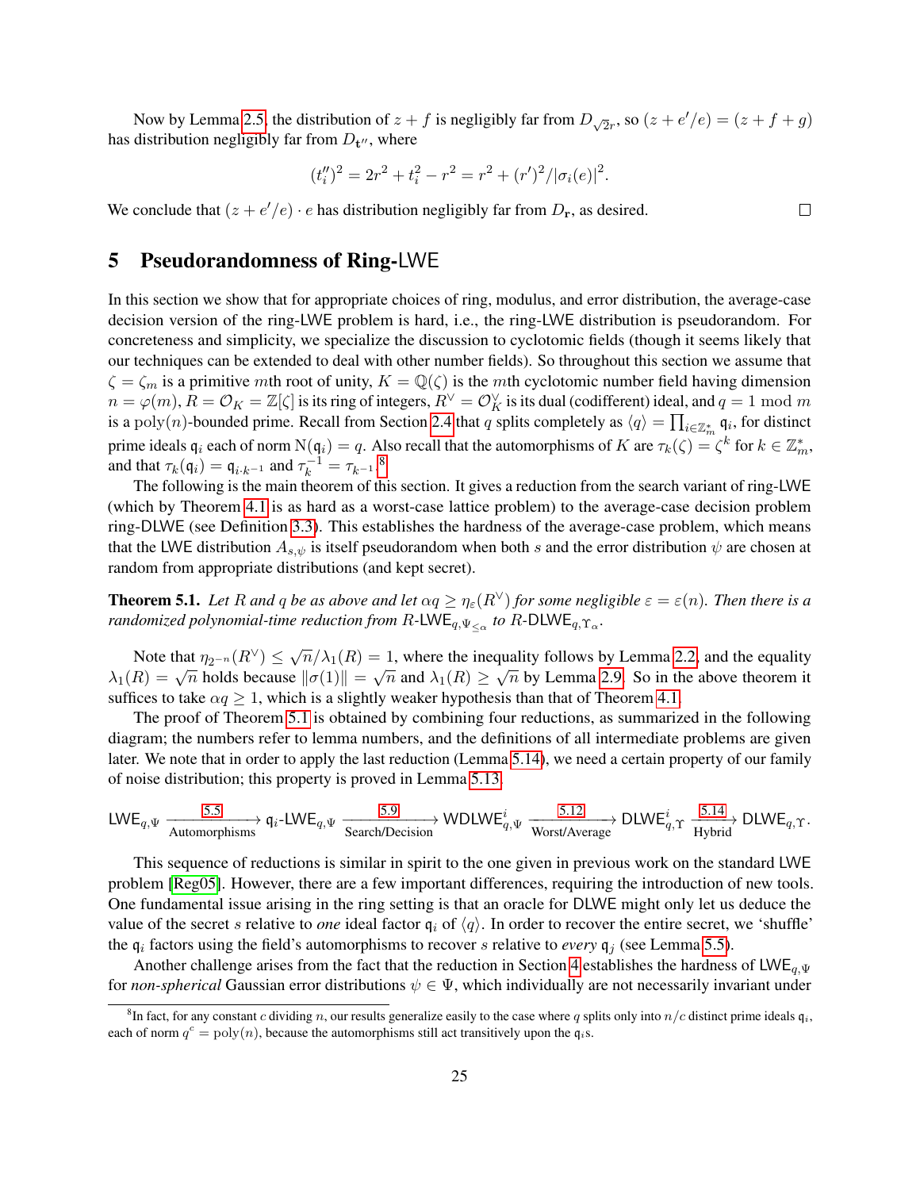Now by Lemma 2.5, the distribution of $z + f$ is negligibly far from $D_{\sqrt{2}r}$, so $(z + e'/e) = (z + f + g)$ has distribution negligibly far from $D_{\mathbf{t}''}$, where

$$(t''_i)^2 = 2r^2 + t_i^2 - r^2 = r^2 + (r')^2/|\sigma_i(e)|^2.$$

We conclude that $(z + e'/e) \cdot e$ has distribution negligibly far from $D_{\mathbf{r}}$, as desired. □

# 5 Pseudorandomness of Ring-LWE

In this section we show that for appropriate choices of ring, modulus, and error distribution, the average-case decision version of the ring-LWE problem is hard, i.e., the ring-LWE distribution is pseudorandom. For concreteness and simplicity, we specialize the discussion to cyclotomic fields (though it seems likely that our techniques can be extended to deal with other number fields). So throughout this section we assume that $\zeta = \zeta_m$ is a primitive $m$th root of unity, $K = \mathbb{Q}(\zeta)$ is the $m$th cyclotomic number field having dimension $n = \varphi(m)$, $R = \mathcal{O}_K = \mathbb{Z}[\zeta]$ is its ring of integers, $R^\vee = \mathcal{O}_K^\vee$ is its dual (codifferent) ideal, and $q = 1 \bmod m$ is a $\mathrm{poly}(n)$-bounded prime. Recall from Section 2.4 that $q$ splits completely as $\langle q \rangle = \prod_{i \in \mathbb{Z}_m^*} \mathfrak{q}_i$, for distinct prime ideals $\mathfrak{q}_i$ each of norm $\mathrm{N}(\mathfrak{q}_i) = q$. Also recall that the automorphisms of $K$ are $\tau_k(\zeta) = \zeta^k$ for $k \in \mathbb{Z}_m^*$, and that $\tau_k(\mathfrak{q}_i) = \mathfrak{q}_{i \cdot k^{-1}}$ and $\tau_k^{-1} = \tau_{k^{-1}}$.[8]

The following is the main theorem of this section. It gives a reduction from the search variant of ring-LWE (which by Theorem 4.1 is as hard as a worst-case lattice problem) to the average-case decision problem ring-DLWE (see Definition 3.3). This establishes the hardness of the average-case problem, which means that the LWE distribution $A_{s,\psi}$ is itself pseudorandom when both $s$ and the error distribution $\psi$ are chosen at random from appropriate distributions (and kept secret).

**Theorem 5.1.** *Let $R$ and $q$ be as above and let $\alpha q \geq \eta_\varepsilon(R^\vee)$ for some negligible $\varepsilon = \varepsilon(n)$. Then there is a randomized polynomial-time reduction from $R$-$\mathsf{LWE}_{q,\Psi_{\leq \alpha}}$ to $R$-$\mathsf{DLWE}_{q,\Upsilon_\alpha}$.*

Note that $\eta_{2^{-n}}(R^\vee) \leq \sqrt{n}/\lambda_1(R) = 1$, where the inequality follows by Lemma 2.2, and the equality $\lambda_1(R) = \sqrt{n}$ holds because $\|\sigma(1)\| = \sqrt{n}$ and $\lambda_1(R) \geq \sqrt{n}$ by Lemma 2.9. So in the above theorem it suffices to take $\alpha q \geq 1$, which is a slightly weaker hypothesis than that of Theorem 4.1.

The proof of Theorem 5.1 is obtained by combining four reductions, as summarized in the following diagram; the numbers refer to lemma numbers, and the definitions of all intermediate problems are given later. We note that in order to apply the last reduction (Lemma 5.14), we need a certain property of our family of noise distribution; this property is proved in Lemma 5.13.

$$\mathsf{LWE}_{q,\Psi} \xrightarrow[\text{Automorphisms}]{5.5} \mathfrak{q}_i\text{-}\mathsf{LWE}_{q,\Psi} \xrightarrow[\text{Search/Decision}]{5.9} \mathsf{WDLWE}^i_{q,\Psi} \xrightarrow[\text{Worst/Average}]{5.12} \mathsf{DLWE}^i_{q,\Upsilon} \xrightarrow[\text{Hybrid}]{5.14} \mathsf{DLWE}_{q,\Upsilon}.$$

This sequence of reductions is similar in spirit to the one given in previous work on the standard LWE problem [Reg05]. However, there are a few important differences, requiring the introduction of new tools. One fundamental issue arising in the ring setting is that an oracle for DLWE might only let us deduce the value of the secret $s$ relative to *one* ideal factor $\mathfrak{q}_i$ of $\langle q \rangle$. In order to recover the entire secret, we 'shuffle' the $\mathfrak{q}_i$ factors using the field's automorphisms to recover $s$ relative to *every* $\mathfrak{q}_j$ (see Lemma 5.5).

Another challenge arises from the fact that the reduction in Section 4 establishes the hardness of $\mathsf{LWE}_{q,\Psi}$ for *non-spherical* Gaussian error distributions $\psi \in \Psi$, which individually are not necessarily invariant under

[8] In fact, for any constant $c$ dividing $n$, our results generalize easily to the case where $q$ splits only into $n/c$ distinct prime ideals $\mathfrak{q}_i$, each of norm $q^c = \mathrm{poly}(n)$, because the automorphisms still act transitively upon the $\mathfrak{q}_i$s.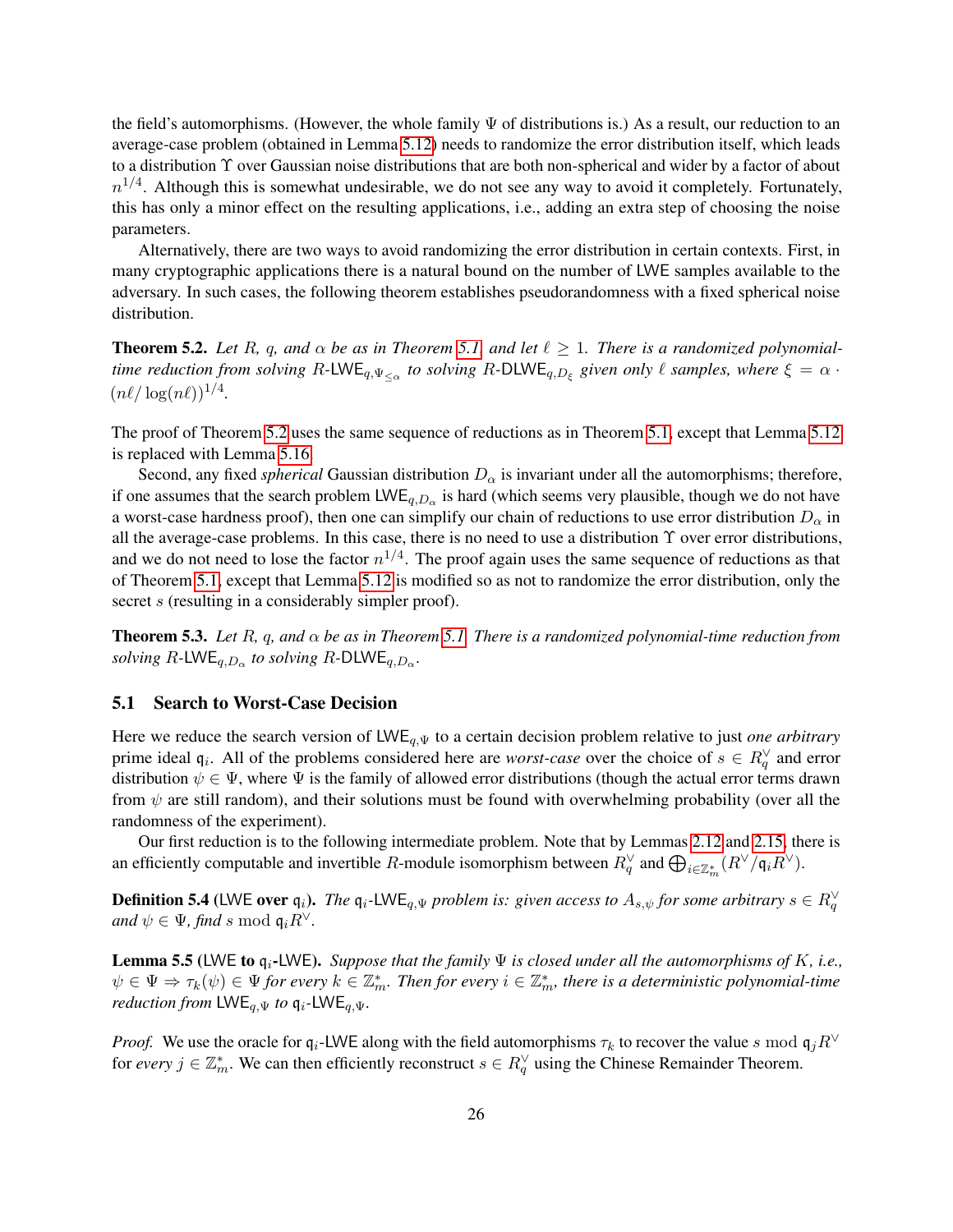the field's automorphisms. (However, the whole family $\Psi$ of distributions is.) As a result, our reduction to an average-case problem (obtained in Lemma 5.12) needs to randomize the error distribution itself, which leads to a distribution $\Upsilon$ over Gaussian noise distributions that are both non-spherical and wider by a factor of about $n^{1/4}$. Although this is somewhat undesirable, we do not see any way to avoid it completely. Fortunately, this has only a minor effect on the resulting applications, i.e., adding an extra step of choosing the noise parameters.

Alternatively, there are two ways to avoid randomizing the error distribution in certain contexts. First, in many cryptographic applications there is a natural bound on the number of LWE samples available to the adversary. In such cases, the following theorem establishes pseudorandomness with a fixed spherical noise distribution.

**Theorem 5.2.** *Let $R$, $q$, and $\alpha$ be as in Theorem 5.1, and let $\ell \geq 1$. There is a randomized polynomial-time reduction from solving $R$-$\mathsf{LWE}_{q,\Psi_{\leq\alpha}}$ to solving $R$-$\mathsf{DLWE}_{q,D_\xi}$ given only $\ell$ samples, where $\xi = \alpha \cdot (n\ell/\log(n\ell))^{1/4}$.*

The proof of Theorem 5.2 uses the same sequence of reductions as in Theorem 5.1, except that Lemma 5.12 is replaced with Lemma 5.16.

Second, any fixed *spherical* Gaussian distribution $D_\alpha$ is invariant under all the automorphisms; therefore, if one assumes that the search problem $\mathsf{LWE}_{q,D_\alpha}$ is hard (which seems very plausible, though we do not have a worst-case hardness proof), then one can simplify our chain of reductions to use error distribution $D_\alpha$ in all the average-case problems. In this case, there is no need to use a distribution $\Upsilon$ over error distributions, and we do not need to lose the factor $n^{1/4}$. The proof again uses the same sequence of reductions as that of Theorem 5.1, except that Lemma 5.12 is modified so as not to randomize the error distribution, only the secret $s$ (resulting in a considerably simpler proof).

**Theorem 5.3.** *Let $R$, $q$, and $\alpha$ be as in Theorem 5.1. There is a randomized polynomial-time reduction from solving $R$-$\mathsf{LWE}_{q,D_\alpha}$ to solving $R$-$\mathsf{DLWE}_{q,D_\alpha}$.*

## 5.1 Search to Worst-Case Decision

Here we reduce the search version of $\mathsf{LWE}_{q,\Psi}$ to a certain decision problem relative to just *one arbitrary* prime ideal $\mathfrak{q}_i$. All of the problems considered here are *worst-case* over the choice of $s \in R_q^\vee$ and error distribution $\psi \in \Psi$, where $\Psi$ is the family of allowed error distributions (though the actual error terms drawn from $\psi$ are still random), and their solutions must be found with overwhelming probability (over all the randomness of the experiment).

Our first reduction is to the following intermediate problem. Note that by Lemmas 2.12 and 2.15, there is an efficiently computable and invertible $R$-module isomorphism between $R_q^\vee$ and $\bigoplus_{i\in\mathbb{Z}_m^*}(R^\vee/\mathfrak{q}_i R^\vee)$.

**Definition 5.4** (LWE over $\mathfrak{q}_i$)**.** *The $\mathfrak{q}_i$-$\mathsf{LWE}_{q,\Psi}$ problem is: given access to $A_{s,\psi}$ for some arbitrary $s \in R_q^\vee$ and $\psi \in \Psi$, find $s \bmod \mathfrak{q}_i R^\vee$.*

**Lemma 5.5** (LWE to $\mathfrak{q}_i$-LWE)**.** *Suppose that the family $\Psi$ is closed under all the automorphisms of $K$, i.e., $\psi \in \Psi \Rightarrow \tau_k(\psi) \in \Psi$ for every $k \in \mathbb{Z}_m^*$. Then for every $i \in \mathbb{Z}_m^*$, there is a deterministic polynomial-time reduction from $\mathsf{LWE}_{q,\Psi}$ to $\mathfrak{q}_i$-$\mathsf{LWE}_{q,\Psi}$.*

*Proof.* We use the oracle for $\mathfrak{q}_i$-LWE along with the field automorphisms $\tau_k$ to recover the value $s \bmod \mathfrak{q}_j R^\vee$ for *every* $j \in \mathbb{Z}_m^*$. We can then efficiently reconstruct $s \in R_q^\vee$ using the Chinese Remainder Theorem.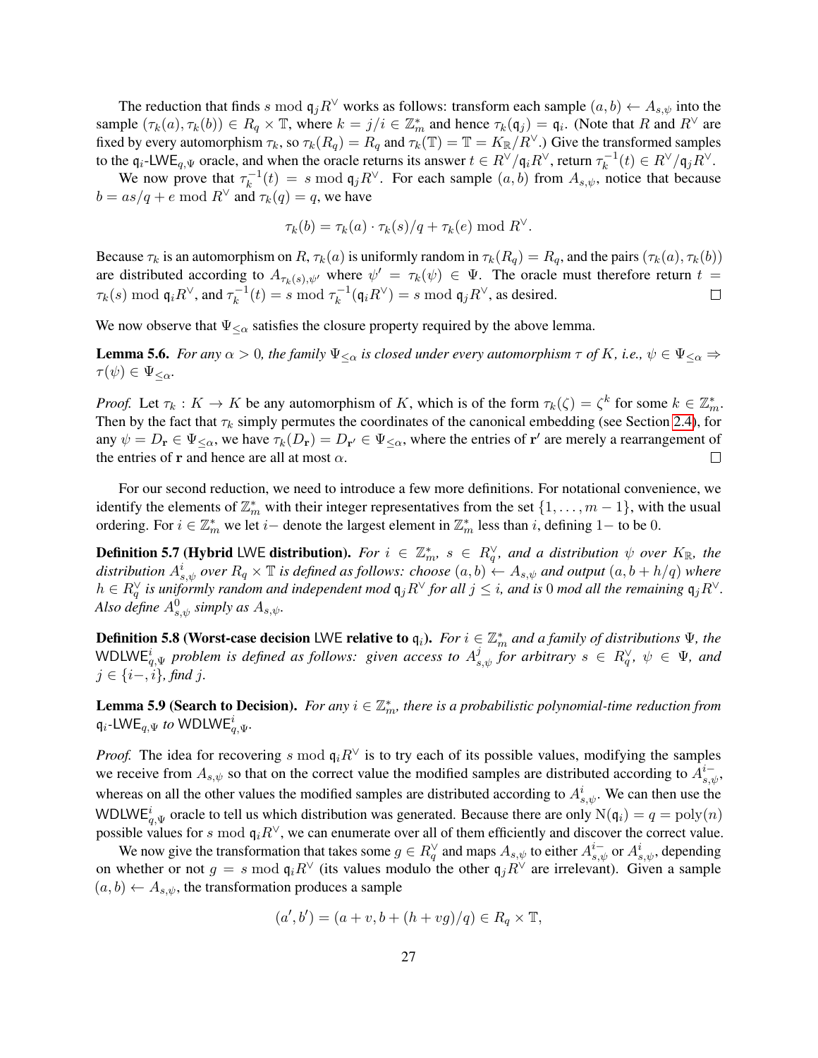The reduction that finds $s \bmod \mathfrak{q}_j R^\vee$ works as follows: transform each sample $(a, b) \leftarrow A_{s,\psi}$ into the sample $(\tau_k(a), \tau_k(b)) \in R_q \times \mathbb{T}$, where $k = j/i \in \mathbb{Z}_m^*$ and hence $\tau_k(\mathfrak{q}_j) = \mathfrak{q}_i$. (Note that $R$ and $R^\vee$ are fixed by every automorphism $\tau_k$, so $\tau_k(R_q) = R_q$ and $\tau_k(\mathbb{T}) = \mathbb{T} = K_\mathbb{R}/R^\vee$.) Give the transformed samples to the $\mathfrak{q}_i$-$\mathsf{LWE}_{q,\Psi}$ oracle, and when the oracle returns its answer $t \in R^\vee/\mathfrak{q}_i R^\vee$, return $\tau_k^{-1}(t) \in R^\vee/\mathfrak{q}_j R^\vee$.

We now prove that $\tau_k^{-1}(t) = s \bmod \mathfrak{q}_j R^\vee$. For each sample $(a, b)$ from $A_{s,\psi}$, notice that because $b = as/q + e \bmod R^\vee$ and $\tau_k(q) = q$, we have

$$\tau_k(b) = \tau_k(a) \cdot \tau_k(s)/q + \tau_k(e) \bmod R^\vee.$$

Because $\tau_k$ is an automorphism on $R$, $\tau_k(a)$ is uniformly random in $\tau_k(R_q) = R_q$, and the pairs $(\tau_k(a), \tau_k(b))$ are distributed according to $A_{\tau_k(s),\psi'}$ where $\psi' = \tau_k(\psi) \in \Psi$. The oracle must therefore return $t = \tau_k(s) \bmod \mathfrak{q}_i R^\vee$, and $\tau_k^{-1}(t) = s \bmod \tau_k^{-1}(\mathfrak{q}_i R^\vee) = s \bmod \mathfrak{q}_j R^\vee$, as desired. □

We now observe that $\Psi_{\leq\alpha}$ satisfies the closure property required by the above lemma.

**Lemma 5.6.** *For any $\alpha > 0$, the family $\Psi_{\leq\alpha}$ is closed under every automorphism $\tau$ of $K$, i.e., $\psi \in \Psi_{\leq\alpha} \Rightarrow \tau(\psi) \in \Psi_{\leq\alpha}$.*

*Proof.* Let $\tau_k : K \to K$ be any automorphism of $K$, which is of the form $\tau_k(\zeta) = \zeta^k$ for some $k \in \mathbb{Z}_m^*$. Then by the fact that $\tau_k$ simply permutes the coordinates of the canonical embedding (see Section 2.4), for any $\psi = D_\mathbf{r} \in \Psi_{\leq\alpha}$, we have $\tau_k(D_\mathbf{r}) = D_{\mathbf{r}'} \in \Psi_{\leq\alpha}$, where the entries of $\mathbf{r}'$ are merely a rearrangement of the entries of $\mathbf{r}$ and hence are all at most $\alpha$. □

For our second reduction, we need to introduce a few more definitions. For notational convenience, we identify the elements of $\mathbb{Z}_m^*$ with their integer representatives from the set $\{1, \ldots, m-1\}$, with the usual ordering. For $i \in \mathbb{Z}_m^*$ we let $i-$ denote the largest element in $\mathbb{Z}_m^*$ less than $i$, defining $1-$ to be $0$.

**Definition 5.7 (Hybrid $\mathsf{LWE}$ distribution).** *For $i \in \mathbb{Z}_m^*$, $s \in R_q^\vee$, and a distribution $\psi$ over $K_\mathbb{R}$, the distribution $A_{s,\psi}^i$ over $R_q \times \mathbb{T}$ is defined as follows: choose $(a, b) \leftarrow A_{s,\psi}$ and output $(a, b + h/q)$ where $h \in R_q^\vee$ is uniformly random and independent mod $\mathfrak{q}_j R^\vee$ for all $j \leq i$, and is $0$ mod all the remaining $\mathfrak{q}_j R^\vee$. Also define $A_{s,\psi}^0$ simply as $A_{s,\psi}$.*

**Definition 5.8 (Worst-case decision $\mathsf{LWE}$ relative to $\mathfrak{q}_i$).** *For $i \in \mathbb{Z}_m^*$ and a family of distributions $\Psi$, the $\mathsf{WDLWE}_{q,\Psi}^i$ problem is defined as follows: given access to $A_{s,\psi}^j$ for arbitrary $s \in R_q^\vee$, $\psi \in \Psi$, and $j \in \{i-, i\}$, find $j$.*

**Lemma 5.9 (Search to Decision).** *For any $i \in \mathbb{Z}_m^*$, there is a probabilistic polynomial-time reduction from $\mathfrak{q}_i$-$\mathsf{LWE}_{q,\Psi}$ to $\mathsf{WDLWE}_{q,\Psi}^i$.*

*Proof.* The idea for recovering $s \bmod \mathfrak{q}_i R^\vee$ is to try each of its possible values, modifying the samples we receive from $A_{s,\psi}$ so that on the correct value the modified samples are distributed according to $A_{s,\psi}^{i-}$, whereas on all the other values the modified samples are distributed according to $A_{s,\psi}^i$. We can then use the $\mathsf{WDLWE}_{q,\Psi}^i$ oracle to tell us which distribution was generated. Because there are only $\mathrm{N}(\mathfrak{q}_i) = q = \mathrm{poly}(n)$ possible values for $s \bmod \mathfrak{q}_i R^\vee$, we can enumerate over all of them efficiently and discover the correct value.

We now give the transformation that takes some $g \in R_q^\vee$ and maps $A_{s,\psi}$ to either $A_{s,\psi}^{i-}$ or $A_{s,\psi}^i$, depending on whether or not $g = s \bmod \mathfrak{q}_i R^\vee$ (its values modulo the other $\mathfrak{q}_j R^\vee$ are irrelevant). Given a sample $(a, b) \leftarrow A_{s,\psi}$, the transformation produces a sample

$$(a', b') = (a + v, b + (h + vg)/q) \in R_q \times \mathbb{T},$$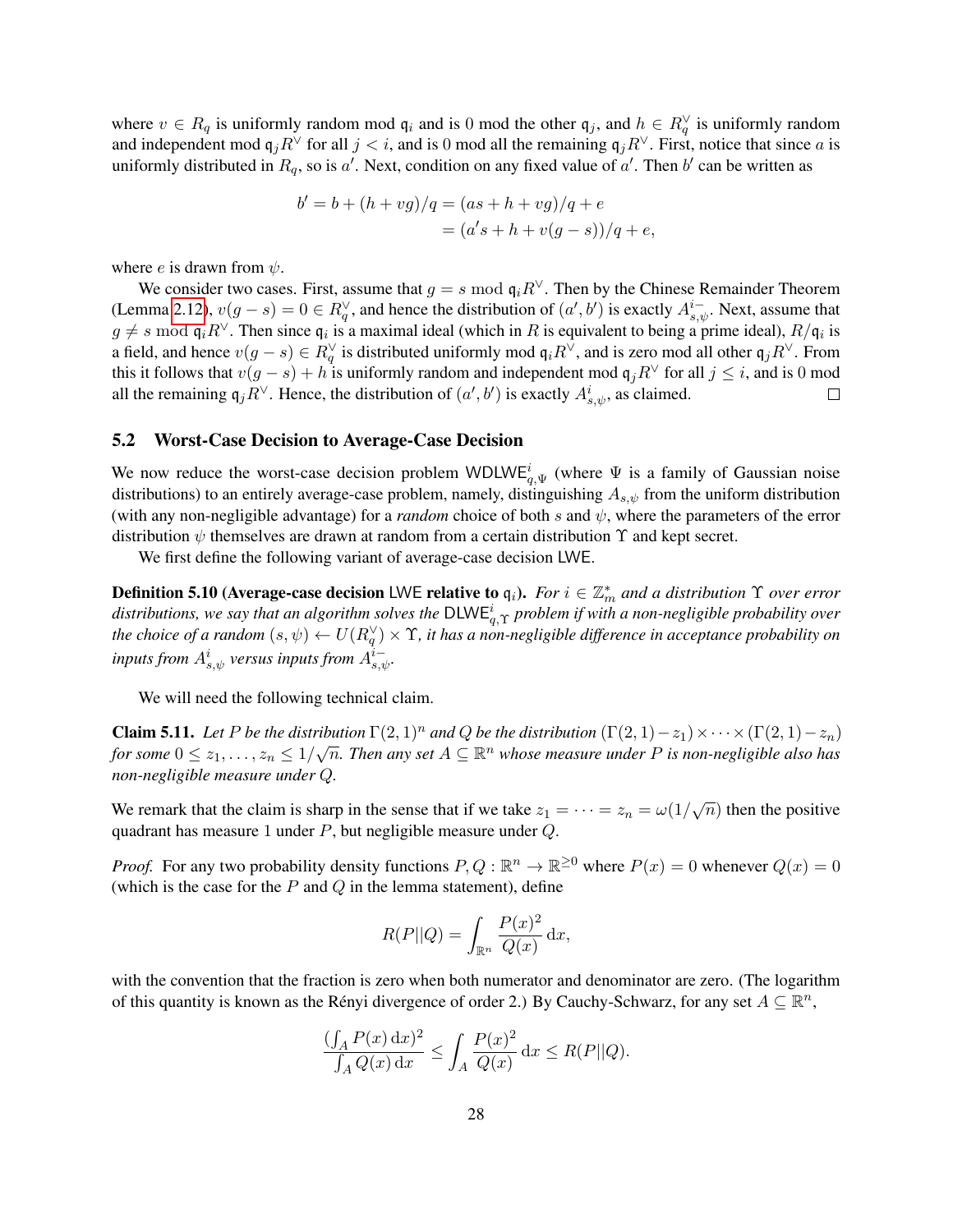where $v \in R_q$ is uniformly random mod $\mathfrak{q}_i$ and is 0 mod the other $\mathfrak{q}_j$, and $h \in R_q^\vee$ is uniformly random and independent mod $\mathfrak{q}_j R^\vee$ for all $j < i$, and is 0 mod all the remaining $\mathfrak{q}_j R^\vee$. First, notice that since $a$ is uniformly distributed in $R_q$, so is $a'$. Next, condition on any fixed value of $a'$. Then $b'$ can be written as

$$
\begin{aligned}
b' = b + (h + vg)/q &= (as + h + vg)/q + e \\
&= (a's + h + v(g - s))/q + e,
\end{aligned}
$$

where $e$ is drawn from $\psi$.

We consider two cases. First, assume that $g = s \bmod \mathfrak{q}_i R^\vee$. Then by the Chinese Remainder Theorem (Lemma 2.12), $v(g - s) = 0 \in R_q^\vee$, and hence the distribution of $(a', b')$ is exactly $A_{s,\psi}^{i-}$. Next, assume that $g \neq s \bmod \mathfrak{q}_i R^\vee$. Then since $\mathfrak{q}_i$ is a maximal ideal (which in $R$ is equivalent to being a prime ideal), $R/\mathfrak{q}_i$ is a field, and hence $v(g - s) \in R_q^\vee$ is distributed uniformly mod $\mathfrak{q}_i R^\vee$, and is zero mod all other $\mathfrak{q}_j R^\vee$. From this it follows that $v(g - s) + h$ is uniformly random and independent mod $\mathfrak{q}_j R^\vee$ for all $j \leq i$, and is 0 mod all the remaining $\mathfrak{q}_j R^\vee$. Hence, the distribution of $(a', b')$ is exactly $A_{s,\psi}^{i}$, as claimed. ∎

### 5.2 Worst-Case Decision to Average-Case Decision

We now reduce the worst-case decision problem $\mathsf{WDLWE}_{q,\Psi}^i$ (where $\Psi$ is a family of Gaussian noise distributions) to an entirely average-case problem, namely, distinguishing $A_{s,\psi}$ from the uniform distribution (with any non-negligible advantage) for a *random* choice of both $s$ and $\psi$, where the parameters of the error distribution $\psi$ themselves are drawn at random from a certain distribution $\Upsilon$ and kept secret.

We first define the following variant of average-case decision $\mathsf{LWE}$.

**Definition 5.10 (Average-case decision $\mathsf{LWE}$ relative to $\mathfrak{q}_i$).** *For $i \in \mathbb{Z}_m^*$ and a distribution $\Upsilon$ over error distributions, we say that an algorithm solves the $\mathsf{DLWE}_{q,\Upsilon}^i$ problem if with a non-negligible probability over the choice of a random $(s, \psi) \leftarrow U(R_q^\vee) \times \Upsilon$, it has a non-negligible difference in acceptance probability on inputs from $A_{s,\psi}^i$ versus inputs from $A_{s,\psi}^{i-}$.*

We will need the following technical claim.

**Claim 5.11.** *Let $P$ be the distribution $\Gamma(2,1)^n$ and $Q$ be the distribution $(\Gamma(2,1) - z_1) \times \cdots \times (\Gamma(2,1) - z_n)$ for some $0 \leq z_1, \ldots, z_n \leq 1/\sqrt{n}$. Then any set $A \subseteq \mathbb{R}^n$ whose measure under $P$ is non-negligible also has non-negligible measure under $Q$.*

We remark that the claim is sharp in the sense that if we take $z_1 = \cdots = z_n = \omega(1/\sqrt{n})$ then the positive quadrant has measure 1 under $P$, but negligible measure under $Q$.

*Proof.* For any two probability density functions $P, Q : \mathbb{R}^n \to \mathbb{R}^{\geq 0}$ where $P(x) = 0$ whenever $Q(x) = 0$ (which is the case for the $P$ and $Q$ in the lemma statement), define

$$
R(P||Q) = \int_{\mathbb{R}^n} \frac{P(x)^2}{Q(x)} \, \mathrm{d}x,
$$

with the convention that the fraction is zero when both numerator and denominator are zero. (The logarithm of this quantity is known as the Rényi divergence of order 2.) By Cauchy-Schwarz, for any set $A \subseteq \mathbb{R}^n$,

$$
\frac{(\int_A P(x) \, \mathrm{d}x)^2}{\int_A Q(x) \, \mathrm{d}x} \leq \int_A \frac{P(x)^2}{Q(x)} \, \mathrm{d}x \leq R(P||Q).
$$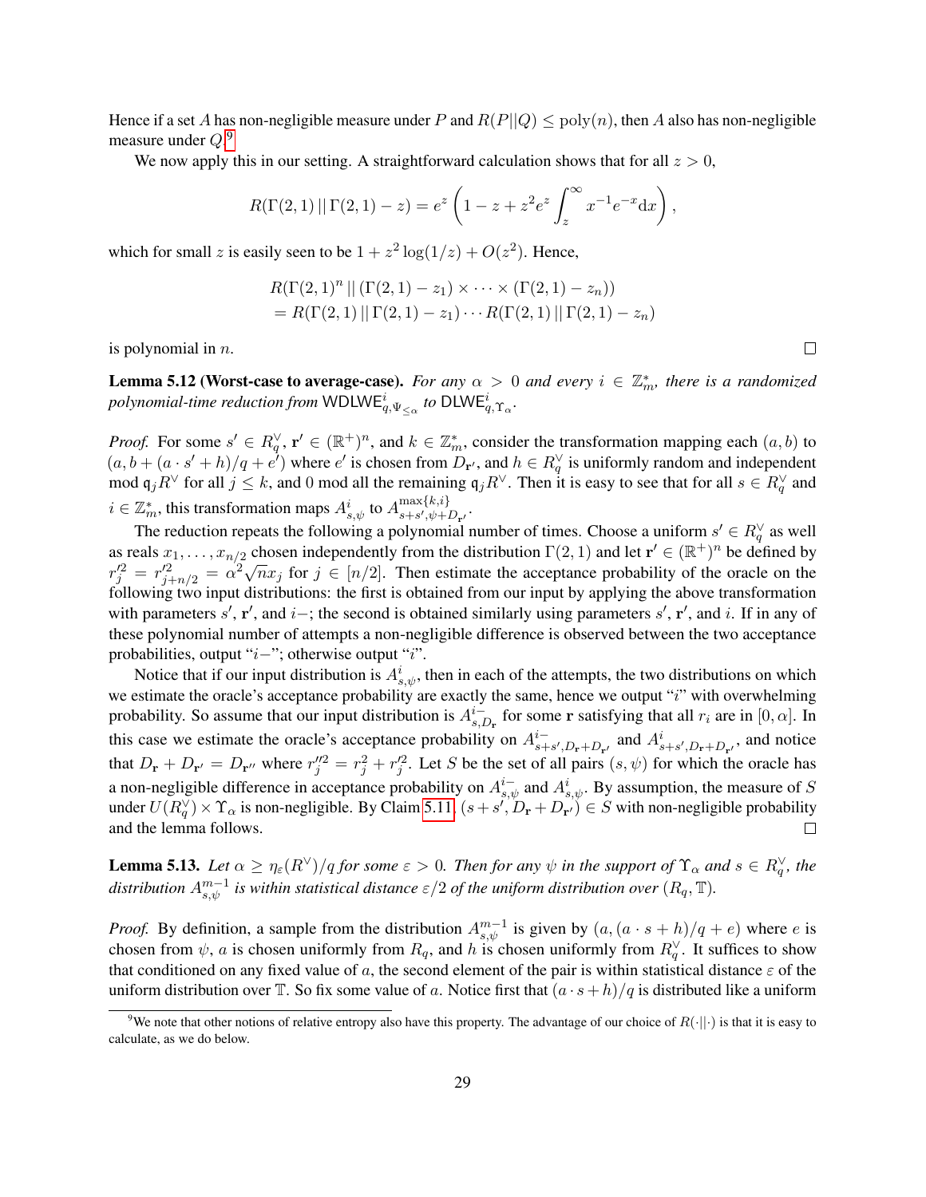Hence if a set $A$ has non-negligible measure under $P$ and $R(P||Q) \le \mathrm{poly}(n)$, then $A$ also has non-negligible measure under $Q$.[9]

We now apply this in our setting. A straightforward calculation shows that for all $z > 0$,

$$R(\Gamma(2,1)\,||\,\Gamma(2,1) - z) = e^z \left(1 - z + z^2 e^z \int_z^\infty x^{-1} e^{-x} \mathrm{d}x\right),$$

which for small $z$ is easily seen to be $1 + z^2 \log(1/z) + O(z^2)$. Hence,

$$\begin{aligned} &R(\Gamma(2,1)^n \,||\, (\Gamma(2,1) - z_1) \times \cdots \times (\Gamma(2,1) - z_n)) \\ &= R(\Gamma(2,1)\,||\,\Gamma(2,1) - z_1) \cdots R(\Gamma(2,1)\,||\,\Gamma(2,1) - z_n) \end{aligned}$$

is polynomial in $n$. □

**Lemma 5.12 (Worst-case to average-case).** *For any $\alpha > 0$ and every $i \in \mathbb{Z}_m^*$, there is a randomized polynomial-time reduction from $\mathsf{WDLWE}^i_{q,\Psi_{\le\alpha}}$ to $\mathsf{DLWE}^i_{q,\Upsilon_\alpha}$.*

*Proof.* For some $s' \in R_q^\vee$, $\mathbf{r}' \in (\mathbb{R}^+)^n$, and $k \in \mathbb{Z}_m^*$, consider the transformation mapping each $(a, b)$ to $(a, b + (a \cdot s' + h)/q + e')$ where $e'$ is chosen from $D_{\mathbf{r}'}$, and $h \in R_q^\vee$ is uniformly random and independent mod $\mathfrak{q}_j R^\vee$ for all $j \le k$, and $0$ mod all the remaining $\mathfrak{q}_j R^\vee$. Then it is easy to see that for all $s \in R_q^\vee$ and $i \in \mathbb{Z}_m^*$, this transformation maps $A^i_{s,\psi}$ to $A^{\max\{k,i\}}_{s+s',\psi+D_{\mathbf{r}'}}$.

The reduction repeats the following a polynomial number of times. Choose a uniform $s' \in R_q^\vee$ as well as reals $x_1, \ldots, x_{n/2}$ chosen independently from the distribution $\Gamma(2,1)$ and let $\mathbf{r}' \in (\mathbb{R}^+)^n$ be defined by $r_j'^2 = r_{j+n/2}'^2 = \alpha^2 \sqrt{n} x_j$ for $j \in [n/2]$. Then estimate the acceptance probability of the oracle on the following two input distributions: the first is obtained from our input by applying the above transformation with parameters $s'$, $\mathbf{r}'$, and $i-$; the second is obtained similarly using parameters $s'$, $\mathbf{r}'$, and $i$. If in any of these polynomial number of attempts a non-negligible difference is observed between the two acceptance probabilities, output "$i-$"; otherwise output "$i$".

Notice that if our input distribution is $A^i_{s,\psi}$, then in each of the attempts, the two distributions on which we estimate the oracle's acceptance probability are exactly the same, hence we output "$i$" with overwhelming probability. So assume that our input distribution is $A^{i-}_{s,D_\mathbf{r}}$ for some $\mathbf{r}$ satisfying that all $r_i$ are in $[0, \alpha]$. In this case we estimate the oracle's acceptance probability on $A^{i-}_{s+s',D_\mathbf{r}+D_{\mathbf{r}'}}$ and $A^i_{s+s',D_\mathbf{r}+D_{\mathbf{r}'}}$, and notice that $D_\mathbf{r} + D_{\mathbf{r}'} = D_{\mathbf{r}''}$ where $r_j''^2 = r_j^2 + r_j'^2$. Let $S$ be the set of all pairs $(s, \psi)$ for which the oracle has a non-negligible difference in acceptance probability on $A^{i-}_{s,\psi}$ and $A^i_{s,\psi}$. By assumption, the measure of $S$ under $U(R_q^\vee) \times \Upsilon_\alpha$ is non-negligible. By Claim 5.11, $(s + s', D_\mathbf{r} + D_{\mathbf{r}'}) \in S$ with non-negligible probability and the lemma follows. □

**Lemma 5.13.** *Let $\alpha \ge \eta_\varepsilon(R^\vee)/q$ for some $\varepsilon > 0$. Then for any $\psi$ in the support of $\Upsilon_\alpha$ and $s \in R_q^\vee$, the distribution $A^{m-1}_{s,\psi}$ is within statistical distance $\varepsilon/2$ of the uniform distribution over $(R_q, \mathbb{T})$.*

*Proof.* By definition, a sample from the distribution $A^{m-1}_{s,\psi}$ is given by $(a, (a \cdot s + h)/q + e)$ where $e$ is chosen from $\psi$, $a$ is chosen uniformly from $R_q$, and $h$ is chosen uniformly from $R_q^\vee$. It suffices to show that conditioned on any fixed value of $a$, the second element of the pair is within statistical distance $\varepsilon$ of the uniform distribution over $\mathbb{T}$. So fix some value of $a$. Notice first that $(a \cdot s + h)/q$ is distributed like a uniform

[9] We note that other notions of relative entropy also have this property. The advantage of our choice of $R(\cdot||\cdot)$ is that it is easy to calculate, as we do below.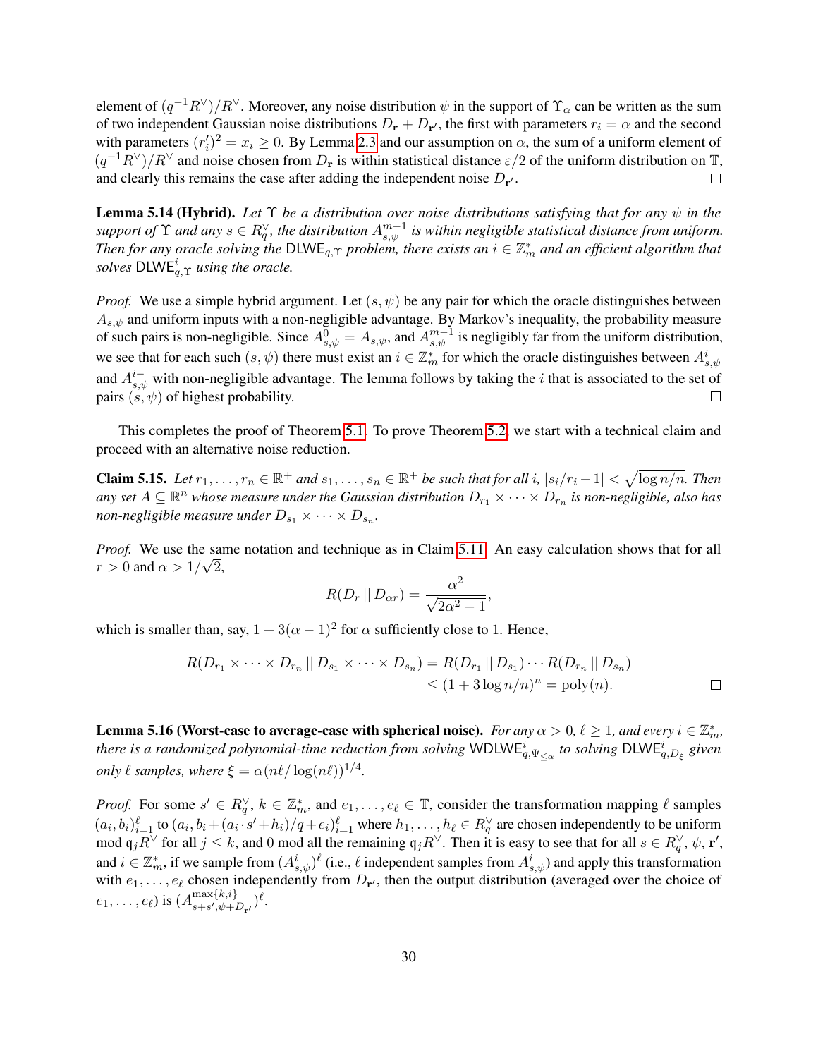element of $(q^{-1}R^\vee)/R^\vee$. Moreover, any noise distribution $\psi$ in the support of $\Upsilon_\alpha$ can be written as the sum of two independent Gaussian noise distributions $D_{\mathbf{r}} + D_{\mathbf{r}'}$, the first with parameters $r_i = \alpha$ and the second with parameters $(r'_i)^2 = x_i \geq 0$. By Lemma 2.3 and our assumption on $\alpha$, the sum of a uniform element of $(q^{-1}R^\vee)/R^\vee$ and noise chosen from $D_{\mathbf{r}}$ is within statistical distance $\varepsilon/2$ of the uniform distribution on $\mathbb{T}$, and clearly this remains the case after adding the independent noise $D_{\mathbf{r}'}$. □

**Lemma 5.14 (Hybrid).** *Let $\Upsilon$ be a distribution over noise distributions satisfying that for any $\psi$ in the support of $\Upsilon$ and any $s \in R_q^\vee$, the distribution $A_{s,\psi}^{m-1}$ is within negligible statistical distance from uniform. Then for any oracle solving the $\mathsf{DLWE}_{q,\Upsilon}$ problem, there exists an $i \in \mathbb{Z}_m^*$ and an efficient algorithm that solves $\mathsf{DLWE}_{q,\Upsilon}^i$ using the oracle.*

*Proof.* We use a simple hybrid argument. Let $(s, \psi)$ be any pair for which the oracle distinguishes between $A_{s,\psi}$ and uniform inputs with a non-negligible advantage. By Markov's inequality, the probability measure of such pairs is non-negligible. Since $A_{s,\psi}^0 = A_{s,\psi}$, and $A_{s,\psi}^{m-1}$ is negligibly far from the uniform distribution, we see that for each such $(s, \psi)$ there must exist an $i \in \mathbb{Z}_m^*$ for which the oracle distinguishes between $A_{s,\psi}^i$ and $A_{s,\psi}^{i-}$ with non-negligible advantage. The lemma follows by taking the $i$ that is associated to the set of pairs $(s, \psi)$ of highest probability. □

This completes the proof of Theorem 5.1. To prove Theorem 5.2, we start with a technical claim and proceed with an alternative noise reduction.

**Claim 5.15.** *Let $r_1, \ldots, r_n \in \mathbb{R}^+$ and $s_1, \ldots, s_n \in \mathbb{R}^+$ be such that for all $i$, $|s_i/r_i - 1| < \sqrt{\log n / n}$. Then any set $A \subseteq \mathbb{R}^n$ whose measure under the Gaussian distribution $D_{r_1} \times \cdots \times D_{r_n}$ is non-negligible, also has non-negligible measure under $D_{s_1} \times \cdots \times D_{s_n}$.*

*Proof.* We use the same notation and technique as in Claim 5.11. An easy calculation shows that for all $r > 0$ and $\alpha > 1/\sqrt{2}$,

$$R(D_r \,||\, D_{\alpha r}) = \frac{\alpha^2}{\sqrt{2\alpha^2 - 1}},$$

which is smaller than, say, $1 + 3(\alpha - 1)^2$ for $\alpha$ sufficiently close to 1. Hence,

$$\begin{aligned} R(D_{r_1} \times \cdots \times D_{r_n} \,||\, D_{s_1} \times \cdots \times D_{s_n}) &= R(D_{r_1} \,||\, D_{s_1}) \cdots R(D_{r_n} \,||\, D_{s_n}) \\ &\leq (1 + 3 \log n / n)^n = \mathrm{poly}(n). \end{aligned}$$

□

**Lemma 5.16 (Worst-case to average-case with spherical noise).** *For any $\alpha > 0$, $\ell \geq 1$, and every $i \in \mathbb{Z}_m^*$, there is a randomized polynomial-time reduction from solving $\mathsf{WDLWE}_{q,\Psi_{\leq \alpha}}^i$ to solving $\mathsf{DLWE}_{q,D_\xi}^i$ given only $\ell$ samples, where $\xi = \alpha(n\ell / \log(n\ell))^{1/4}$.*

*Proof.* For some $s' \in R_q^\vee$, $k \in \mathbb{Z}_m^*$, and $e_1, \ldots, e_\ell \in \mathbb{T}$, consider the transformation mapping $\ell$ samples $(a_i, b_i)_{i=1}^\ell$ to $(a_i, b_i + (a_i \cdot s' + h_i)/q + e_i)_{i=1}^\ell$ where $h_1, \ldots, h_\ell \in R_q^\vee$ are chosen independently to be uniform mod $\mathfrak{q}_j R^\vee$ for all $j \leq k$, and 0 mod all the remaining $\mathfrak{q}_j R^\vee$. Then it is easy to see that for all $s \in R_q^\vee$, $\psi$, $\mathbf{r}'$, and $i \in \mathbb{Z}_m^*$, if we sample from $(A_{s,\psi}^i)^\ell$ (i.e., $\ell$ independent samples from $A_{s,\psi}^i$) and apply this transformation with $e_1, \ldots, e_\ell$ chosen independently from $D_{\mathbf{r}'}$, then the output distribution (averaged over the choice of $e_1, \ldots, e_\ell$) is $(A_{s+s',\psi+D_{\mathbf{r}'}}^{\max\{k,i\}})^\ell$.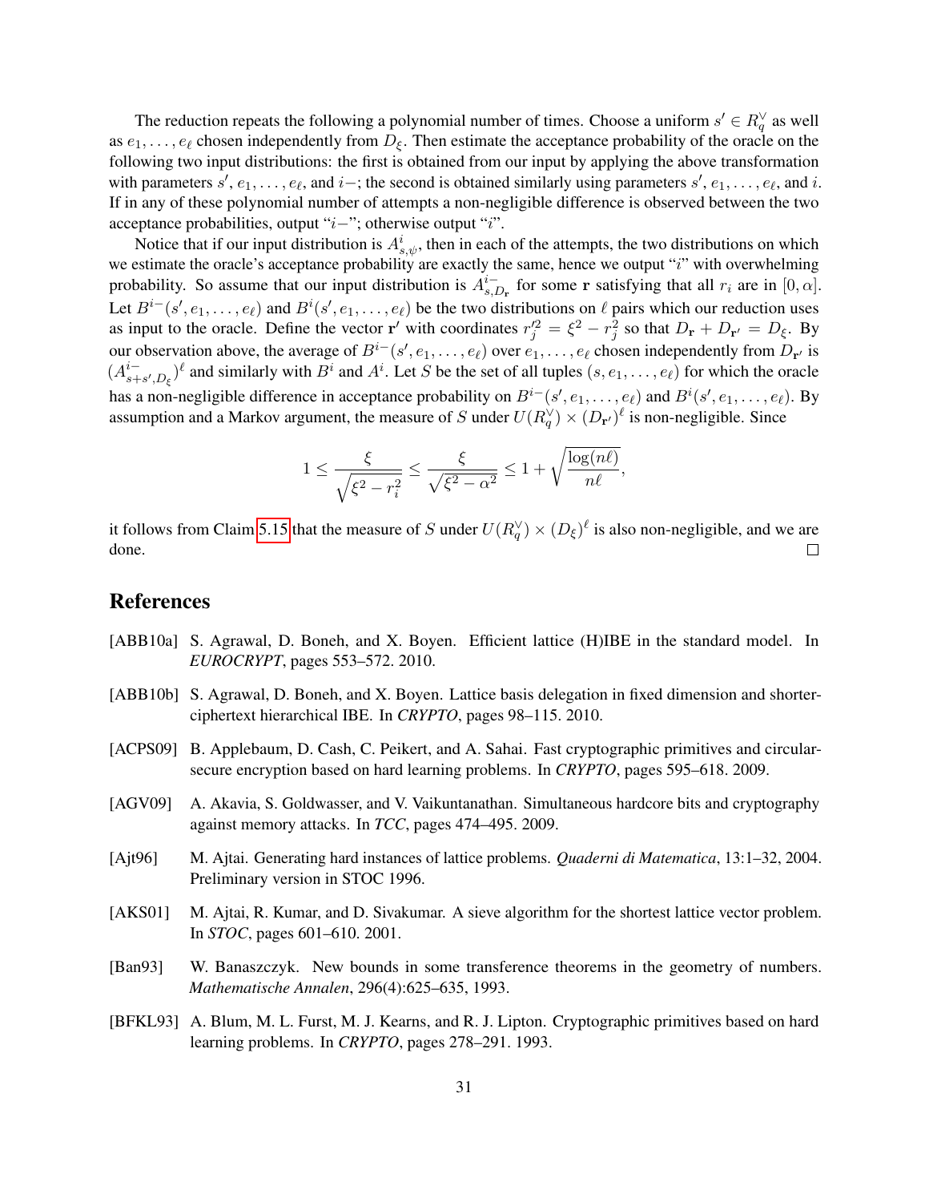The reduction repeats the following a polynomial number of times. Choose a uniform $s' \in R_q^\vee$ as well as $e_1, \ldots, e_\ell$ chosen independently from $D_\xi$. Then estimate the acceptance probability of the oracle on the following two input distributions: the first is obtained from our input by applying the above transformation with parameters $s'$, $e_1, \ldots, e_\ell$, and $i-$; the second is obtained similarly using parameters $s'$, $e_1, \ldots, e_\ell$, and $i$. If in any of these polynomial number of attempts a non-negligible difference is observed between the two acceptance probabilities, output "$i-$"; otherwise output "$i$".

Notice that if our input distribution is $A^i_{s,\psi}$, then in each of the attempts, the two distributions on which we estimate the oracle's acceptance probability are exactly the same, hence we output "$i$" with overwhelming probability. So assume that our input distribution is $A^{i-}_{s,D_{\mathbf{r}}}$ for some $\mathbf{r}$ satisfying that all $r_i$ are in $[0, \alpha]$. Let $B^{i-}(s', e_1, \ldots, e_\ell)$ and $B^i(s', e_1, \ldots, e_\ell)$ be the two distributions on $\ell$ pairs which our reduction uses as input to the oracle. Define the vector $\mathbf{r}'$ with coordinates $r_j'^2 = \xi^2 - r_j^2$ so that $D_{\mathbf{r}} + D_{\mathbf{r}'} = D_\xi$. By our observation above, the average of $B^{i-}(s', e_1, \ldots, e_\ell)$ over $e_1, \ldots, e_\ell$ chosen independently from $D_{\mathbf{r}'}$ is $(A^{i-}_{s+s',D_\xi})^\ell$ and similarly with $B^i$ and $A^i$. Let $S$ be the set of all tuples $(s, e_1, \ldots, e_\ell)$ for which the oracle has a non-negligible difference in acceptance probability on $B^{i-}(s', e_1, \ldots, e_\ell)$ and $B^i(s', e_1, \ldots, e_\ell)$. By assumption and a Markov argument, the measure of $S$ under $U(R_q^\vee) \times (D_{\mathbf{r}'})^\ell$ is non-negligible. Since

$$1 \le \frac{\xi}{\sqrt{\xi^2 - r_i^2}} \le \frac{\xi}{\sqrt{\xi^2 - \alpha^2}} \le 1 + \sqrt{\frac{\log(n\ell)}{n\ell}},$$

it follows from Claim 5.15 that the measure of $S$ under $U(R_q^\vee) \times (D_\xi)^\ell$ is also non-negligible, and we are done. □

# References

[ABB10a] S. Agrawal, D. Boneh, and X. Boyen. Efficient lattice (H)IBE in the standard model. In *EUROCRYPT*, pages 553–572. 2010.

[ABB10b] S. Agrawal, D. Boneh, and X. Boyen. Lattice basis delegation in fixed dimension and shorter-ciphertext hierarchical IBE. In *CRYPTO*, pages 98–115. 2010.

[ACPS09] B. Applebaum, D. Cash, C. Peikert, and A. Sahai. Fast cryptographic primitives and circular-secure encryption based on hard learning problems. In *CRYPTO*, pages 595–618. 2009.

[AGV09] A. Akavia, S. Goldwasser, and V. Vaikuntanathan. Simultaneous hardcore bits and cryptography against memory attacks. In *TCC*, pages 474–495. 2009.

[Ajt96] M. Ajtai. Generating hard instances of lattice problems. *Quaderni di Matematica*, 13:1–32, 2004. Preliminary version in STOC 1996.

[AKS01] M. Ajtai, R. Kumar, and D. Sivakumar. A sieve algorithm for the shortest lattice vector problem. In *STOC*, pages 601–610. 2001.

[Ban93] W. Banaszczyk. New bounds in some transference theorems in the geometry of numbers. *Mathematische Annalen*, 296(4):625–635, 1993.

[BFKL93] A. Blum, M. L. Furst, M. J. Kearns, and R. J. Lipton. Cryptographic primitives based on hard learning problems. In *CRYPTO*, pages 278–291. 1993.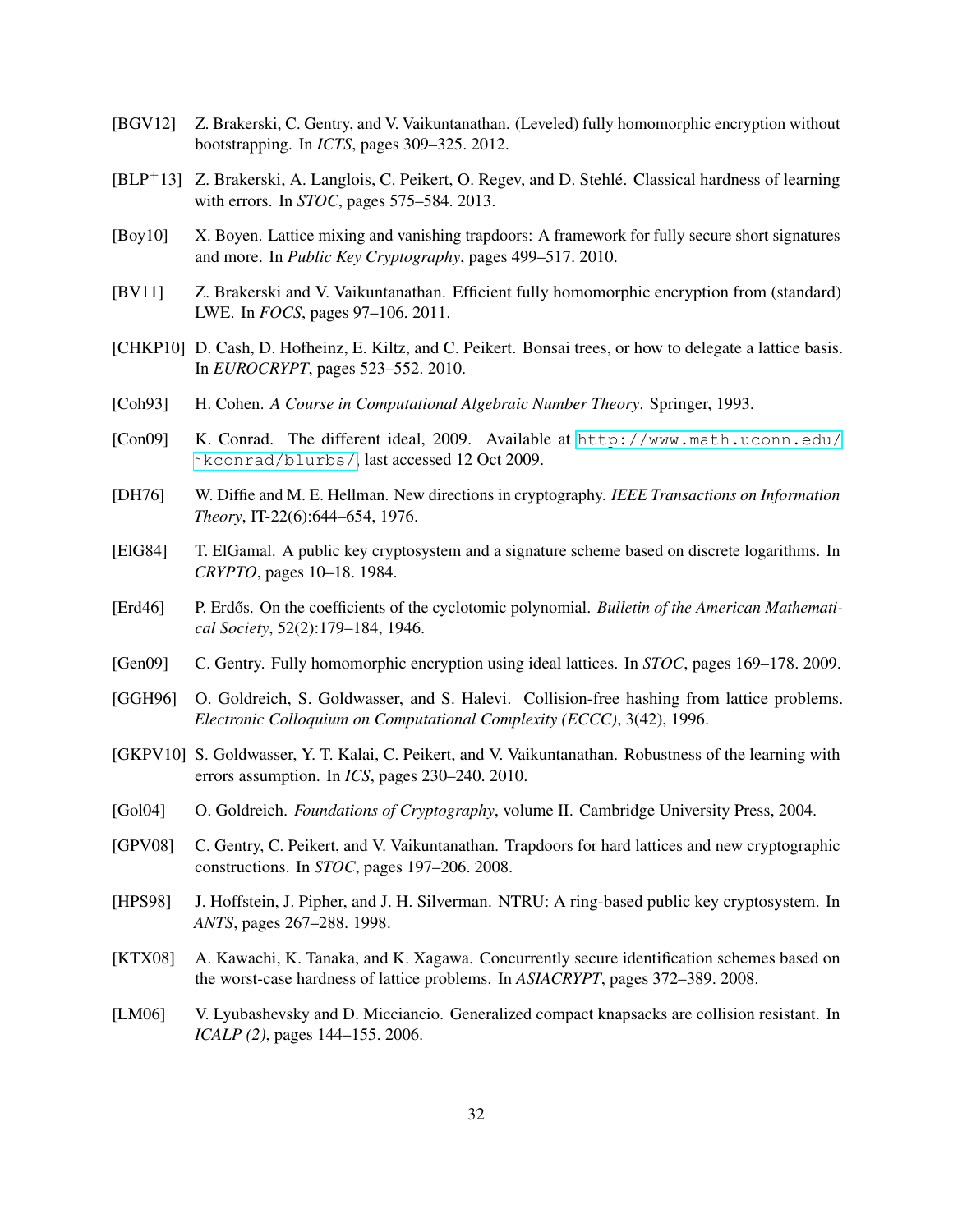[BGV12] Z. Brakerski, C. Gentry, and V. Vaikuntanathan. (Leveled) fully homomorphic encryption without bootstrapping. In *ICTS*, pages 309–325. 2012.

[BLP$^+$13] Z. Brakerski, A. Langlois, C. Peikert, O. Regev, and D. Stehlé. Classical hardness of learning with errors. In *STOC*, pages 575–584. 2013.

[Boy10] X. Boyen. Lattice mixing and vanishing trapdoors: A framework for fully secure short signatures and more. In *Public Key Cryptography*, pages 499–517. 2010.

[BV11] Z. Brakerski and V. Vaikuntanathan. Efficient fully homomorphic encryption from (standard) LWE. In *FOCS*, pages 97–106. 2011.

[CHKP10] D. Cash, D. Hofheinz, E. Kiltz, and C. Peikert. Bonsai trees, or how to delegate a lattice basis. In *EUROCRYPT*, pages 523–552. 2010.

[Coh93] H. Cohen. *A Course in Computational Algebraic Number Theory*. Springer, 1993.

[Con09] K. Conrad. The different ideal, 2009. Available at http://www.math.uconn.edu/~kconrad/blurbs/, last accessed 12 Oct 2009.

[DH76] W. Diffie and M. E. Hellman. New directions in cryptography. *IEEE Transactions on Information Theory*, IT-22(6):644–654, 1976.

[ElG84] T. ElGamal. A public key cryptosystem and a signature scheme based on discrete logarithms. In *CRYPTO*, pages 10–18. 1984.

[Erd46] P. Erdős. On the coefficients of the cyclotomic polynomial. *Bulletin of the American Mathematical Society*, 52(2):179–184, 1946.

[Gen09] C. Gentry. Fully homomorphic encryption using ideal lattices. In *STOC*, pages 169–178. 2009.

[GGH96] O. Goldreich, S. Goldwasser, and S. Halevi. Collision-free hashing from lattice problems. *Electronic Colloquium on Computational Complexity (ECCC)*, 3(42), 1996.

[GKPV10] S. Goldwasser, Y. T. Kalai, C. Peikert, and V. Vaikuntanathan. Robustness of the learning with errors assumption. In *ICS*, pages 230–240. 2010.

[Gol04] O. Goldreich. *Foundations of Cryptography*, volume II. Cambridge University Press, 2004.

[GPV08] C. Gentry, C. Peikert, and V. Vaikuntanathan. Trapdoors for hard lattices and new cryptographic constructions. In *STOC*, pages 197–206. 2008.

[HPS98] J. Hoffstein, J. Pipher, and J. H. Silverman. NTRU: A ring-based public key cryptosystem. In *ANTS*, pages 267–288. 1998.

[KTX08] A. Kawachi, K. Tanaka, and K. Xagawa. Concurrently secure identification schemes based on the worst-case hardness of lattice problems. In *ASIACRYPT*, pages 372–389. 2008.

[LM06] V. Lyubashevsky and D. Micciancio. Generalized compact knapsacks are collision resistant. In *ICALP (2)*, pages 144–155. 2006.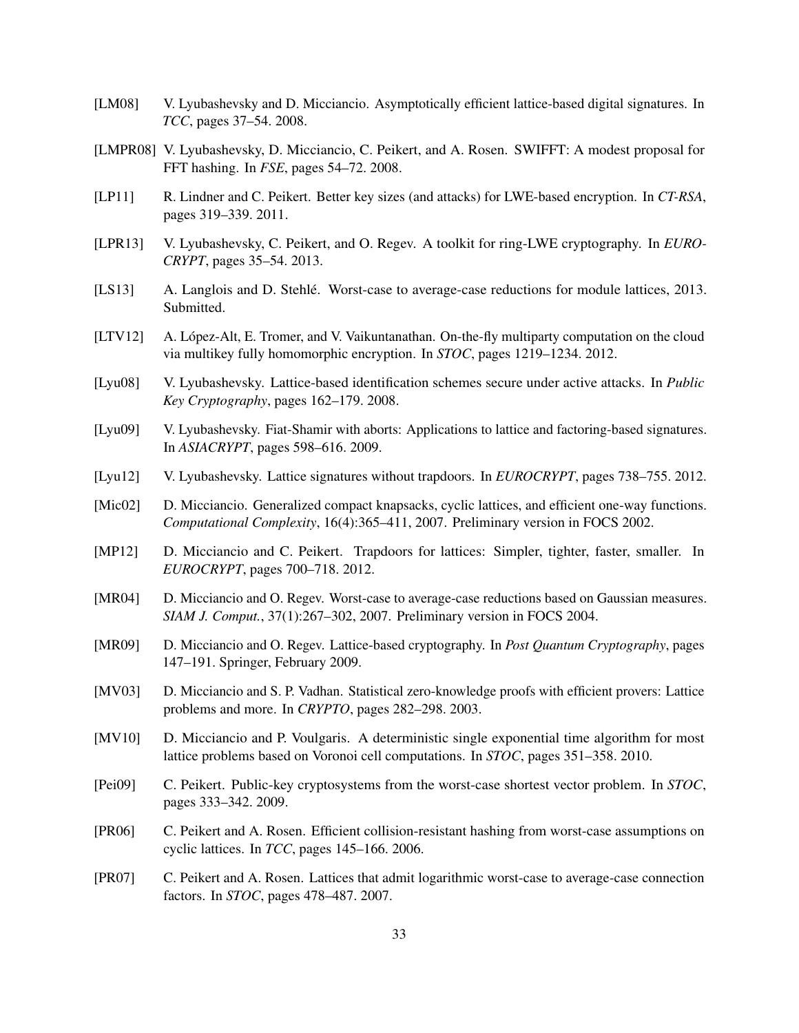[LM08] V. Lyubashevsky and D. Micciancio. Asymptotically efficient lattice-based digital signatures. In *TCC*, pages 37–54. 2008.

[LMPR08] V. Lyubashevsky, D. Micciancio, C. Peikert, and A. Rosen. SWIFFT: A modest proposal for FFT hashing. In *FSE*, pages 54–72. 2008.

[LP11] R. Lindner and C. Peikert. Better key sizes (and attacks) for LWE-based encryption. In *CT-RSA*, pages 319–339. 2011.

[LPR13] V. Lyubashevsky, C. Peikert, and O. Regev. A toolkit for ring-LWE cryptography. In *EUROCRYPT*, pages 35–54. 2013.

[LS13] A. Langlois and D. Stehlé. Worst-case to average-case reductions for module lattices, 2013. Submitted.

[LTV12] A. López-Alt, E. Tromer, and V. Vaikuntanathan. On-the-fly multiparty computation on the cloud via multikey fully homomorphic encryption. In *STOC*, pages 1219–1234. 2012.

[Lyu08] V. Lyubashevsky. Lattice-based identification schemes secure under active attacks. In *Public Key Cryptography*, pages 162–179. 2008.

[Lyu09] V. Lyubashevsky. Fiat-Shamir with aborts: Applications to lattice and factoring-based signatures. In *ASIACRYPT*, pages 598–616. 2009.

[Lyu12] V. Lyubashevsky. Lattice signatures without trapdoors. In *EUROCRYPT*, pages 738–755. 2012.

[Mic02] D. Micciancio. Generalized compact knapsacks, cyclic lattices, and efficient one-way functions. *Computational Complexity*, 16(4):365–411, 2007. Preliminary version in FOCS 2002.

[MP12] D. Micciancio and C. Peikert. Trapdoors for lattices: Simpler, tighter, faster, smaller. In *EUROCRYPT*, pages 700–718. 2012.

[MR04] D. Micciancio and O. Regev. Worst-case to average-case reductions based on Gaussian measures. *SIAM J. Comput.*, 37(1):267–302, 2007. Preliminary version in FOCS 2004.

[MR09] D. Micciancio and O. Regev. Lattice-based cryptography. In *Post Quantum Cryptography*, pages 147–191. Springer, February 2009.

[MV03] D. Micciancio and S. P. Vadhan. Statistical zero-knowledge proofs with efficient provers: Lattice problems and more. In *CRYPTO*, pages 282–298. 2003.

[MV10] D. Micciancio and P. Voulgaris. A deterministic single exponential time algorithm for most lattice problems based on Voronoi cell computations. In *STOC*, pages 351–358. 2010.

[Pei09] C. Peikert. Public-key cryptosystems from the worst-case shortest vector problem. In *STOC*, pages 333–342. 2009.

[PR06] C. Peikert and A. Rosen. Efficient collision-resistant hashing from worst-case assumptions on cyclic lattices. In *TCC*, pages 145–166. 2006.

[PR07] C. Peikert and A. Rosen. Lattices that admit logarithmic worst-case to average-case connection factors. In *STOC*, pages 478–487. 2007.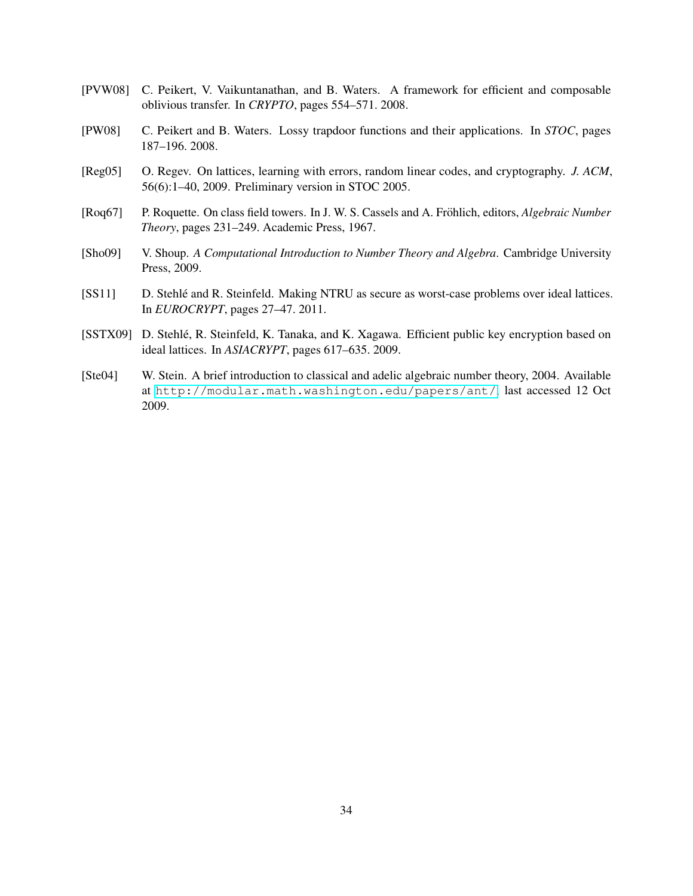[PVW08] C. Peikert, V. Vaikuntanathan, and B. Waters. A framework for efficient and composable oblivious transfer. In *CRYPTO*, pages 554–571. 2008.

[PW08] C. Peikert and B. Waters. Lossy trapdoor functions and their applications. In *STOC*, pages 187–196. 2008.

[Reg05] O. Regev. On lattices, learning with errors, random linear codes, and cryptography. *J. ACM*, 56(6):1–40, 2009. Preliminary version in STOC 2005.

[Roq67] P. Roquette. On class field towers. In J. W. S. Cassels and A. Fröhlich, editors, *Algebraic Number Theory*, pages 231–249. Academic Press, 1967.

[Sho09] V. Shoup. *A Computational Introduction to Number Theory and Algebra*. Cambridge University Press, 2009.

[SS11] D. Stehlé and R. Steinfeld. Making NTRU as secure as worst-case problems over ideal lattices. In *EUROCRYPT*, pages 27–47. 2011.

[SSTX09] D. Stehlé, R. Steinfeld, K. Tanaka, and K. Xagawa. Efficient public key encryption based on ideal lattices. In *ASIACRYPT*, pages 617–635. 2009.

[Ste04] W. Stein. A brief introduction to classical and adelic algebraic number theory, 2004. Available at http://modular.math.washington.edu/papers/ant/, last accessed 12 Oct 2009.